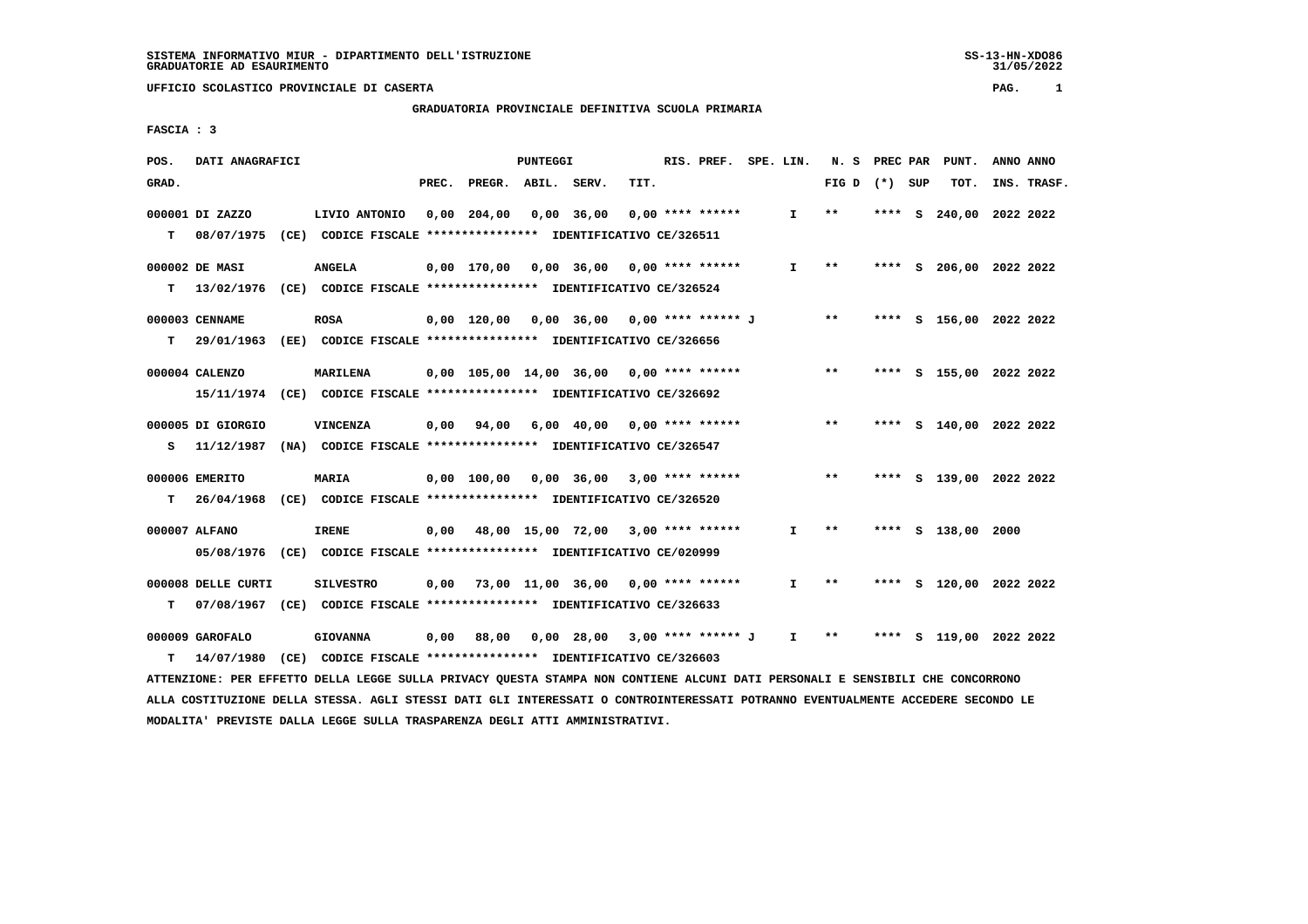SISTEMA INFORMATIVO MIUR - DIPARTIMENTO DELL'ISTRUZIONE
GRADUATORIE AD ESAURIMENTO

SS-13-HN-XDO86
31/05/2022

UFFICIO SCOLASTICO PROVINCIALE DI CASERTA

## GRADUATORIA PROVINCIALE DEFINITIVA SCUOLA PRIMARIA

FASCIA : 3

| POS. GRAD. | DATI ANAGRAFICI | | PREC. | PREGR. | ABIL. | SERV. | TIT. | RIS. PREF. | SPE. LIN. | N. S FIG D | PREC PAR (*) SUP | PUNT. TOT. | ANNO INS. | ANNO TRASF. |
|---|---|---|---|---|---|---|---|---|---|---|---|---|---|---|
| 000001 | DI ZAZZO | LIVIO ANTONIO | 0,00 | 204,00 | 0,00 | 36,00 | 0,00 | **** ****** | I | ** | **** S | 240,00 | 2022 | 2022 |
| T | 08/07/1975 (CE) CODICE FISCALE **************** IDENTIFICATIVO CE/326511 | | | | | | | | | | | | | |
| 000002 | DE MASI | ANGELA | 0,00 | 170,00 | 0,00 | 36,00 | 0,00 | **** ****** | I | ** | **** S | 206,00 | 2022 | 2022 |
| T | 13/02/1976 (CE) CODICE FISCALE **************** IDENTIFICATIVO CE/326524 | | | | | | | | | | | | | |
| 000003 | CENNAME | ROSA | 0,00 | 120,00 | 0,00 | 36,00 | 0,00 | **** ****** J | | ** | **** S | 156,00 | 2022 | 2022 |
| T | 29/01/1963 (EE) CODICE FISCALE **************** IDENTIFICATIVO CE/326656 | | | | | | | | | | | | | |
| 000004 | CALENZO | MARILENA | 0,00 | 105,00 | 14,00 | 36,00 | 0,00 | **** ****** | | ** | **** S | 155,00 | 2022 | 2022 |
| | 15/11/1974 (CE) CODICE FISCALE **************** IDENTIFICATIVO CE/326692 | | | | | | | | | | | | | |
| 000005 | DI GIORGIO | VINCENZA | 0,00 | 94,00 | 6,00 | 40,00 | 0,00 | **** ****** | | ** | **** S | 140,00 | 2022 | 2022 |
| S | 11/12/1987 (NA) CODICE FISCALE **************** IDENTIFICATIVO CE/326547 | | | | | | | | | | | | | |
| 000006 | EMERITO | MARIA | 0,00 | 100,00 | 0,00 | 36,00 | 3,00 | **** ****** | | ** | **** S | 139,00 | 2022 | 2022 |
| T | 26/04/1968 (CE) CODICE FISCALE **************** IDENTIFICATIVO CE/326520 | | | | | | | | | | | | | |
| 000007 | ALFANO | IRENE | 0,00 | 48,00 | 15,00 | 72,00 | 3,00 | **** ****** | I | ** | **** S | 138,00 | 2000 | |
| | 05/08/1976 (CE) CODICE FISCALE **************** IDENTIFICATIVO CE/020999 | | | | | | | | | | | | | |
| 000008 | DELLE CURTI | SILVESTRO | 0,00 | 73,00 | 11,00 | 36,00 | 0,00 | **** ****** | I | ** | **** S | 120,00 | 2022 | 2022 |
| T | 07/08/1967 (CE) CODICE FISCALE **************** IDENTIFICATIVO CE/326633 | | | | | | | | | | | | | |
| 000009 | GAROFALO | GIOVANNA | 0,00 | 88,00 | 0,00 | 28,00 | 3,00 | **** ****** J | I | ** | **** S | 119,00 | 2022 | 2022 |
| T | 14/07/1980 (CE) CODICE FISCALE **************** IDENTIFICATIVO CE/326603 | | | | | | | | | | | | | |

ATTENZIONE: PER EFFETTO DELLA LEGGE SULLA PRIVACY QUESTA STAMPA NON CONTIENE ALCUNI DATI PERSONALI E SENSIBILI CHE CONCORRONO ALLA COSTITUZIONE DELLA STESSA. AGLI STESSI DATI GLI INTERESSATI O CONTROINTERESSATI POTRANNO EVENTUALMENTE ACCEDERE SECONDO LE MODALITA' PREVISTE DALLA LEGGE SULLA TRASPARENZA DEGLI ATTI AMMINISTRATIVI.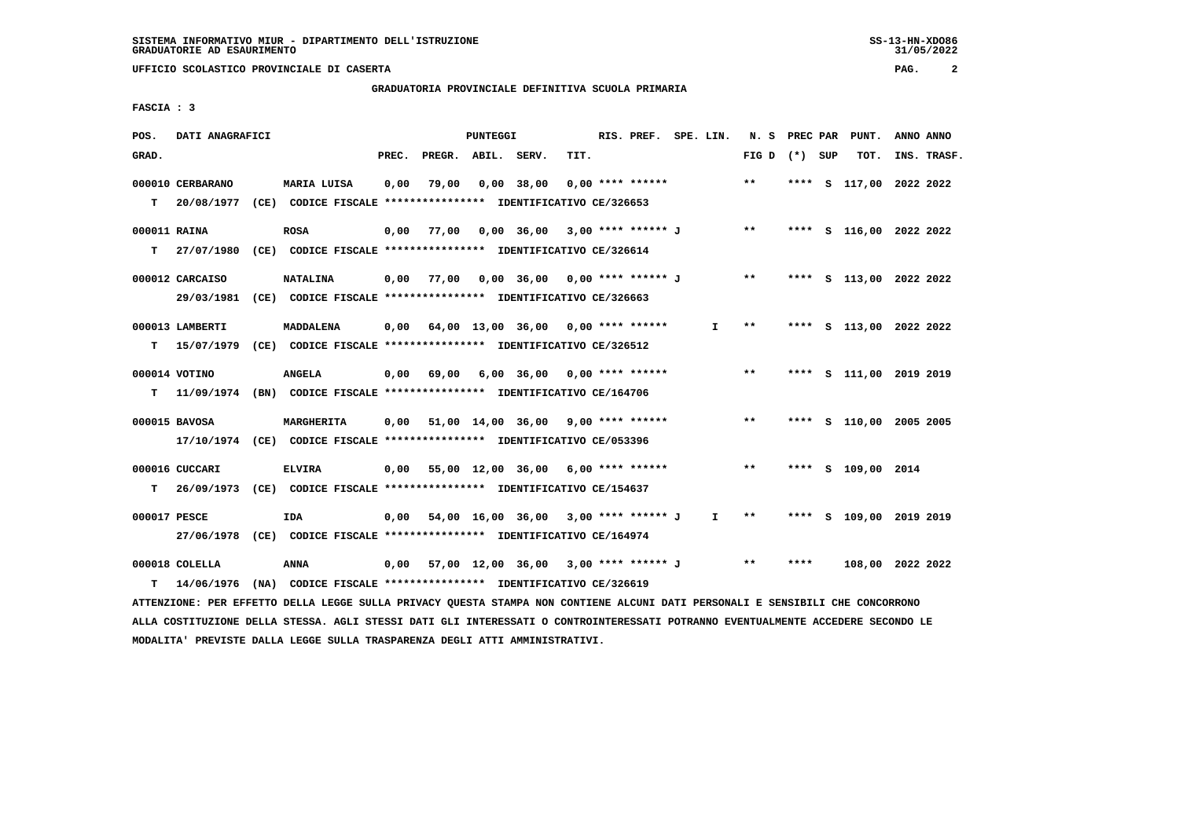SISTEMA INFORMATIVO MIUR - DIPARTIMENTO DELL'ISTRUZIONE
GRADUATORIE AD ESAURIMENTO

UFFICIO SCOLASTICO PROVINCIALE DI CASERTA

GRADUATORIA PROVINCIALE DEFINITIVA SCUOLA PRIMARIA

FASCIA : 3

| POS. GRAD. | DATI ANAGRAFICI | | PREC. | PREGR. | ABIL. | SERV. | TIT. | RIS. PREF. | SPE. LIN. | N. S FIG D | PREC PAR (*) | SUP | PUNT. TOT. | ANNO INS. | ANNO TRASF. |
|---|---|---|---|---|---|---|---|---|---|---|---|---|---|---|---|
| 000010 | CERBARANO | MARIA LUISA | 0,00 | 79,00 | 0,00 | 38,00 | 0,00 | **** ****** | | ** | **** | S | 117,00 | 2022 | 2022 |
| T | 20/08/1977 (CE) CODICE FISCALE **************** IDENTIFICATIVO CE/326653 | | | | | | | | | | | | | | |
| 000011 | RAINA | ROSA | 0,00 | 77,00 | 0,00 | 36,00 | 3,00 | **** ****** J | | ** | **** | S | 116,00 | 2022 | 2022 |
| T | 27/07/1980 (CE) CODICE FISCALE **************** IDENTIFICATIVO CE/326614 | | | | | | | | | | | | | | |
| 000012 | CARCAISO | NATALINA | 0,00 | 77,00 | 0,00 | 36,00 | 0,00 | **** ****** J | | ** | **** | S | 113,00 | 2022 | 2022 |
| | 29/03/1981 (CE) CODICE FISCALE **************** IDENTIFICATIVO CE/326663 | | | | | | | | | | | | | | |
| 000013 | LAMBERTI | MADDALENA | 0,00 | 64,00 | 13,00 | 36,00 | 0,00 | **** ****** | I | ** | **** | S | 113,00 | 2022 | 2022 |
| T | 15/07/1979 (CE) CODICE FISCALE **************** IDENTIFICATIVO CE/326512 | | | | | | | | | | | | | | |
| 000014 | VOTINO | ANGELA | 0,00 | 69,00 | 6,00 | 36,00 | 0,00 | **** ****** | | ** | **** | S | 111,00 | 2019 | 2019 |
| T | 11/09/1974 (BN) CODICE FISCALE **************** IDENTIFICATIVO CE/164706 | | | | | | | | | | | | | | |
| 000015 | BAVOSA | MARGHERITA | 0,00 | 51,00 | 14,00 | 36,00 | 9,00 | **** ****** | | ** | **** | S | 110,00 | 2005 | 2005 |
| | 17/10/1974 (CE) CODICE FISCALE **************** IDENTIFICATIVO CE/053396 | | | | | | | | | | | | | | |
| 000016 | CUCCARI | ELVIRA | 0,00 | 55,00 | 12,00 | 36,00 | 6,00 | **** ****** | | ** | **** | S | 109,00 | 2014 | |
| T | 26/09/1973 (CE) CODICE FISCALE **************** IDENTIFICATIVO CE/154637 | | | | | | | | | | | | | | |
| 000017 | PESCE | IDA | 0,00 | 54,00 | 16,00 | 36,00 | 3,00 | **** ****** J | I | ** | **** | S | 109,00 | 2019 | 2019 |
| | 27/06/1978 (CE) CODICE FISCALE **************** IDENTIFICATIVO CE/164974 | | | | | | | | | | | | | | |
| 000018 | COLELLA | ANNA | 0,00 | 57,00 | 12,00 | 36,00 | 3,00 | **** ****** J | | ** | **** | | 108,00 | 2022 | 2022 |
| T | 14/06/1976 (NA) CODICE FISCALE **************** IDENTIFICATIVO CE/326619 | | | | | | | | | | | | | | |

ATTENZIONE: PER EFFETTO DELLA LEGGE SULLA PRIVACY QUESTA STAMPA NON CONTIENE ALCUNI DATI PERSONALI E SENSIBILI CHE CONCORRONO ALLA COSTITUZIONE DELLA STESSA. AGLI STESSI DATI GLI INTERESSATI O CONTROINTERESSATI POTRANNO EVENTUALMENTE ACCEDERE SECONDO LE MODALITA' PREVISTE DALLA LEGGE SULLA TRASPARENZA DEGLI ATTI AMMINISTRATIVI.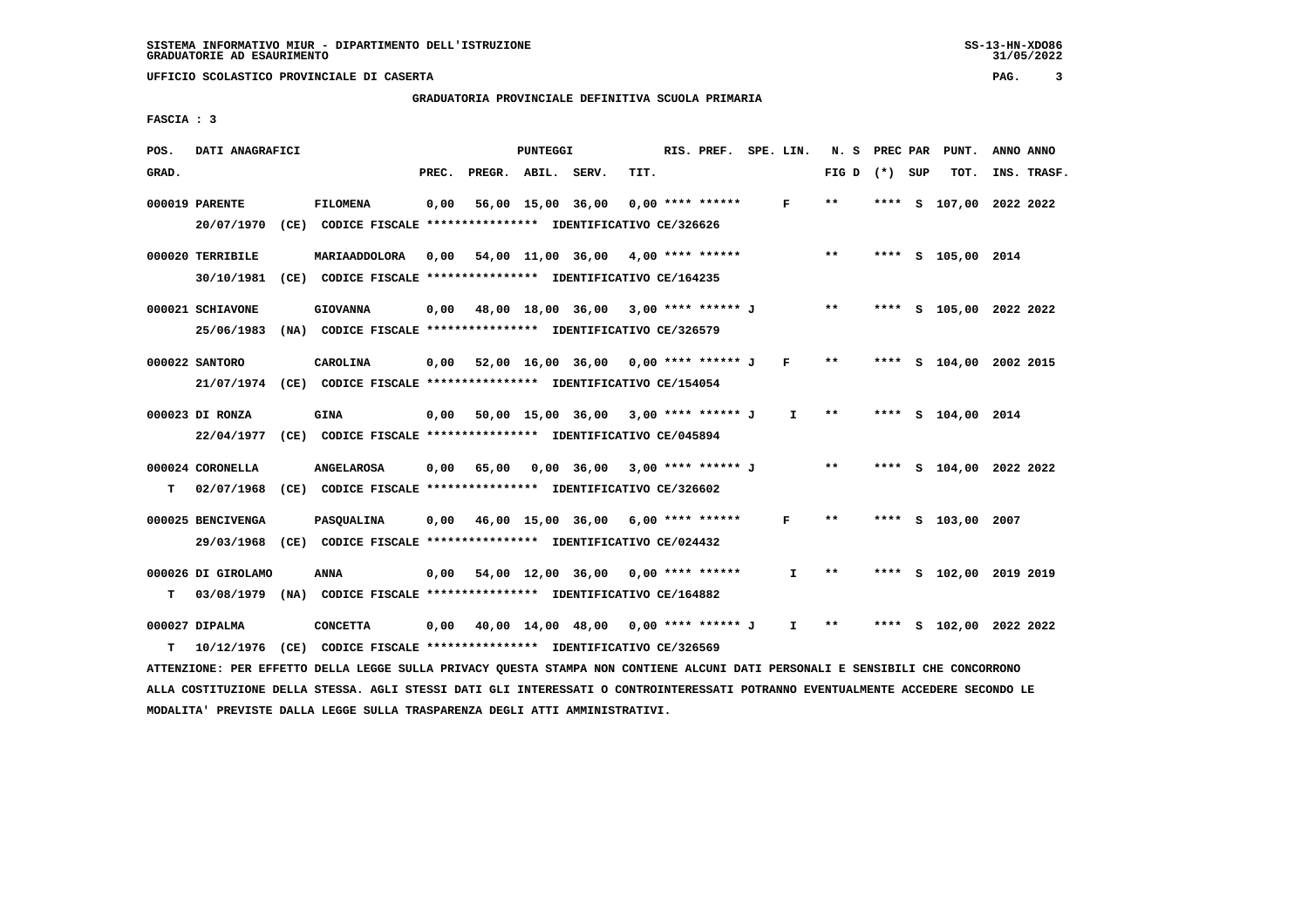SISTEMA INFORMATIVO MIUR - DIPARTIMENTO DELL'ISTRUZIONE
GRADUATORIE AD ESAURIMENTO

UFFICIO SCOLASTICO PROVINCIALE DI CASERTA

GRADUATORIA PROVINCIALE DEFINITIVA SCUOLA PRIMARIA

FASCIA : 3

| POS. GRAD. | DATI ANAGRAFICI | | PREC. | PREGR. | ABIL. | SERV. | TIT. | RIS. PREF. | SPE. LIN. | N. S FIG D | PREC PAR (*) | SUP | PUNT. TOT. | ANNO INS. | ANNO TRASF. |
|---|---|---|---|---|---|---|---|---|---|---|---|---|---|---|---|
| 000019 | PARENTE | FILOMENA | 0,00 | 56,00 | 15,00 | 36,00 | 0,00 | **** ****** | F | ** | **** | S | 107,00 | 2022 | 2022 |
| | 20/07/1970 (CE) | CODICE FISCALE **************** IDENTIFICATIVO CE/326626 | | | | | | | | | | | | | |
| 000020 | TERRIBILE | MARIAADDOLORA | 0,00 | 54,00 | 11,00 | 36,00 | 4,00 | **** ****** | | ** | **** | S | 105,00 | 2014 | |
| | 30/10/1981 (CE) | CODICE FISCALE **************** IDENTIFICATIVO CE/164235 | | | | | | | | | | | | | |
| 000021 | SCHIAVONE | GIOVANNA | 0,00 | 48,00 | 18,00 | 36,00 | 3,00 | **** ****** J | | ** | **** | S | 105,00 | 2022 | 2022 |
| | 25/06/1983 (NA) | CODICE FISCALE **************** IDENTIFICATIVO CE/326579 | | | | | | | | | | | | | |
| 000022 | SANTORO | CAROLINA | 0,00 | 52,00 | 16,00 | 36,00 | 0,00 | **** ****** J | F | ** | **** | S | 104,00 | 2002 | 2015 |
| | 21/07/1974 (CE) | CODICE FISCALE **************** IDENTIFICATIVO CE/154054 | | | | | | | | | | | | | |
| 000023 | DI RONZA | GINA | 0,00 | 50,00 | 15,00 | 36,00 | 3,00 | **** ****** J | I | ** | **** | S | 104,00 | 2014 | |
| | 22/04/1977 (CE) | CODICE FISCALE **************** IDENTIFICATIVO CE/045894 | | | | | | | | | | | | | |
| 000024 | CORONELLA | ANGELAROSA | 0,00 | 65,00 | 0,00 | 36,00 | 3,00 | **** ****** J | | ** | **** | S | 104,00 | 2022 | 2022 |
| T | 02/07/1968 (CE) | CODICE FISCALE **************** IDENTIFICATIVO CE/326602 | | | | | | | | | | | | | |
| 000025 | BENCIVENGA | PASQUALINA | 0,00 | 46,00 | 15,00 | 36,00 | 6,00 | **** ****** | F | ** | **** | S | 103,00 | 2007 | |
| | 29/03/1968 (CE) | CODICE FISCALE **************** IDENTIFICATIVO CE/024432 | | | | | | | | | | | | | |
| 000026 | DI GIROLAMO | ANNA | 0,00 | 54,00 | 12,00 | 36,00 | 0,00 | **** ****** | I | ** | **** | S | 102,00 | 2019 | 2019 |
| T | 03/08/1979 (NA) | CODICE FISCALE **************** IDENTIFICATIVO CE/164882 | | | | | | | | | | | | | |
| 000027 | DIPALMA | CONCETTA | 0,00 | 40,00 | 14,00 | 48,00 | 0,00 | **** ****** J | I | ** | **** | S | 102,00 | 2022 | 2022 |
| T | 10/12/1976 (CE) | CODICE FISCALE **************** IDENTIFICATIVO CE/326569 | | | | | | | | | | | | | |

ATTENZIONE: PER EFFETTO DELLA LEGGE SULLA PRIVACY QUESTA STAMPA NON CONTIENE ALCUNI DATI PERSONALI E SENSIBILI CHE CONCORRONO ALLA COSTITUZIONE DELLA STESSA. AGLI STESSI DATI GLI INTERESSATI O CONTROINTERESSATI POTRANNO EVENTUALMENTE ACCEDERE SECONDO LE MODALITA' PREVISTE DALLA LEGGE SULLA TRASPARENZA DEGLI ATTI AMMINISTRATIVI.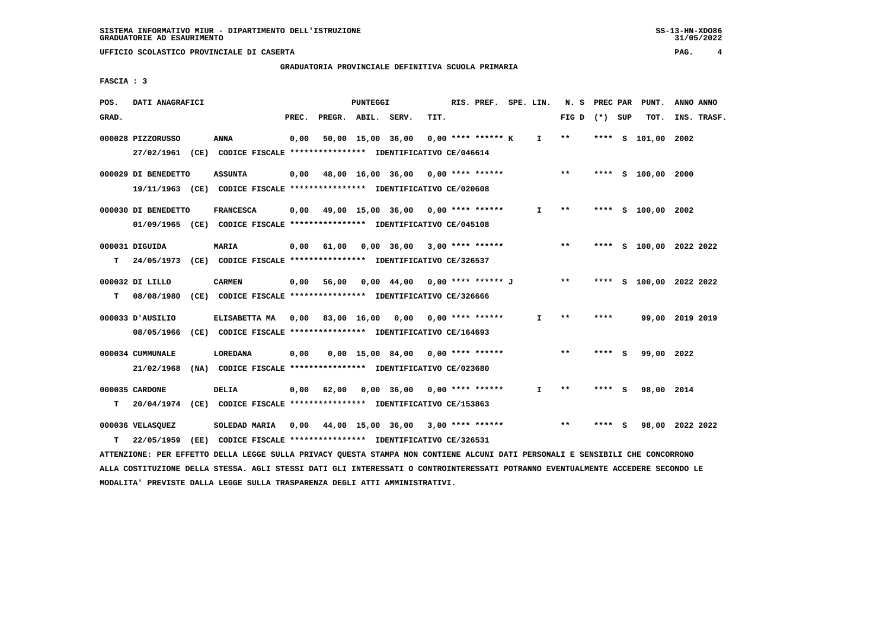SISTEMA INFORMATIVO MIUR - DIPARTIMENTO DELL'ISTRUZIONE
GRADUATORIE AD ESAURIMENTO

UFFICIO SCOLASTICO PROVINCIALE DI CASERTA

GRADUATORIA PROVINCIALE DEFINITIVA SCUOLA PRIMARIA

FASCIA : 3

| POS. GRAD. | DATI ANAGRAFICI | | PREC. | PREGR. | ABIL. | SERV. | TIT. | RIS. PREF. | SPE. LIN. | N. S FIG D | PREC PAR (*) | SUP | PUNT. TOT. | ANNO INS. | ANNO TRASF. |
|---|---|---|---|---|---|---|---|---|---|---|---|---|---|---|---|
| 000028 | PIZZORUSSO | ANNA | 0,00 | 50,00 | 15,00 | 36,00 | 0,00 | **** ****** K | I | ** | **** | S | 101,00 | 2002 | |
| | 27/02/1961 (CE) CODICE FISCALE **************** IDENTIFICATIVO CE/046614 | | | | | | | | | | | | | | |
| 000029 | DI BENEDETTO | ASSUNTA | 0,00 | 48,00 | 16,00 | 36,00 | 0,00 | **** ****** | | ** | **** | S | 100,00 | 2000 | |
| | 19/11/1963 (CE) CODICE FISCALE **************** IDENTIFICATIVO CE/020608 | | | | | | | | | | | | | | |
| 000030 | DI BENEDETTO | FRANCESCA | 0,00 | 49,00 | 15,00 | 36,00 | 0,00 | **** ****** | I | ** | **** | S | 100,00 | 2002 | |
| | 01/09/1965 (CE) CODICE FISCALE **************** IDENTIFICATIVO CE/045108 | | | | | | | | | | | | | | |
| 000031 | DIGUIDA | MARIA | 0,00 | 61,00 | 0,00 | 36,00 | 3,00 | **** ****** | | ** | **** | S | 100,00 | 2022 | 2022 |
| T | 24/05/1973 (CE) CODICE FISCALE **************** IDENTIFICATIVO CE/326537 | | | | | | | | | | | | | | |
| 000032 | DI LILLO | CARMEN | 0,00 | 56,00 | 0,00 | 44,00 | 0,00 | **** ****** J | | ** | **** | S | 100,00 | 2022 | 2022 |
| T | 08/08/1980 (CE) CODICE FISCALE **************** IDENTIFICATIVO CE/326666 | | | | | | | | | | | | | | |
| 000033 | D'AUSILIO | ELISABETTA MA | 0,00 | 83,00 | 16,00 | 0,00 | 0,00 | **** ****** | I | ** | **** | | 99,00 | 2019 | 2019 |
| | 08/05/1966 (CE) CODICE FISCALE **************** IDENTIFICATIVO CE/164693 | | | | | | | | | | | | | | |
| 000034 | CUMMUNALE | LOREDANA | 0,00 | 0,00 | 15,00 | 84,00 | 0,00 | **** ****** | | ** | **** | S | 99,00 | 2022 | |
| | 21/02/1968 (NA) CODICE FISCALE **************** IDENTIFICATIVO CE/023680 | | | | | | | | | | | | | | |
| 000035 | CARDONE | DELIA | 0,00 | 62,00 | 0,00 | 36,00 | 0,00 | **** ****** | I | ** | **** | S | 98,00 | 2014 | |
| T | 20/04/1974 (CE) CODICE FISCALE **************** IDENTIFICATIVO CE/153863 | | | | | | | | | | | | | | |
| 000036 | VELASQUEZ | SOLEDAD MARIA | 0,00 | 44,00 | 15,00 | 36,00 | 3,00 | **** ****** | | ** | **** | S | 98,00 | 2022 | 2022 |
| T | 22/05/1959 (EE) CODICE FISCALE **************** IDENTIFICATIVO CE/326531 | | | | | | | | | | | | | | |

ATTENZIONE: PER EFFETTO DELLA LEGGE SULLA PRIVACY QUESTA STAMPA NON CONTIENE ALCUNI DATI PERSONALI E SENSIBILI CHE CONCORRONO ALLA COSTITUZIONE DELLA STESSA. AGLI STESSI DATI GLI INTERESSATI O CONTROINTERESSATI POTRANNO EVENTUALMENTE ACCEDERE SECONDO LE MODALITA' PREVISTE DALLA LEGGE SULLA TRASPARENZA DEGLI ATTI AMMINISTRATIVI.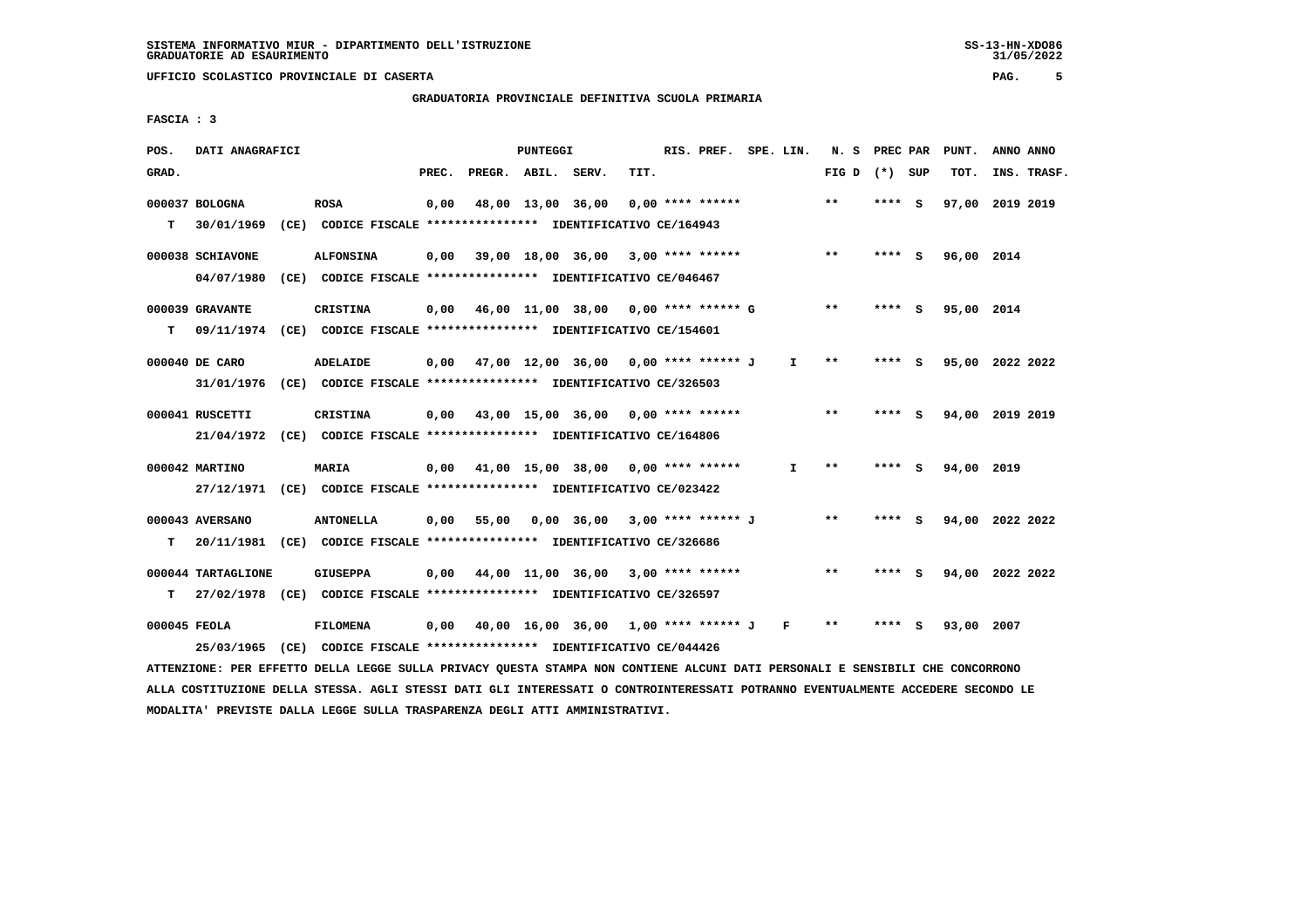SISTEMA INFORMATIVO MIUR - DIPARTIMENTO DELL'ISTRUZIONE
GRADUATORIE AD ESAURIMENTO

UFFICIO SCOLASTICO PROVINCIALE DI CASERTA

GRADUATORIA PROVINCIALE DEFINITIVA SCUOLA PRIMARIA

FASCIA : 3

| POS. GRAD. | DATI ANAGRAFICI | | PREC. | PREGR. | ABIL. | SERV. | TIT. | RIS. PREF. | SPE. LIN. | N. S FIG D | PREC PAR (*) SUP | PUNT. TOT. | ANNO INS. | ANNO TRASF. |
|---|---|---|---|---|---|---|---|---|---|---|---|---|---|---|
| 000037 | BOLOGNA | ROSA | 0,00 | 48,00 | 13,00 | 36,00 | 0,00 | **** ****** | | ** | **** S | 97,00 | 2019 | 2019 |
| T | 30/01/1969 (CE) CODICE FISCALE **************** IDENTIFICATIVO CE/164943 | | | | | | | | | | | | | |
| 000038 | SCHIAVONE | ALFONSINA | 0,00 | 39,00 | 18,00 | 36,00 | 3,00 | **** ****** | | ** | **** S | 96,00 | 2014 | |
| | 04/07/1980 (CE) CODICE FISCALE **************** IDENTIFICATIVO CE/046467 | | | | | | | | | | | | | |
| 000039 | GRAVANTE | CRISTINA | 0,00 | 46,00 | 11,00 | 38,00 | 0,00 | **** ****** G | | ** | **** S | 95,00 | 2014 | |
| T | 09/11/1974 (CE) CODICE FISCALE **************** IDENTIFICATIVO CE/154601 | | | | | | | | | | | | | |
| 000040 | DE CARO | ADELAIDE | 0,00 | 47,00 | 12,00 | 36,00 | 0,00 | **** ****** J | I | ** | **** S | 95,00 | 2022 | 2022 |
| | 31/01/1976 (CE) CODICE FISCALE **************** IDENTIFICATIVO CE/326503 | | | | | | | | | | | | | |
| 000041 | RUSCETTI | CRISTINA | 0,00 | 43,00 | 15,00 | 36,00 | 0,00 | **** ****** | | ** | **** S | 94,00 | 2019 | 2019 |
| | 21/04/1972 (CE) CODICE FISCALE **************** IDENTIFICATIVO CE/164806 | | | | | | | | | | | | | |
| 000042 | MARTINO | MARIA | 0,00 | 41,00 | 15,00 | 38,00 | 0,00 | **** ****** | I | ** | **** S | 94,00 | 2019 | |
| | 27/12/1971 (CE) CODICE FISCALE **************** IDENTIFICATIVO CE/023422 | | | | | | | | | | | | | |
| 000043 | AVERSANO | ANTONELLA | 0,00 | 55,00 | 0,00 | 36,00 | 3,00 | **** ****** J | | ** | **** S | 94,00 | 2022 | 2022 |
| T | 20/11/1981 (CE) CODICE FISCALE **************** IDENTIFICATIVO CE/326686 | | | | | | | | | | | | | |
| 000044 | TARTAGLIONE | GIUSEPPA | 0,00 | 44,00 | 11,00 | 36,00 | 3,00 | **** ****** | | ** | **** S | 94,00 | 2022 | 2022 |
| T | 27/02/1978 (CE) CODICE FISCALE **************** IDENTIFICATIVO CE/326597 | | | | | | | | | | | | | |
| 000045 | FEOLA | FILOMENA | 0,00 | 40,00 | 16,00 | 36,00 | 1,00 | **** ****** J | F | ** | **** S | 93,00 | 2007 | |
| | 25/03/1965 (CE) CODICE FISCALE **************** IDENTIFICATIVO CE/044426 | | | | | | | | | | | | | |

ATTENZIONE: PER EFFETTO DELLA LEGGE SULLA PRIVACY QUESTA STAMPA NON CONTIENE ALCUNI DATI PERSONALI E SENSIBILI CHE CONCORRONO ALLA COSTITUZIONE DELLA STESSA. AGLI STESSI DATI GLI INTERESSATI O CONTROINTERESSATI POTRANNO EVENTUALMENTE ACCEDERE SECONDO LE MODALITA' PREVISTE DALLA LEGGE SULLA TRASPARENZA DEGLI ATTI AMMINISTRATIVI.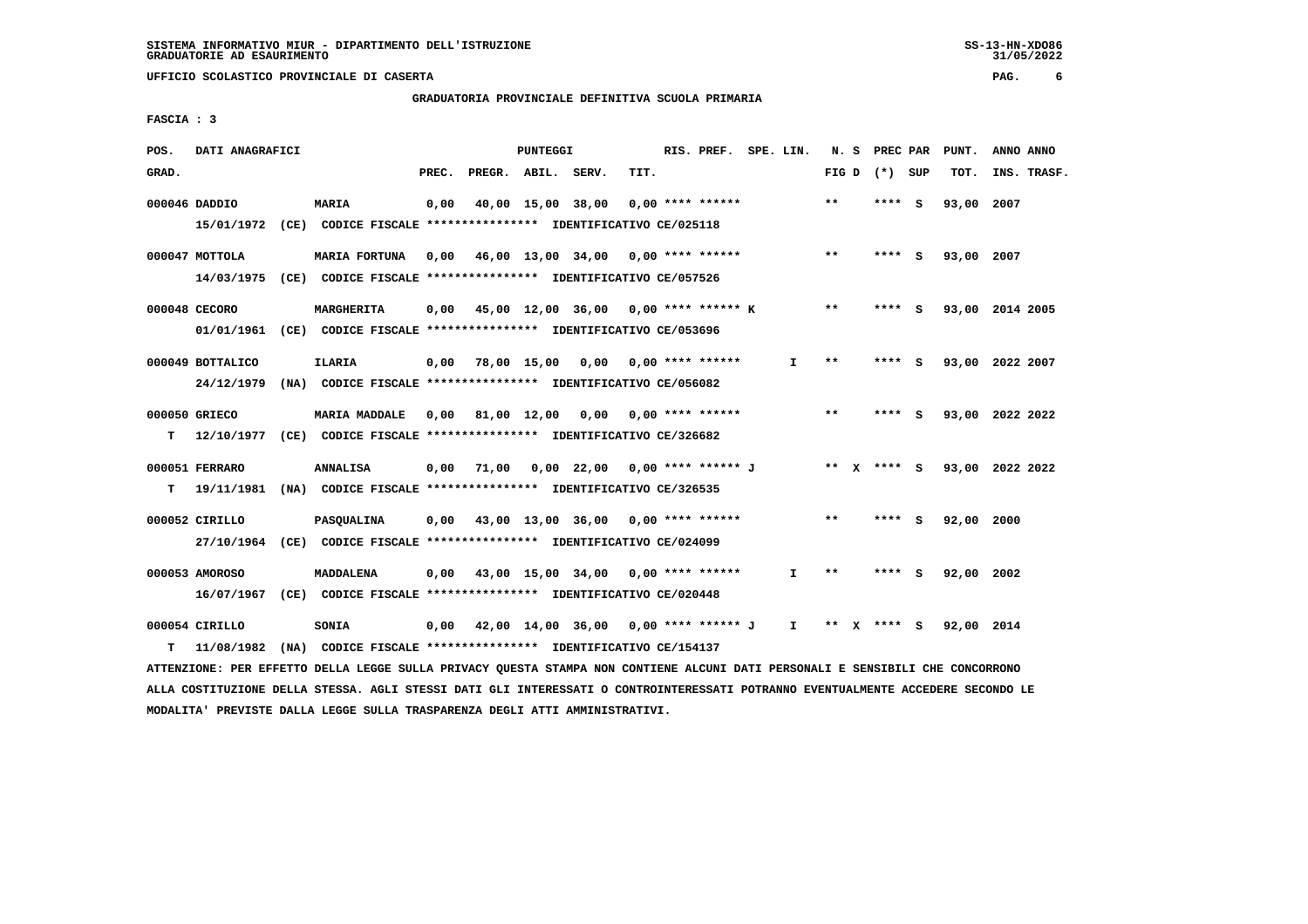GRADUATORIA PROVINCIALE DEFINITIVA SCUOLA PRIMARIA

FASCIA : 3

| POS. GRAD. | DATI ANAGRAFICI | | PREC. | PREGR. | ABIL. | SERV. | TIT. | RIS. PREF. | SPE. LIN. | N. S FIG D | PREC PAR (*) SUP | PUNT. TOT. | ANNO INS. | ANNO TRASF. |
|---|---|---|---|---|---|---|---|---|---|---|---|---|---|---|
| 000046 | DADDIO 15/01/1972 (CE) CODICE FISCALE **************** IDENTIFICATIVO CE/025118 | MARIA | 0,00 | 40,00 | 15,00 | 38,00 | 0,00 | **** ****** | | ** | **** S | 93,00 | 2007 | |
| 000047 | MOTTOLA 14/03/1975 (CE) CODICE FISCALE **************** IDENTIFICATIVO CE/057526 | MARIA FORTUNA | 0,00 | 46,00 | 13,00 | 34,00 | 0,00 | **** ****** | | ** | **** S | 93,00 | 2007 | |
| 000048 | CECORO 01/01/1961 (CE) CODICE FISCALE **************** IDENTIFICATIVO CE/053696 | MARGHERITA | 0,00 | 45,00 | 12,00 | 36,00 | 0,00 | **** ****** K | | ** | **** S | 93,00 | 2014 | 2005 |
| 000049 | BOTTALICO 24/12/1979 (NA) CODICE FISCALE **************** IDENTIFICATIVO CE/056082 | ILARIA | 0,00 | 78,00 | 15,00 | 0,00 | 0,00 | **** ****** | I | ** | **** S | 93,00 | 2022 | 2007 |
| 000050 T | GRIECO 12/10/1977 (CE) CODICE FISCALE **************** IDENTIFICATIVO CE/326682 | MARIA MADDALE | 0,00 | 81,00 | 12,00 | 0,00 | 0,00 | **** ****** | | ** | **** S | 93,00 | 2022 | 2022 |
| 000051 T | FERRARO 19/11/1981 (NA) CODICE FISCALE **************** IDENTIFICATIVO CE/326535 | ANNALISA | 0,00 | 71,00 | 0,00 | 22,00 | 0,00 | **** ****** J | | ** X | **** S | 93,00 | 2022 | 2022 |
| 000052 | CIRILLO 27/10/1964 (CE) CODICE FISCALE **************** IDENTIFICATIVO CE/024099 | PASQUALINA | 0,00 | 43,00 | 13,00 | 36,00 | 0,00 | **** ****** | | ** | **** S | 92,00 | 2000 | |
| 000053 | AMOROSO 16/07/1967 (CE) CODICE FISCALE **************** IDENTIFICATIVO CE/020448 | MADDALENA | 0,00 | 43,00 | 15,00 | 34,00 | 0,00 | **** ****** | I | ** | **** S | 92,00 | 2002 | |
| 000054 T | CIRILLO 11/08/1982 (NA) CODICE FISCALE **************** IDENTIFICATIVO CE/154137 | SONIA | 0,00 | 42,00 | 14,00 | 36,00 | 0,00 | **** ****** J | I | ** X | **** S | 92,00 | 2014 | |

ATTENZIONE: PER EFFETTO DELLA LEGGE SULLA PRIVACY QUESTA STAMPA NON CONTIENE ALCUNI DATI PERSONALI E SENSIBILI CHE CONCORRONO ALLA COSTITUZIONE DELLA STESSA. AGLI STESSI DATI GLI INTERESSATI O CONTROINTERESSATI POTRANNO EVENTUALMENTE ACCEDERE SECONDO LE MODALITA' PREVISTE DALLA LEGGE SULLA TRASPARENZA DEGLI ATTI AMMINISTRATIVI.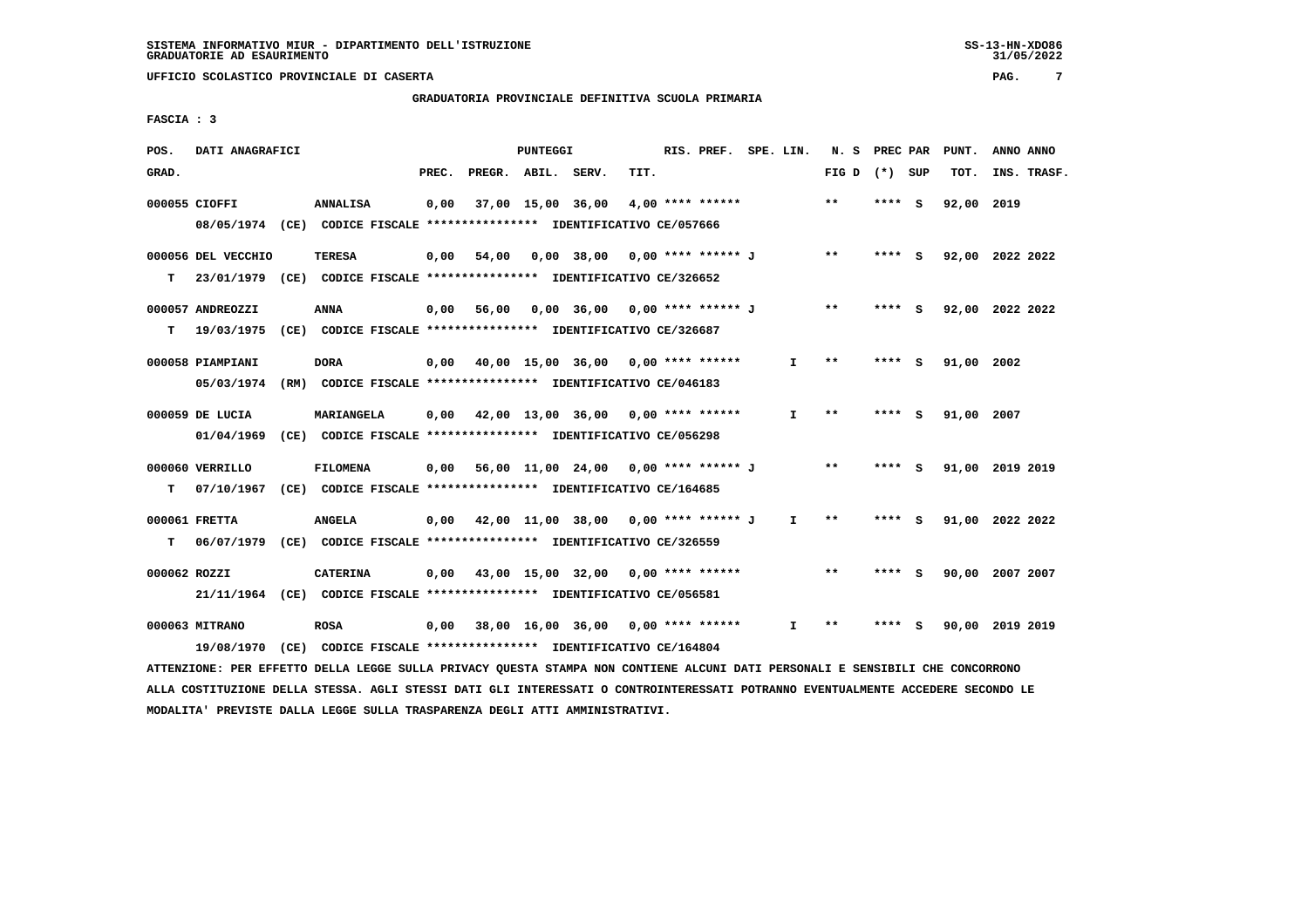UFFICIO SCOLASTICO PROVINCIALE DI CASERTA

GRADUATORIA PROVINCIALE DEFINITIVA SCUOLA PRIMARIA

FASCIA : 3

| POS. GRAD. | DATI ANAGRAFICI | | PREC. | PREGR. | ABIL. | SERV. | TIT. | RIS. PREF. | SPE. LIN. | N. S FIG D | PREC PAR (*) SUP | PUNT. TOT. | ANNO INS. | ANNO TRASF. |
|---|---|---|---|---|---|---|---|---|---|---|---|---|---|---|
| 000055 | CIOFFI | ANNALISA | 0,00 | 37,00 | 15,00 | 36,00 | 4,00 | **** ****** | | ** | **** S | 92,00 | 2019 | |
| | 08/05/1974 (CE) CODICE FISCALE **************** IDENTIFICATIVO CE/057666 | | | | | | | | | | | | | |
| 000056 | DEL VECCHIO | TERESA | 0,00 | 54,00 | 0,00 | 38,00 | 0,00 | **** ****** J | | ** | **** S | 92,00 | 2022 | 2022 |
| T | 23/01/1979 (CE) CODICE FISCALE **************** IDENTIFICATIVO CE/326652 | | | | | | | | | | | | | |
| 000057 | ANDREOZZI | ANNA | 0,00 | 56,00 | 0,00 | 36,00 | 0,00 | **** ****** J | | ** | **** S | 92,00 | 2022 | 2022 |
| T | 19/03/1975 (CE) CODICE FISCALE **************** IDENTIFICATIVO CE/326687 | | | | | | | | | | | | | |
| 000058 | PIAMPIANI | DORA | 0,00 | 40,00 | 15,00 | 36,00 | 0,00 | **** ****** | I | ** | **** S | 91,00 | 2002 | |
| | 05/03/1974 (RM) CODICE FISCALE **************** IDENTIFICATIVO CE/046183 | | | | | | | | | | | | | |
| 000059 | DE LUCIA | MARIANGELA | 0,00 | 42,00 | 13,00 | 36,00 | 0,00 | **** ****** | I | ** | **** S | 91,00 | 2007 | |
| | 01/04/1969 (CE) CODICE FISCALE **************** IDENTIFICATIVO CE/056298 | | | | | | | | | | | | | |
| 000060 | VERRILLO | FILOMENA | 0,00 | 56,00 | 11,00 | 24,00 | 0,00 | **** ****** J | | ** | **** S | 91,00 | 2019 | 2019 |
| T | 07/10/1967 (CE) CODICE FISCALE **************** IDENTIFICATIVO CE/164685 | | | | | | | | | | | | | |
| 000061 | FRETTA | ANGELA | 0,00 | 42,00 | 11,00 | 38,00 | 0,00 | **** ****** J | I | ** | **** S | 91,00 | 2022 | 2022 |
| T | 06/07/1979 (CE) CODICE FISCALE **************** IDENTIFICATIVO CE/326559 | | | | | | | | | | | | | |
| 000062 | ROZZI | CATERINA | 0,00 | 43,00 | 15,00 | 32,00 | 0,00 | **** ****** | | ** | **** S | 90,00 | 2007 | 2007 |
| | 21/11/1964 (CE) CODICE FISCALE **************** IDENTIFICATIVO CE/056581 | | | | | | | | | | | | | |
| 000063 | MITRANO | ROSA | 0,00 | 38,00 | 16,00 | 36,00 | 0,00 | **** ****** | I | ** | **** S | 90,00 | 2019 | 2019 |
| | 19/08/1970 (CE) CODICE FISCALE **************** IDENTIFICATIVO CE/164804 | | | | | | | | | | | | | |

ATTENZIONE: PER EFFETTO DELLA LEGGE SULLA PRIVACY QUESTA STAMPA NON CONTIENE ALCUNI DATI PERSONALI E SENSIBILI CHE CONCORRONO ALLA COSTITUZIONE DELLA STESSA. AGLI STESSI DATI GLI INTERESSATI O CONTROINTERESSATI POTRANNO EVENTUALMENTE ACCEDERE SECONDO LE MODALITA' PREVISTE DALLA LEGGE SULLA TRASPARENZA DEGLI ATTI AMMINISTRATIVI.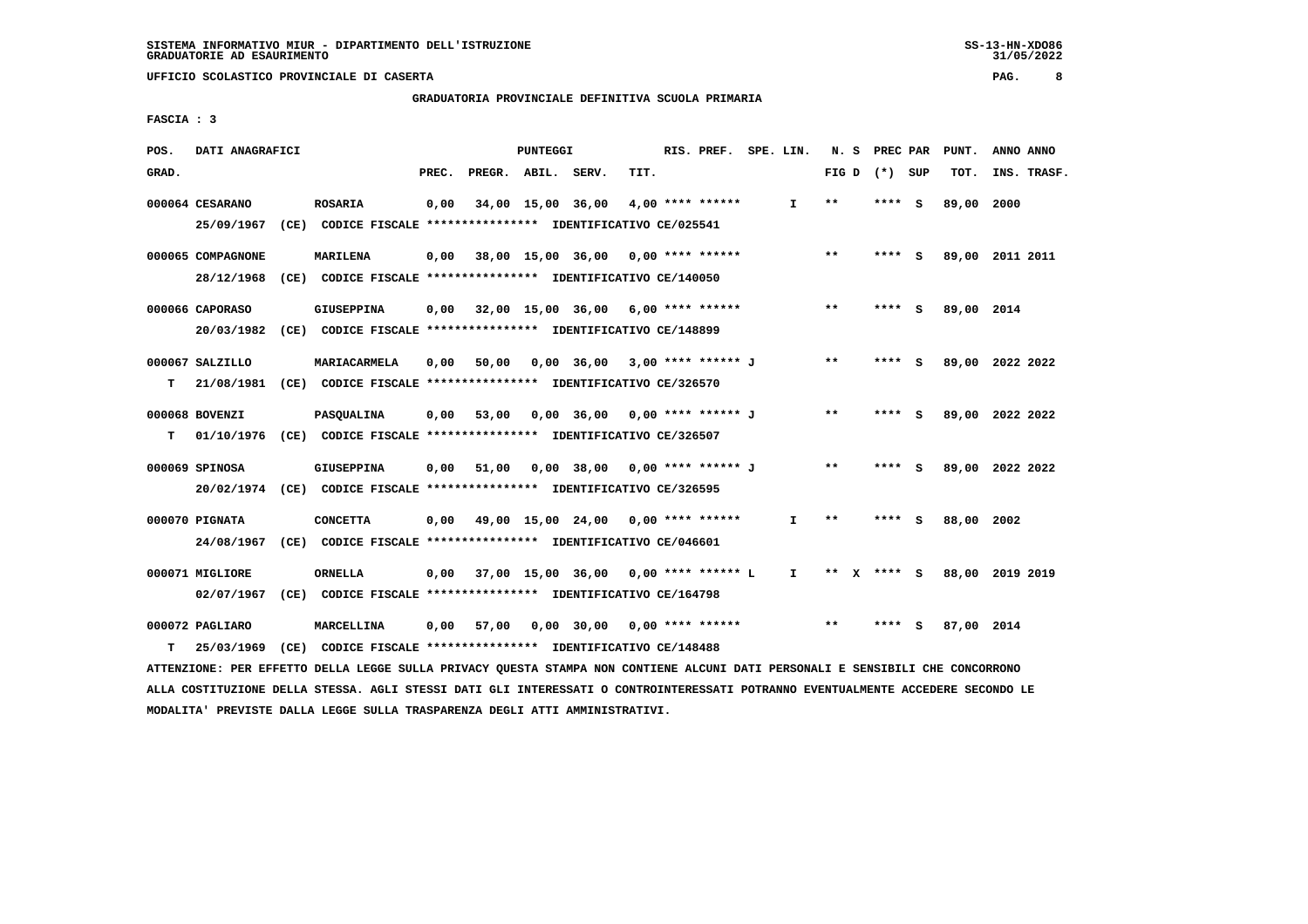SISTEMA INFORMATIVO MIUR - DIPARTIMENTO DELL'ISTRUZIONE
GRADUATORIE AD ESAURIMENTO

UFFICIO SCOLASTICO PROVINCIALE DI CASERTA

GRADUATORIA PROVINCIALE DEFINITIVA SCUOLA PRIMARIA

FASCIA : 3

| POS. GRAD. | DATI ANAGRAFICI | | PREC. | PREGR. | ABIL. | SERV. | TIT. | RIS. PREF. | SPE. LIN. | N. S FIG D | PREC PAR (*) SUP | PUNT. TOT. | ANNO INS. | ANNO TRASF. |
|---|---|---|---|---|---|---|---|---|---|---|---|---|---|---|
| 000064 | CESARANO | ROSARIA | 0,00 | 34,00 | 15,00 | 36,00 | 4,00 | **** ****** | I | ** | **** S | 89,00 | 2000 | |
| | 25/09/1967 (CE) CODICE FISCALE **************** IDENTIFICATIVO CE/025541 | | | | | | | | | | | | | |
| 000065 | COMPAGNONE | MARILENA | 0,00 | 38,00 | 15,00 | 36,00 | 0,00 | **** ****** | | ** | **** S | 89,00 | 2011 | 2011 |
| | 28/12/1968 (CE) CODICE FISCALE **************** IDENTIFICATIVO CE/140050 | | | | | | | | | | | | | |
| 000066 | CAPORASO | GIUSEPPINA | 0,00 | 32,00 | 15,00 | 36,00 | 6,00 | **** ****** | | ** | **** S | 89,00 | 2014 | |
| | 20/03/1982 (CE) CODICE FISCALE **************** IDENTIFICATIVO CE/148899 | | | | | | | | | | | | | |
| 000067 | SALZILLO | MARIACARMELA | 0,00 | 50,00 | 0,00 | 36,00 | 3,00 | **** ****** J | | ** | **** S | 89,00 | 2022 | 2022 |
| T | 21/08/1981 (CE) CODICE FISCALE **************** IDENTIFICATIVO CE/326570 | | | | | | | | | | | | | |
| 000068 | BOVENZI | PASQUALINA | 0,00 | 53,00 | 0,00 | 36,00 | 0,00 | **** ****** J | | ** | **** S | 89,00 | 2022 | 2022 |
| T | 01/10/1976 (CE) CODICE FISCALE **************** IDENTIFICATIVO CE/326507 | | | | | | | | | | | | | |
| 000069 | SPINOSA | GIUSEPPINA | 0,00 | 51,00 | 0,00 | 38,00 | 0,00 | **** ****** J | | ** | **** S | 89,00 | 2022 | 2022 |
| | 20/02/1974 (CE) CODICE FISCALE **************** IDENTIFICATIVO CE/326595 | | | | | | | | | | | | | |
| 000070 | PIGNATA | CONCETTA | 0,00 | 49,00 | 15,00 | 24,00 | 0,00 | **** ****** | I | ** | **** S | 88,00 | 2002 | |
| | 24/08/1967 (CE) CODICE FISCALE **************** IDENTIFICATIVO CE/046601 | | | | | | | | | | | | | |
| 000071 | MIGLIORE | ORNELLA | 0,00 | 37,00 | 15,00 | 36,00 | 0,00 | **** ****** L | I | ** X | **** S | 88,00 | 2019 | 2019 |
| | 02/07/1967 (CE) CODICE FISCALE **************** IDENTIFICATIVO CE/164798 | | | | | | | | | | | | | |
| 000072 | PAGLIARO | MARCELLINA | 0,00 | 57,00 | 0,00 | 30,00 | 0,00 | **** ****** | | ** | **** S | 87,00 | 2014 | |
| T | 25/03/1969 (CE) CODICE FISCALE **************** IDENTIFICATIVO CE/148488 | | | | | | | | | | | | | |

ATTENZIONE: PER EFFETTO DELLA LEGGE SULLA PRIVACY QUESTA STAMPA NON CONTIENE ALCUNI DATI PERSONALI E SENSIBILI CHE CONCORRONO ALLA COSTITUZIONE DELLA STESSA. AGLI STESSI DATI GLI INTERESSATI O CONTROINTERESSATI POTRANNO EVENTUALMENTE ACCEDERE SECONDO LE MODALITA' PREVISTE DALLA LEGGE SULLA TRASPARENZA DEGLI ATTI AMMINISTRATIVI.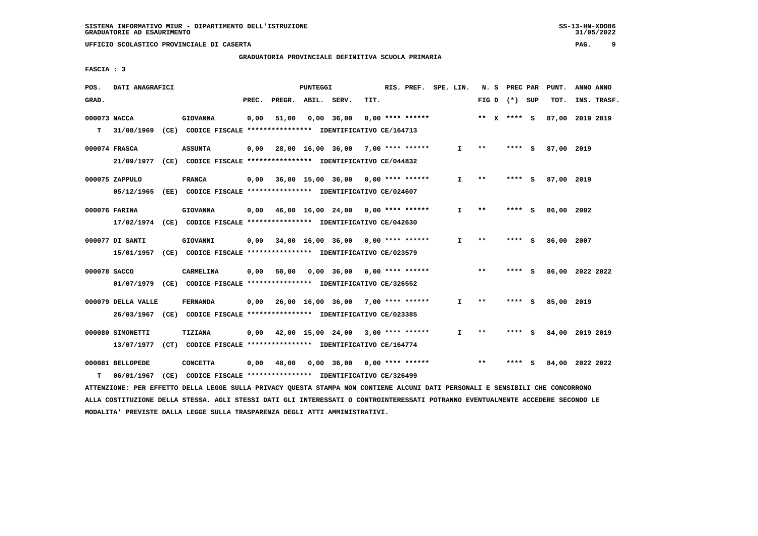SISTEMA INFORMATIVO MIUR - DIPARTIMENTO DELL'ISTRUZIONE
GRADUATORIE AD ESAURIMENTO

UFFICIO SCOLASTICO PROVINCIALE DI CASERTA

GRADUATORIA PROVINCIALE DEFINITIVA SCUOLA PRIMARIA

FASCIA : 3

| POS. GRAD. | DATI ANAGRAFICI | | PREC. | PREGR. | ABIL. | SERV. | TIT. | RIS. PREF. | SPE. LIN. | N. S FIG D | PREC PAR (*) SUP | PUNT. TOT. | ANNO INS. | ANNO TRASF. |
|---|---|---|---|---|---|---|---|---|---|---|---|---|---|---|
| 000073 | NACCA | GIOVANNA | 0,00 | 51,00 | 0,00 | 36,00 | 0,00 | **** ****** | | ** X | **** S | 87,00 | 2019 | 2019 |
| T | 31/08/1969 (CE) CODICE FISCALE **************** IDENTIFICATIVO CE/164713 | | | | | | | | | | | | | |
| 000074 | FRASCA | ASSUNTA | 0,00 | 28,00 | 16,00 | 36,00 | 7,00 | **** ****** | I | ** | **** S | 87,00 | 2019 | |
| | 21/09/1977 (CE) CODICE FISCALE **************** IDENTIFICATIVO CE/044832 | | | | | | | | | | | | | |
| 000075 | ZAPPULO | FRANCA | 0,00 | 36,00 | 15,00 | 36,00 | 0,00 | **** ****** | I | ** | **** S | 87,00 | 2019 | |
| | 05/12/1965 (EE) CODICE FISCALE **************** IDENTIFICATIVO CE/024607 | | | | | | | | | | | | | |
| 000076 | FARINA | GIOVANNA | 0,00 | 46,00 | 16,00 | 24,00 | 0,00 | **** ****** | I | ** | **** S | 86,00 | 2002 | |
| | 17/02/1974 (CE) CODICE FISCALE **************** IDENTIFICATIVO CE/042630 | | | | | | | | | | | | | |
| 000077 | DI SANTI | GIOVANNI | 0,00 | 34,00 | 16,00 | 36,00 | 0,00 | **** ****** | I | ** | **** S | 86,00 | 2007 | |
| | 15/01/1957 (CE) CODICE FISCALE **************** IDENTIFICATIVO CE/023579 | | | | | | | | | | | | | |
| 000078 | SACCO | CARMELINA | 0,00 | 50,00 | 0,00 | 36,00 | 0,00 | **** ****** | | ** | **** S | 86,00 | 2022 | 2022 |
| | 01/07/1979 (CE) CODICE FISCALE **************** IDENTIFICATIVO CE/326552 | | | | | | | | | | | | | |
| 000079 | DELLA VALLE | FERNANDA | 0,00 | 26,00 | 16,00 | 36,00 | 7,00 | **** ****** | I | ** | **** S | 85,00 | 2019 | |
| | 26/03/1967 (CE) CODICE FISCALE **************** IDENTIFICATIVO CE/023385 | | | | | | | | | | | | | |
| 000080 | SIMONETTI | TIZIANA | 0,00 | 42,00 | 15,00 | 24,00 | 3,00 | **** ****** | I | ** | **** S | 84,00 | 2019 | 2019 |
| | 13/07/1977 (CT) CODICE FISCALE **************** IDENTIFICATIVO CE/164774 | | | | | | | | | | | | | |
| 000081 | BELLOPEDE | CONCETTA | 0,00 | 48,00 | 0,00 | 36,00 | 0,00 | **** ****** | | ** | **** S | 84,00 | 2022 | 2022 |
| T | 06/01/1967 (CE) CODICE FISCALE **************** IDENTIFICATIVO CE/326499 | | | | | | | | | | | | | |

ATTENZIONE: PER EFFETTO DELLA LEGGE SULLA PRIVACY QUESTA STAMPA NON CONTIENE ALCUNI DATI PERSONALI E SENSIBILI CHE CONCORRONO ALLA COSTITUZIONE DELLA STESSA. AGLI STESSI DATI GLI INTERESSATI O CONTROINTERESSATI POTRANNO EVENTUALMENTE ACCEDERE SECONDO LE MODALITA' PREVISTE DALLA LEGGE SULLA TRASPARENZA DEGLI ATTI AMMINISTRATIVI.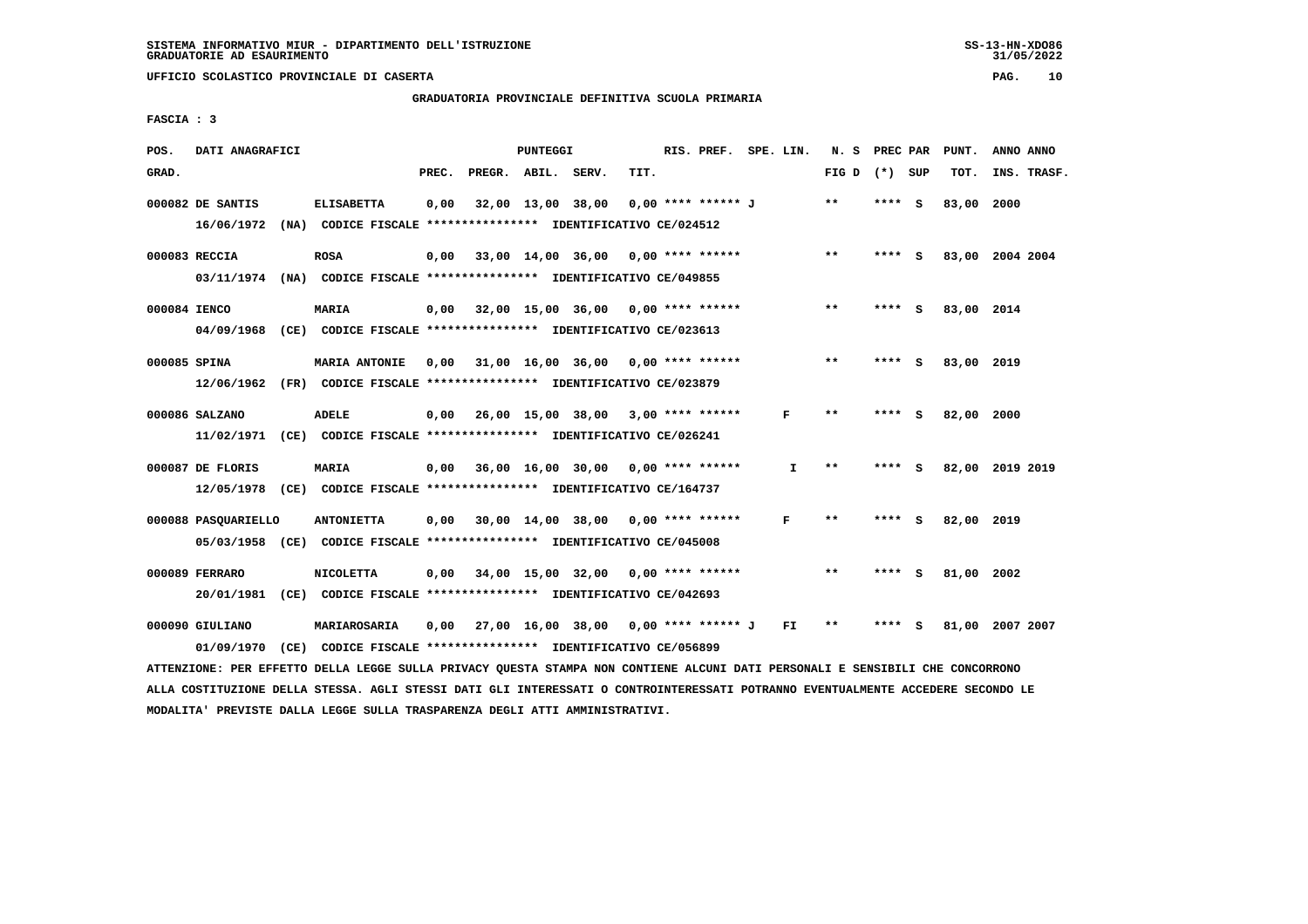UFFICIO SCOLASTICO PROVINCIALE DI CASERTA

GRADUATORIA PROVINCIALE DEFINITIVA SCUOLA PRIMARIA

FASCIA : 3

| POS. GRAD. | DATI ANAGRAFICI | | PREC. | PREGR. | ABIL. | SERV. | TIT. | RIS. PREF. | SPE. LIN. | N. S FIG D | PREC PAR (*) SUP | PUNT. TOT. | ANNO INS. | ANNO TRASF. |
|---|---|---|---|---|---|---|---|---|---|---|---|---|---|---|
| 000082 | DE SANTIS | ELISABETTA | 0,00 | 32,00 | 13,00 | 38,00 | 0,00 | **** ****** J | | ** | **** S | 83,00 | 2000 | |
| | 16/06/1972 (NA) CODICE FISCALE **************** IDENTIFICATIVO CE/024512 | | | | | | | | | | | | | |
| 000083 | RECCIA | ROSA | 0,00 | 33,00 | 14,00 | 36,00 | 0,00 | **** ****** | | ** | **** S | 83,00 | 2004 | 2004 |
| | 03/11/1974 (NA) CODICE FISCALE **************** IDENTIFICATIVO CE/049855 | | | | | | | | | | | | | |
| 000084 | IENCO | MARIA | 0,00 | 32,00 | 15,00 | 36,00 | 0,00 | **** ****** | | ** | **** S | 83,00 | 2014 | |
| | 04/09/1968 (CE) CODICE FISCALE **************** IDENTIFICATIVO CE/023613 | | | | | | | | | | | | | |
| 000085 | SPINA | MARIA ANTONIE | 0,00 | 31,00 | 16,00 | 36,00 | 0,00 | **** ****** | | ** | **** S | 83,00 | 2019 | |
| | 12/06/1962 (FR) CODICE FISCALE **************** IDENTIFICATIVO CE/023879 | | | | | | | | | | | | | |
| 000086 | SALZANO | ADELE | 0,00 | 26,00 | 15,00 | 38,00 | 3,00 | **** ****** | F | ** | **** S | 82,00 | 2000 | |
| | 11/02/1971 (CE) CODICE FISCALE **************** IDENTIFICATIVO CE/026241 | | | | | | | | | | | | | |
| 000087 | DE FLORIS | MARIA | 0,00 | 36,00 | 16,00 | 30,00 | 0,00 | **** ****** | I | ** | **** S | 82,00 | 2019 | 2019 |
| | 12/05/1978 (CE) CODICE FISCALE **************** IDENTIFICATIVO CE/164737 | | | | | | | | | | | | | |
| 000088 | PASQUARIELLO | ANTONIETTA | 0,00 | 30,00 | 14,00 | 38,00 | 0,00 | **** ****** | F | ** | **** S | 82,00 | 2019 | |
| | 05/03/1958 (CE) CODICE FISCALE **************** IDENTIFICATIVO CE/045008 | | | | | | | | | | | | | |
| 000089 | FERRARO | NICOLETTA | 0,00 | 34,00 | 15,00 | 32,00 | 0,00 | **** ****** | | ** | **** S | 81,00 | 2002 | |
| | 20/01/1981 (CE) CODICE FISCALE **************** IDENTIFICATIVO CE/042693 | | | | | | | | | | | | | |
| 000090 | GIULIANO | MARIAROSARIA | 0,00 | 27,00 | 16,00 | 38,00 | 0,00 | **** ****** J | FI | ** | **** S | 81,00 | 2007 | 2007 |
| | 01/09/1970 (CE) CODICE FISCALE **************** IDENTIFICATIVO CE/056899 | | | | | | | | | | | | | |

ATTENZIONE: PER EFFETTO DELLA LEGGE SULLA PRIVACY QUESTA STAMPA NON CONTIENE ALCUNI DATI PERSONALI E SENSIBILI CHE CONCORRONO ALLA COSTITUZIONE DELLA STESSA. AGLI STESSI DATI GLI INTERESSATI O CONTROINTERESSATI POTRANNO EVENTUALMENTE ACCEDERE SECONDO LE MODALITA' PREVISTE DALLA LEGGE SULLA TRASPARENZA DEGLI ATTI AMMINISTRATIVI.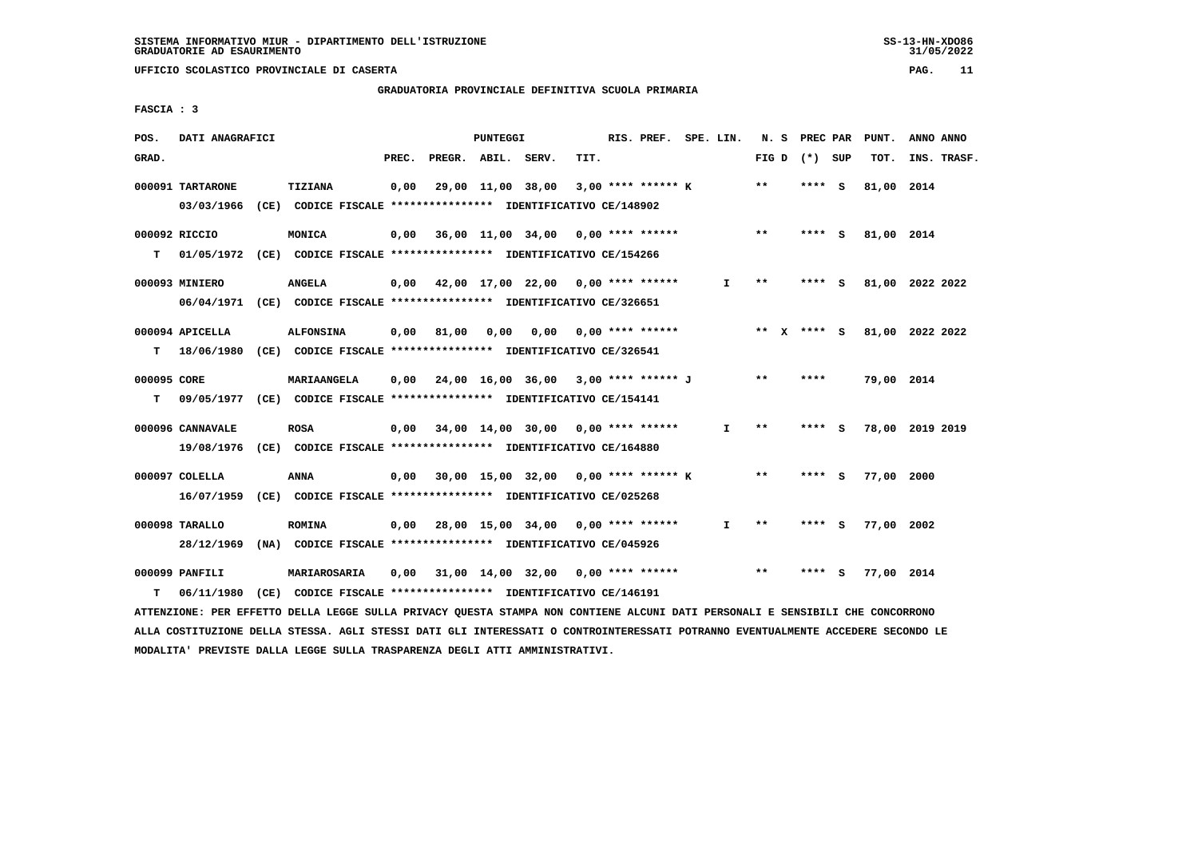SISTEMA INFORMATIVO MIUR - DIPARTIMENTO DELL'ISTRUZIONE
GRADUATORIE AD ESAURIMENTO

UFFICIO SCOLASTICO PROVINCIALE DI CASERTA

GRADUATORIA PROVINCIALE DEFINITIVA SCUOLA PRIMARIA

FASCIA : 3

| POS. GRAD. | DATI ANAGRAFICI | | PREC. | PREGR. | ABIL. | SERV. | TIT. | RIS. PREF. | SPE. LIN. | N. S FIG D | PREC PAR (*) SUP | PUNT. TOT. | ANNO INS. | ANNO TRASF. |
|---|---|---|---|---|---|---|---|---|---|---|---|---|---|---|
| 000091 | TARTARONE | TIZIANA | 0,00 | 29,00 | 11,00 | 38,00 | 3,00 | **** ****** K | | ** | **** S | 81,00 | 2014 | |
| | 03/03/1966 (CE) CODICE FISCALE **************** IDENTIFICATIVO CE/148902 | | | | | | | | | | | | | |
| 000092 | RICCIO | MONICA | 0,00 | 36,00 | 11,00 | 34,00 | 0,00 | **** ****** | | ** | **** S | 81,00 | 2014 | |
| T | 01/05/1972 (CE) CODICE FISCALE **************** IDENTIFICATIVO CE/154266 | | | | | | | | | | | | | |
| 000093 | MINIERO | ANGELA | 0,00 | 42,00 | 17,00 | 22,00 | 0,00 | **** ****** | I | ** | **** S | 81,00 | 2022 | 2022 |
| | 06/04/1971 (CE) CODICE FISCALE **************** IDENTIFICATIVO CE/326651 | | | | | | | | | | | | | |
| 000094 | APICELLA | ALFONSINA | 0,00 | 81,00 | 0,00 | 0,00 | 0,00 | **** ****** | | ** X | **** S | 81,00 | 2022 | 2022 |
| T | 18/06/1980 (CE) CODICE FISCALE **************** IDENTIFICATIVO CE/326541 | | | | | | | | | | | | | |
| 000095 | CORE | MARIAANGELA | 0,00 | 24,00 | 16,00 | 36,00 | 3,00 | **** ****** J | | ** | **** | 79,00 | 2014 | |
| T | 09/05/1977 (CE) CODICE FISCALE **************** IDENTIFICATIVO CE/154141 | | | | | | | | | | | | | |
| 000096 | CANNAVALE | ROSA | 0,00 | 34,00 | 14,00 | 30,00 | 0,00 | **** ****** | I | ** | **** S | 78,00 | 2019 | 2019 |
| | 19/08/1976 (CE) CODICE FISCALE **************** IDENTIFICATIVO CE/164880 | | | | | | | | | | | | | |
| 000097 | COLELLA | ANNA | 0,00 | 30,00 | 15,00 | 32,00 | 0,00 | **** ****** K | | ** | **** S | 77,00 | 2000 | |
| | 16/07/1959 (CE) CODICE FISCALE **************** IDENTIFICATIVO CE/025268 | | | | | | | | | | | | | |
| 000098 | TARALLO | ROMINA | 0,00 | 28,00 | 15,00 | 34,00 | 0,00 | **** ****** | I | ** | **** S | 77,00 | 2002 | |
| | 28/12/1969 (NA) CODICE FISCALE **************** IDENTIFICATIVO CE/045926 | | | | | | | | | | | | | |
| 000099 | PANFILI | MARIAROSARIA | 0,00 | 31,00 | 14,00 | 32,00 | 0,00 | **** ****** | | ** | **** S | 77,00 | 2014 | |
| T | 06/11/1980 (CE) CODICE FISCALE **************** IDENTIFICATIVO CE/146191 | | | | | | | | | | | | | |

ATTENZIONE: PER EFFETTO DELLA LEGGE SULLA PRIVACY QUESTA STAMPA NON CONTIENE ALCUNI DATI PERSONALI E SENSIBILI CHE CONCORRONO ALLA COSTITUZIONE DELLA STESSA. AGLI STESSI DATI GLI INTERESSATI O CONTROINTERESSATI POTRANNO EVENTUALMENTE ACCEDERE SECONDO LE MODALITA' PREVISTE DALLA LEGGE SULLA TRASPARENZA DEGLI ATTI AMMINISTRATIVI.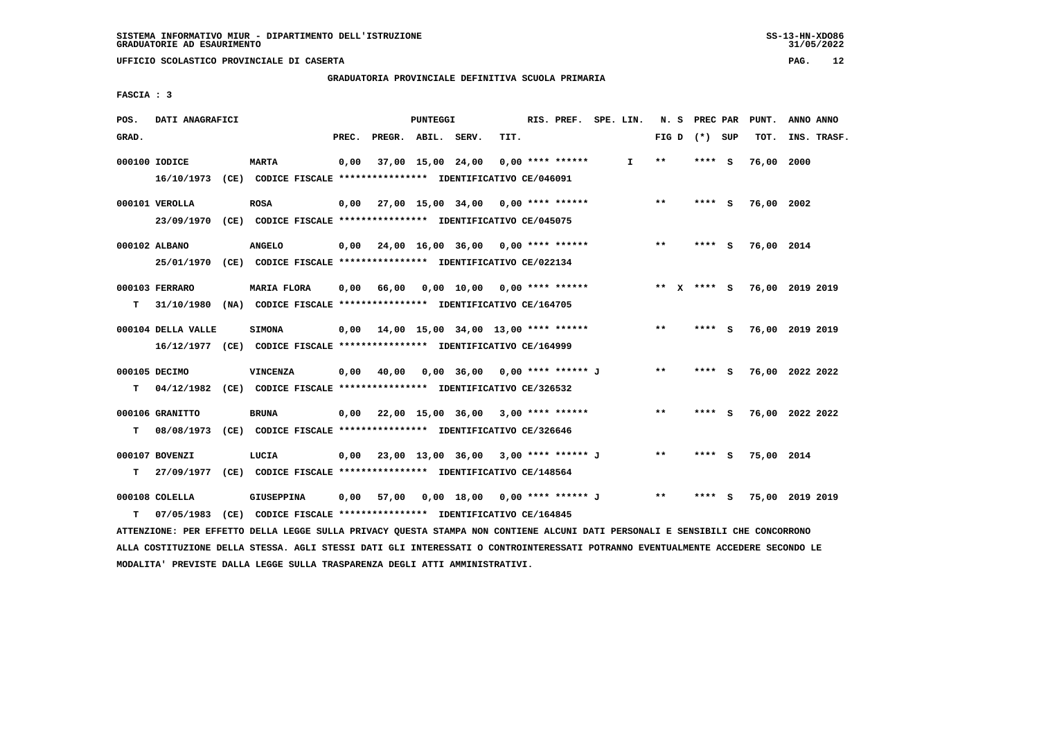SISTEMA INFORMATIVO MIUR - DIPARTIMENTO DELL'ISTRUZIONE
GRADUATORIE AD ESAURIMENTO

UFFICIO SCOLASTICO PROVINCIALE DI CASERTA

GRADUATORIA PROVINCIALE DEFINITIVA SCUOLA PRIMARIA

FASCIA : 3

| POS. GRAD. | DATI ANAGRAFICI | | PREC. | PREGR. | ABIL. | SERV. | TIT. | RIS. PREF. | SPE. LIN. | N. S FIG D | PREC PAR (*) SUP | PUNT. TOT. | ANNO INS. | ANNO TRASF. |
|---|---|---|---|---|---|---|---|---|---|---|---|---|---|---|
| 000100 | IODICE | MARTA | 0,00 | 37,00 | 15,00 | 24,00 | 0,00 | **** ****** | I | ** | **** S | 76,00 | 2000 | |
| | 16/10/1973 (CE) CODICE FISCALE **************** IDENTIFICATIVO CE/046091 | | | | | | | | | | | | | |
| 000101 | VEROLLA | ROSA | 0,00 | 27,00 | 15,00 | 34,00 | 0,00 | **** ****** | | ** | **** S | 76,00 | 2002 | |
| | 23/09/1970 (CE) CODICE FISCALE **************** IDENTIFICATIVO CE/045075 | | | | | | | | | | | | | |
| 000102 | ALBANO | ANGELO | 0,00 | 24,00 | 16,00 | 36,00 | 0,00 | **** ****** | | ** | **** S | 76,00 | 2014 | |
| | 25/01/1970 (CE) CODICE FISCALE **************** IDENTIFICATIVO CE/022134 | | | | | | | | | | | | | |
| 000103 | FERRARO | MARIA FLORA | 0,00 | 66,00 | 0,00 | 10,00 | 0,00 | **** ****** | | ** X | **** S | 76,00 | 2019 | 2019 |
| T | 31/10/1980 (NA) CODICE FISCALE **************** IDENTIFICATIVO CE/164705 | | | | | | | | | | | | | |
| 000104 | DELLA VALLE | SIMONA | 0,00 | 14,00 | 15,00 | 34,00 | 13,00 | **** ****** | | ** | **** S | 76,00 | 2019 | 2019 |
| | 16/12/1977 (CE) CODICE FISCALE **************** IDENTIFICATIVO CE/164999 | | | | | | | | | | | | | |
| 000105 | DECIMO | VINCENZA | 0,00 | 40,00 | 0,00 | 36,00 | 0,00 | **** ****** J | | ** | **** S | 76,00 | 2022 | 2022 |
| T | 04/12/1982 (CE) CODICE FISCALE **************** IDENTIFICATIVO CE/326532 | | | | | | | | | | | | | |
| 000106 | GRANITTO | BRUNA | 0,00 | 22,00 | 15,00 | 36,00 | 3,00 | **** ****** | | ** | **** S | 76,00 | 2022 | 2022 |
| T | 08/08/1973 (CE) CODICE FISCALE **************** IDENTIFICATIVO CE/326646 | | | | | | | | | | | | | |
| 000107 | BOVENZI | LUCIA | 0,00 | 23,00 | 13,00 | 36,00 | 3,00 | **** ****** J | | ** | **** S | 75,00 | 2014 | |
| T | 27/09/1977 (CE) CODICE FISCALE **************** IDENTIFICATIVO CE/148564 | | | | | | | | | | | | | |
| 000108 | COLELLA | GIUSEPPINA | 0,00 | 57,00 | 0,00 | 18,00 | 0,00 | **** ****** J | | ** | **** S | 75,00 | 2019 | 2019 |
| T | 07/05/1983 (CE) CODICE FISCALE **************** IDENTIFICATIVO CE/164845 | | | | | | | | | | | | | |

ATTENZIONE: PER EFFETTO DELLA LEGGE SULLA PRIVACY QUESTA STAMPA NON CONTIENE ALCUNI DATI PERSONALI E SENSIBILI CHE CONCORRONO ALLA COSTITUZIONE DELLA STESSA. AGLI STESSI DATI GLI INTERESSATI O CONTROINTERESSATI POTRANNO EVENTUALMENTE ACCEDERE SECONDO LE MODALITA' PREVISTE DALLA LEGGE SULLA TRASPARENZA DEGLI ATTI AMMINISTRATIVI.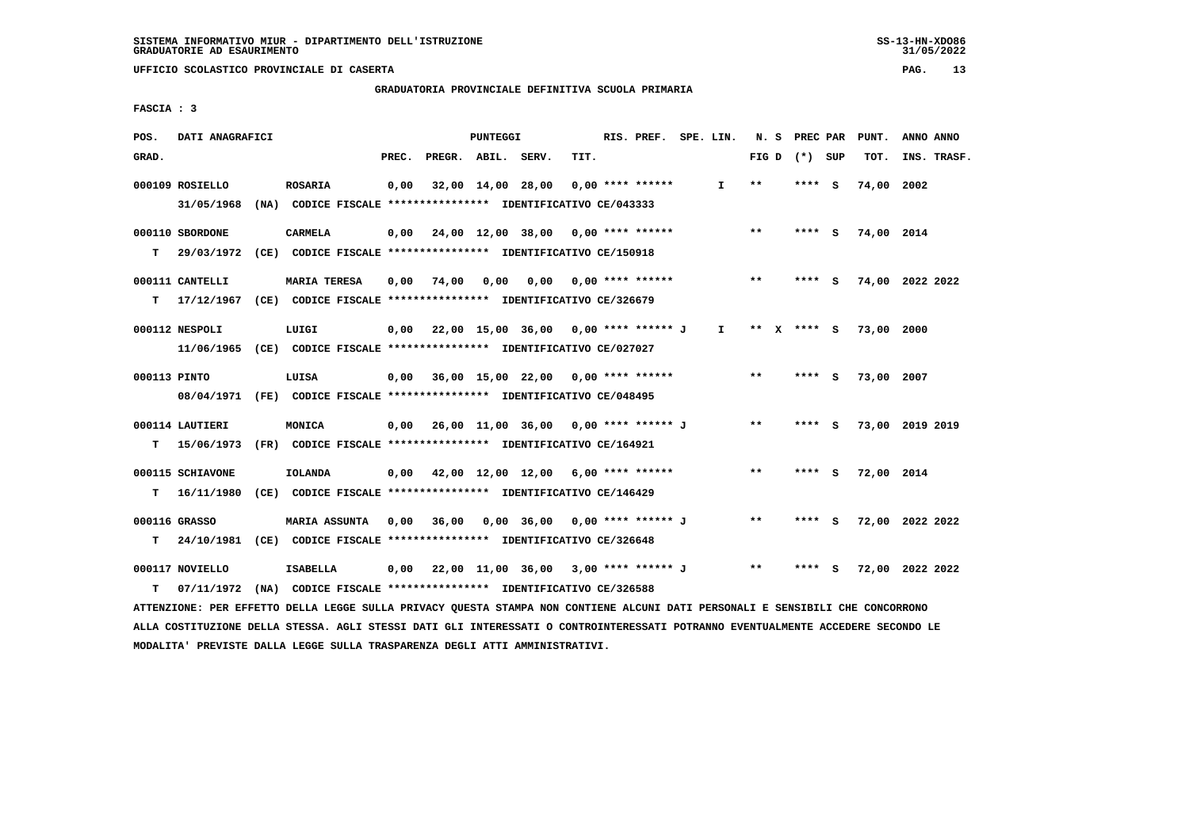SISTEMA INFORMATIVO MIUR - DIPARTIMENTO DELL'ISTRUZIONE
GRADUATORIE AD ESAURIMENTO

UFFICIO SCOLASTICO PROVINCIALE DI CASERTA

GRADUATORIA PROVINCIALE DEFINITIVA SCUOLA PRIMARIA

FASCIA : 3

| POS. GRAD. | DATI ANAGRAFICI | | PREC. | PREGR. | ABIL. | SERV. | TIT. | RIS. PREF. | SPE. LIN. | N. S FIG D | PREC PAR (*) SUP | PUNT. TOT. | ANNO INS. | ANNO TRASF. |
|---|---|---|---|---|---|---|---|---|---|---|---|---|---|---|
| 000109 | ROSIELLO | ROSARIA | 0,00 | 32,00 | 14,00 | 28,00 | 0,00 | **** ****** | I | ** | **** S | 74,00 | 2002 | |
| | 31/05/1968 (NA) CODICE FISCALE **************** IDENTIFICATIVO CE/043333 | | | | | | | | | | | | | |
| 000110 | SBORDONE | CARMELA | 0,00 | 24,00 | 12,00 | 38,00 | 0,00 | **** ****** | | ** | **** S | 74,00 | 2014 | |
| T | 29/03/1972 (CE) CODICE FISCALE **************** IDENTIFICATIVO CE/150918 | | | | | | | | | | | | | |
| 000111 | CANTELLI | MARIA TERESA | 0,00 | 74,00 | 0,00 | 0,00 | 0,00 | **** ****** | | ** | **** S | 74,00 | 2022 | 2022 |
| T | 17/12/1967 (CE) CODICE FISCALE **************** IDENTIFICATIVO CE/326679 | | | | | | | | | | | | | |
| 000112 | NESPOLI | LUIGI | 0,00 | 22,00 | 15,00 | 36,00 | 0,00 | **** ****** J | I | ** X | **** S | 73,00 | 2000 | |
| | 11/06/1965 (CE) CODICE FISCALE **************** IDENTIFICATIVO CE/027027 | | | | | | | | | | | | | |
| 000113 | PINTO | LUISA | 0,00 | 36,00 | 15,00 | 22,00 | 0,00 | **** ****** | | ** | **** S | 73,00 | 2007 | |
| | 08/04/1971 (FE) CODICE FISCALE **************** IDENTIFICATIVO CE/048495 | | | | | | | | | | | | | |
| 000114 | LAUTIERI | MONICA | 0,00 | 26,00 | 11,00 | 36,00 | 0,00 | **** ****** J | | ** | **** S | 73,00 | 2019 | 2019 |
| T | 15/06/1973 (FR) CODICE FISCALE **************** IDENTIFICATIVO CE/164921 | | | | | | | | | | | | | |
| 000115 | SCHIAVONE | IOLANDA | 0,00 | 42,00 | 12,00 | 12,00 | 6,00 | **** ****** | | ** | **** S | 72,00 | 2014 | |
| T | 16/11/1980 (CE) CODICE FISCALE **************** IDENTIFICATIVO CE/146429 | | | | | | | | | | | | | |
| 000116 | GRASSO | MARIA ASSUNTA | 0,00 | 36,00 | 0,00 | 36,00 | 0,00 | **** ****** J | | ** | **** S | 72,00 | 2022 | 2022 |
| T | 24/10/1981 (CE) CODICE FISCALE **************** IDENTIFICATIVO CE/326648 | | | | | | | | | | | | | |
| 000117 | NOVIELLO | ISABELLA | 0,00 | 22,00 | 11,00 | 36,00 | 3,00 | **** ****** J | | ** | **** S | 72,00 | 2022 | 2022 |
| T | 07/11/1972 (NA) CODICE FISCALE **************** IDENTIFICATIVO CE/326588 | | | | | | | | | | | | | |

ATTENZIONE: PER EFFETTO DELLA LEGGE SULLA PRIVACY QUESTA STAMPA NON CONTIENE ALCUNI DATI PERSONALI E SENSIBILI CHE CONCORRONO ALLA COSTITUZIONE DELLA STESSA. AGLI STESSI DATI GLI INTERESSATI O CONTROINTERESSATI POTRANNO EVENTUALMENTE ACCEDERE SECONDO LE MODALITA' PREVISTE DALLA LEGGE SULLA TRASPARENZA DEGLI ATTI AMMINISTRATIVI.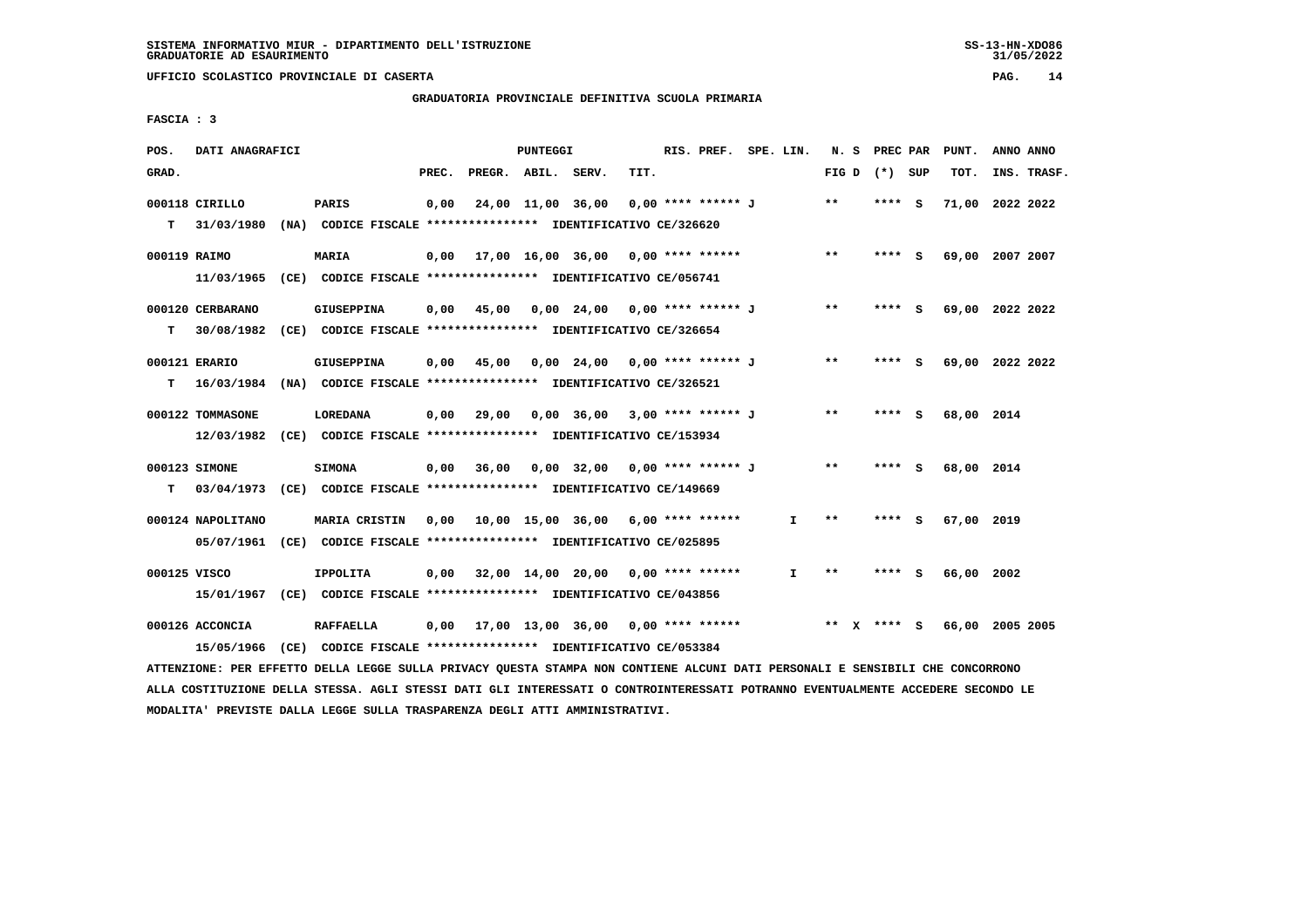SISTEMA INFORMATIVO MIUR - DIPARTIMENTO DELL'ISTRUZIONE
GRADUATORIE AD ESAURIMENTO

UFFICIO SCOLASTICO PROVINCIALE DI CASERTA

GRADUATORIA PROVINCIALE DEFINITIVA SCUOLA PRIMARIA

FASCIA : 3

| POS. GRAD. | DATI ANAGRAFICI | | PREC. | PREGR. | ABIL. | SERV. | TIT. | RIS. PREF. | SPE. LIN. | N. S FIG D | PREC PAR (*) SUP | PUNT. TOT. | ANNO INS. | ANNO TRASF. |
|---|---|---|---|---|---|---|---|---|---|---|---|---|---|---|
| 000118 | CIRILLO | PARIS | 0,00 | 24,00 | 11,00 | 36,00 | 0,00 | **** ****** J | | ** | **** S | 71,00 | 2022 | 2022 |
| T | 31/03/1980 (NA) CODICE FISCALE **************** IDENTIFICATIVO CE/326620 | | | | | | | | | | | | | |
| 000119 | RAIMO | MARIA | 0,00 | 17,00 | 16,00 | 36,00 | 0,00 | **** ****** | | ** | **** S | 69,00 | 2007 | 2007 |
| | 11/03/1965 (CE) CODICE FISCALE **************** IDENTIFICATIVO CE/056741 | | | | | | | | | | | | | |
| 000120 | CERBARANO | GIUSEPPINA | 0,00 | 45,00 | 0,00 | 24,00 | 0,00 | **** ****** J | | ** | **** S | 69,00 | 2022 | 2022 |
| T | 30/08/1982 (CE) CODICE FISCALE **************** IDENTIFICATIVO CE/326654 | | | | | | | | | | | | | |
| 000121 | ERARIO | GIUSEPPINA | 0,00 | 45,00 | 0,00 | 24,00 | 0,00 | **** ****** J | | ** | **** S | 69,00 | 2022 | 2022 |
| T | 16/03/1984 (NA) CODICE FISCALE **************** IDENTIFICATIVO CE/326521 | | | | | | | | | | | | | |
| 000122 | TOMMASONE | LOREDANA | 0,00 | 29,00 | 0,00 | 36,00 | 3,00 | **** ****** J | | ** | **** S | 68,00 | 2014 | |
| | 12/03/1982 (CE) CODICE FISCALE **************** IDENTIFICATIVO CE/153934 | | | | | | | | | | | | | |
| 000123 | SIMONE | SIMONA | 0,00 | 36,00 | 0,00 | 32,00 | 0,00 | **** ****** J | | ** | **** S | 68,00 | 2014 | |
| T | 03/04/1973 (CE) CODICE FISCALE **************** IDENTIFICATIVO CE/149669 | | | | | | | | | | | | | |
| 000124 | NAPOLITANO | MARIA CRISTIN | 0,00 | 10,00 | 15,00 | 36,00 | 6,00 | **** ****** | I | ** | **** S | 67,00 | 2019 | |
| | 05/07/1961 (CE) CODICE FISCALE **************** IDENTIFICATIVO CE/025895 | | | | | | | | | | | | | |
| 000125 | VISCO | IPPOLITA | 0,00 | 32,00 | 14,00 | 20,00 | 0,00 | **** ****** | I | ** | **** S | 66,00 | 2002 | |
| | 15/01/1967 (CE) CODICE FISCALE **************** IDENTIFICATIVO CE/043856 | | | | | | | | | | | | | |
| 000126 | ACCONCIA | RAFFAELLA | 0,00 | 17,00 | 13,00 | 36,00 | 0,00 | **** ****** | | ** X | **** S | 66,00 | 2005 | 2005 |
| | 15/05/1966 (CE) CODICE FISCALE **************** IDENTIFICATIVO CE/053384 | | | | | | | | | | | | | |

ATTENZIONE: PER EFFETTO DELLA LEGGE SULLA PRIVACY QUESTA STAMPA NON CONTIENE ALCUNI DATI PERSONALI E SENSIBILI CHE CONCORRONO ALLA COSTITUZIONE DELLA STESSA. AGLI STESSI DATI GLI INTERESSATI O CONTROINTERESSATI POTRANNO EVENTUALMENTE ACCEDERE SECONDO LE MODALITA' PREVISTE DALLA LEGGE SULLA TRASPARENZA DEGLI ATTI AMMINISTRATIVI.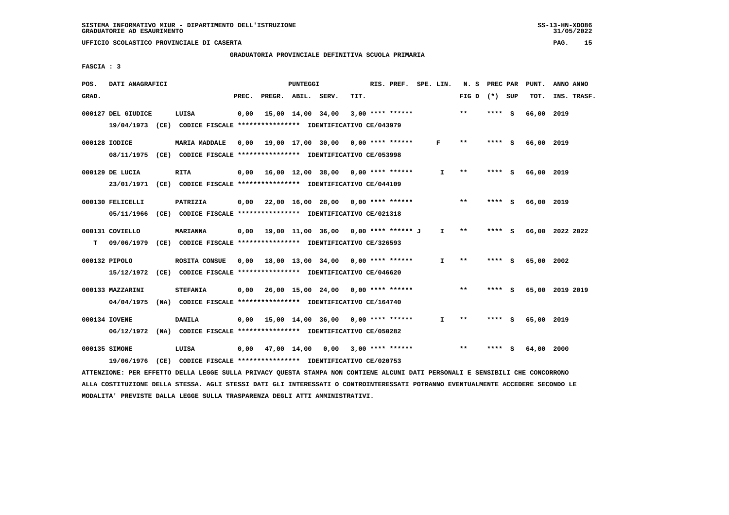SISTEMA INFORMATIVO MIUR - DIPARTIMENTO DELL'ISTRUZIONE
GRADUATORIE AD ESAURIMENTO

UFFICIO SCOLASTICO PROVINCIALE DI CASERTA

GRADUATORIA PROVINCIALE DEFINITIVA SCUOLA PRIMARIA

FASCIA : 3

| POS. GRAD. | DATI ANAGRAFICI | | PREC. | PREGR. | ABIL. | SERV. | TIT. | RIS. PREF. | SPE. LIN. | N. S FIG D | PREC PAR (*) | SUP | PUNT. TOT. | ANNO INS. | ANNO TRASF. |
|---|---|---|---|---|---|---|---|---|---|---|---|---|---|---|---|
| 000127 | DEL GIUDICE | LUISA | 0,00 | 15,00 | 14,00 | 34,00 | 3,00 | **** ****** | | ** | **** | S | 66,00 | 2019 | |
| | 19/04/1973 (CE) CODICE FISCALE **************** IDENTIFICATIVO CE/043979 | | | | | | | | | | | | | | |
| 000128 | IODICE | MARIA MADDALE | 0,00 | 19,00 | 17,00 | 30,00 | 0,00 | **** ****** | F | ** | **** | S | 66,00 | 2019 | |
| | 08/11/1975 (CE) CODICE FISCALE **************** IDENTIFICATIVO CE/053998 | | | | | | | | | | | | | | |
| 000129 | DE LUCIA | RITA | 0,00 | 16,00 | 12,00 | 38,00 | 0,00 | **** ****** | I | ** | **** | S | 66,00 | 2019 | |
| | 23/01/1971 (CE) CODICE FISCALE **************** IDENTIFICATIVO CE/044109 | | | | | | | | | | | | | | |
| 000130 | FELICELLI | PATRIZIA | 0,00 | 22,00 | 16,00 | 28,00 | 0,00 | **** ****** | | ** | **** | S | 66,00 | 2019 | |
| | 05/11/1966 (CE) CODICE FISCALE **************** IDENTIFICATIVO CE/021318 | | | | | | | | | | | | | | |
| 000131 | COVIELLO | MARIANNA | 0,00 | 19,00 | 11,00 | 36,00 | 0,00 | **** ****** J | I | ** | **** | S | 66,00 | 2022 | 2022 |
| T | 09/06/1979 (CE) CODICE FISCALE **************** IDENTIFICATIVO CE/326593 | | | | | | | | | | | | | | |
| 000132 | PIPOLO | ROSITA CONSUE | 0,00 | 18,00 | 13,00 | 34,00 | 0,00 | **** ****** | I | ** | **** | S | 65,00 | 2002 | |
| | 15/12/1972 (CE) CODICE FISCALE **************** IDENTIFICATIVO CE/046620 | | | | | | | | | | | | | | |
| 000133 | MAZZARINI | STEFANIA | 0,00 | 26,00 | 15,00 | 24,00 | 0,00 | **** ****** | | ** | **** | S | 65,00 | 2019 | 2019 |
| | 04/04/1975 (NA) CODICE FISCALE **************** IDENTIFICATIVO CE/164740 | | | | | | | | | | | | | | |
| 000134 | IOVENE | DANILA | 0,00 | 15,00 | 14,00 | 36,00 | 0,00 | **** ****** | I | ** | **** | S | 65,00 | 2019 | |
| | 06/12/1972 (NA) CODICE FISCALE **************** IDENTIFICATIVO CE/050282 | | | | | | | | | | | | | | |
| 000135 | SIMONE | LUISA | 0,00 | 47,00 | 14,00 | 0,00 | 3,00 | **** ****** | | ** | **** | S | 64,00 | 2000 | |
| | 19/06/1976 (CE) CODICE FISCALE **************** IDENTIFICATIVO CE/020753 | | | | | | | | | | | | | | |

ATTENZIONE: PER EFFETTO DELLA LEGGE SULLA PRIVACY QUESTA STAMPA NON CONTIENE ALCUNI DATI PERSONALI E SENSIBILI CHE CONCORRONO ALLA COSTITUZIONE DELLA STESSA. AGLI STESSI DATI GLI INTERESSATI O CONTROINTERESSATI POTRANNO EVENTUALMENTE ACCEDERE SECONDO LE MODALITA' PREVISTE DALLA LEGGE SULLA TRASPARENZA DEGLI ATTI AMMINISTRATIVI.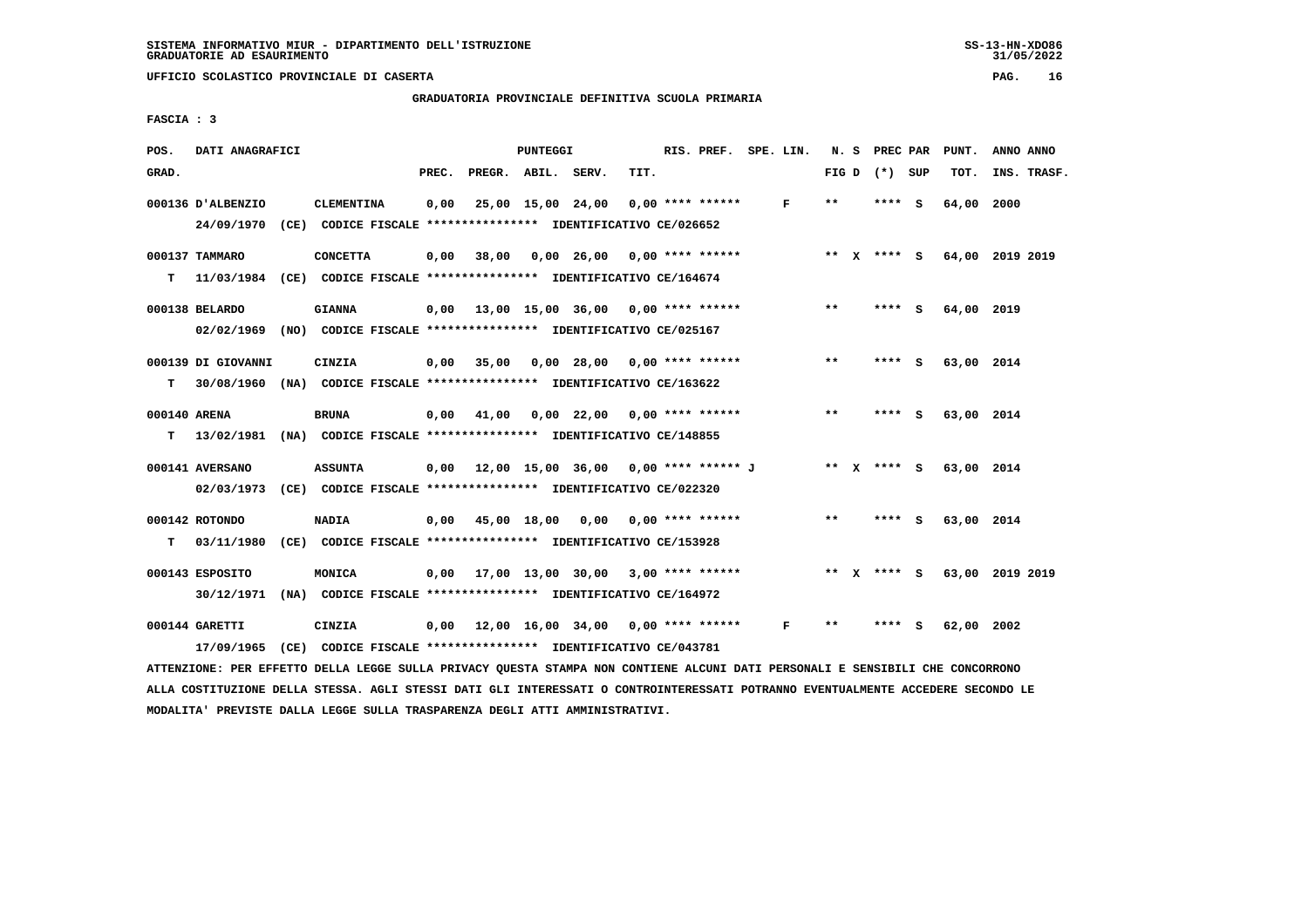SISTEMA INFORMATIVO MIUR - DIPARTIMENTO DELL'ISTRUZIONE
GRADUATORIE AD ESAURIMENTO

UFFICIO SCOLASTICO PROVINCIALE DI CASERTA

GRADUATORIA PROVINCIALE DEFINITIVA SCUOLA PRIMARIA

FASCIA : 3

| POS. GRAD. | DATI ANAGRAFICI | | PREC. | PREGR. | ABIL. | SERV. | TIT. | RIS. PREF. | SPE. LIN. | N. S FIG D | PREC PAR (*) SUP | PUNT. TOT. | ANNO ANNO INS. TRASF. |
|---|---|---|---|---|---|---|---|---|---|---|---|---|---|
| 000136 | D'ALBENZIO | CLEMENTINA | 0,00 | 25,00 | 15,00 | 24,00 | 0,00 | **** ****** | F | ** | **** S | 64,00 | 2000 |
| | 24/09/1970 (CE) CODICE FISCALE **************** IDENTIFICATIVO CE/026652 | | | | | | | | | | | | |
| 000137 | TAMMARO | CONCETTA | 0,00 | 38,00 | 0,00 | 26,00 | 0,00 | **** ****** | | ** X | **** S | 64,00 | 2019 2019 |
| T | 11/03/1984 (CE) CODICE FISCALE **************** IDENTIFICATIVO CE/164674 | | | | | | | | | | | | |
| 000138 | BELARDO | GIANNA | 0,00 | 13,00 | 15,00 | 36,00 | 0,00 | **** ****** | | ** | **** S | 64,00 | 2019 |
| | 02/02/1969 (NO) CODICE FISCALE **************** IDENTIFICATIVO CE/025167 | | | | | | | | | | | | |
| 000139 | DI GIOVANNI | CINZIA | 0,00 | 35,00 | 0,00 | 28,00 | 0,00 | **** ****** | | ** | **** S | 63,00 | 2014 |
| T | 30/08/1960 (NA) CODICE FISCALE **************** IDENTIFICATIVO CE/163622 | | | | | | | | | | | | |
| 000140 | ARENA | BRUNA | 0,00 | 41,00 | 0,00 | 22,00 | 0,00 | **** ****** | | ** | **** S | 63,00 | 2014 |
| T | 13/02/1981 (NA) CODICE FISCALE **************** IDENTIFICATIVO CE/148855 | | | | | | | | | | | | |
| 000141 | AVERSANO | ASSUNTA | 0,00 | 12,00 | 15,00 | 36,00 | 0,00 | **** ****** J | | ** X | **** S | 63,00 | 2014 |
| | 02/03/1973 (CE) CODICE FISCALE **************** IDENTIFICATIVO CE/022320 | | | | | | | | | | | | |
| 000142 | ROTONDO | NADIA | 0,00 | 45,00 | 18,00 | 0,00 | 0,00 | **** ****** | | ** | **** S | 63,00 | 2014 |
| T | 03/11/1980 (CE) CODICE FISCALE **************** IDENTIFICATIVO CE/153928 | | | | | | | | | | | | |
| 000143 | ESPOSITO | MONICA | 0,00 | 17,00 | 13,00 | 30,00 | 3,00 | **** ****** | | ** X | **** S | 63,00 | 2019 2019 |
| | 30/12/1971 (NA) CODICE FISCALE **************** IDENTIFICATIVO CE/164972 | | | | | | | | | | | | |
| 000144 | GARETTI | CINZIA | 0,00 | 12,00 | 16,00 | 34,00 | 0,00 | **** ****** | F | ** | **** S | 62,00 | 2002 |
| | 17/09/1965 (CE) CODICE FISCALE **************** IDENTIFICATIVO CE/043781 | | | | | | | | | | | | |

ATTENZIONE: PER EFFETTO DELLA LEGGE SULLA PRIVACY QUESTA STAMPA NON CONTIENE ALCUNI DATI PERSONALI E SENSIBILI CHE CONCORRONO ALLA COSTITUZIONE DELLA STESSA. AGLI STESSI DATI GLI INTERESSATI O CONTROINTERESSATI POTRANNO EVENTUALMENTE ACCEDERE SECONDO LE MODALITA' PREVISTE DALLA LEGGE SULLA TRASPARENZA DEGLI ATTI AMMINISTRATIVI.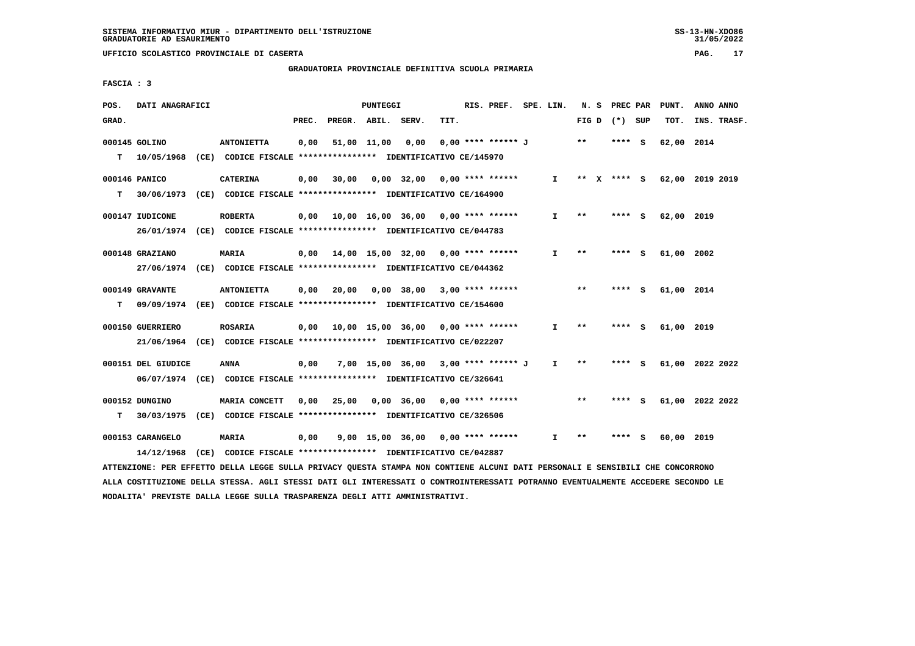SISTEMA INFORMATIVO MIUR - DIPARTIMENTO DELL'ISTRUZIONE
GRADUATORIE AD ESAURIMENTO

UFFICIO SCOLASTICO PROVINCIALE DI CASERTA

GRADUATORIA PROVINCIALE DEFINITIVA SCUOLA PRIMARIA

FASCIA : 3

| POS. GRAD. | DATI ANAGRAFICI | | PREC. | PREGR. | ABIL. | SERV. | TIT. | RIS. PREF. | SPE. LIN. | N. S FIG D | PREC PAR (*) SUP | PUNT. TOT. | ANNO INS. | ANNO TRASF. |
|---|---|---|---|---|---|---|---|---|---|---|---|---|---|---|
| 000145 GOLINO | | ANTONIETTA | 0,00 | 51,00 | 11,00 | 0,00 | 0,00 | **** ****** J | | ** | **** S | 62,00 | 2014 | |
| T | 10/05/1968 (CE) CODICE FISCALE **************** IDENTIFICATIVO CE/145970 | | | | | | | | | | | | | |
| 000146 PANICO | | CATERINA | 0,00 | 30,00 | 0,00 | 32,00 | 0,00 | **** ****** | I | ** X | **** S | 62,00 | 2019 | 2019 |
| T | 30/06/1973 (CE) CODICE FISCALE **************** IDENTIFICATIVO CE/164900 | | | | | | | | | | | | | |
| 000147 IUDICONE | | ROBERTA | 0,00 | 10,00 | 16,00 | 36,00 | 0,00 | **** ****** | I | ** | **** S | 62,00 | 2019 | |
| | 26/01/1974 (CE) CODICE FISCALE **************** IDENTIFICATIVO CE/044783 | | | | | | | | | | | | | |
| 000148 GRAZIANO | | MARIA | 0,00 | 14,00 | 15,00 | 32,00 | 0,00 | **** ****** | I | ** | **** S | 61,00 | 2002 | |
| | 27/06/1974 (CE) CODICE FISCALE **************** IDENTIFICATIVO CE/044362 | | | | | | | | | | | | | |
| 000149 GRAVANTE | | ANTONIETTA | 0,00 | 20,00 | 0,00 | 38,00 | 3,00 | **** ****** | | ** | **** S | 61,00 | 2014 | |
| T | 09/09/1974 (EE) CODICE FISCALE **************** IDENTIFICATIVO CE/154600 | | | | | | | | | | | | | |
| 000150 GUERRIERO | | ROSARIA | 0,00 | 10,00 | 15,00 | 36,00 | 0,00 | **** ****** | I | ** | **** S | 61,00 | 2019 | |
| | 21/06/1964 (CE) CODICE FISCALE **************** IDENTIFICATIVO CE/022207 | | | | | | | | | | | | | |
| 000151 DEL GIUDICE | | ANNA | 0,00 | 7,00 | 15,00 | 36,00 | 3,00 | **** ****** J | I | ** | **** S | 61,00 | 2022 | 2022 |
| | 06/07/1974 (CE) CODICE FISCALE **************** IDENTIFICATIVO CE/326641 | | | | | | | | | | | | | |
| 000152 DUNGINO | | MARIA CONCETT | 0,00 | 25,00 | 0,00 | 36,00 | 0,00 | **** ****** | | ** | **** S | 61,00 | 2022 | 2022 |
| T | 30/03/1975 (CE) CODICE FISCALE **************** IDENTIFICATIVO CE/326506 | | | | | | | | | | | | | |
| 000153 CARANGELO | | MARIA | 0,00 | 9,00 | 15,00 | 36,00 | 0,00 | **** ****** | I | ** | **** S | 60,00 | 2019 | |
| | 14/12/1968 (CE) CODICE FISCALE **************** IDENTIFICATIVO CE/042887 | | | | | | | | | | | | | |

ATTENZIONE: PER EFFETTO DELLA LEGGE SULLA PRIVACY QUESTA STAMPA NON CONTIENE ALCUNI DATI PERSONALI E SENSIBILI CHE CONCORRONO ALLA COSTITUZIONE DELLA STESSA. AGLI STESSI DATI GLI INTERESSATI O CONTROINTERESSATI POTRANNO EVENTUALMENTE ACCEDERE SECONDO LE MODALITA' PREVISTE DALLA LEGGE SULLA TRASPARENZA DEGLI ATTI AMMINISTRATIVI.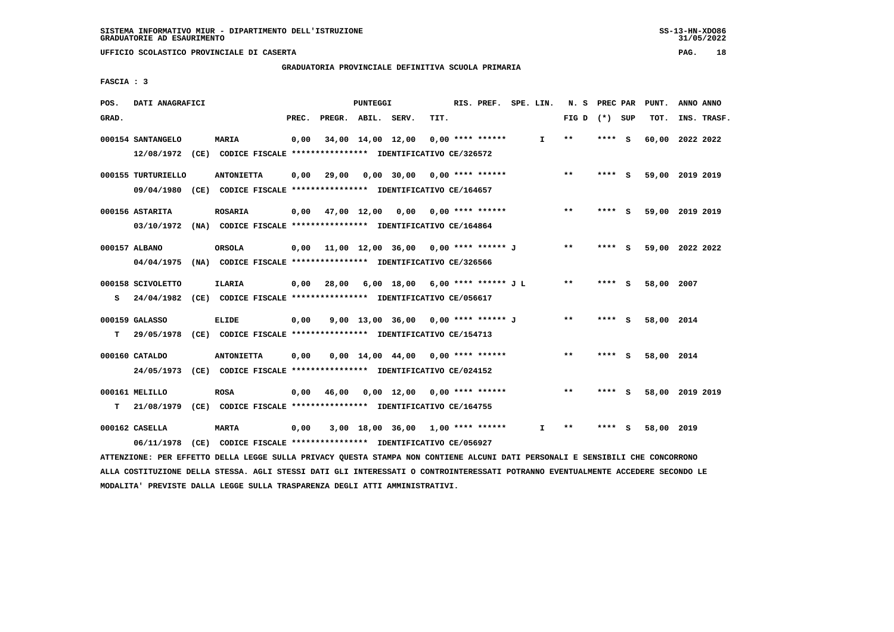SISTEMA INFORMATIVO MIUR - DIPARTIMENTO DELL'ISTRUZIONE
GRADUATORIE AD ESAURIMENTO

UFFICIO SCOLASTICO PROVINCIALE DI CASERTA

GRADUATORIA PROVINCIALE DEFINITIVA SCUOLA PRIMARIA

FASCIA : 3

| POS. GRAD. | DATI ANAGRAFICI | | PREC. | PREGR. | ABIL. | SERV. | TIT. | RIS. PREF. | SPE. LIN. | N. S FIG D | PREC PAR (*) SUP | PUNT. TOT. | ANNO ANNO INS. TRASF. |
|---|---|---|---|---|---|---|---|---|---|---|---|---|---|
| 000154 | SANTANGELO 12/08/1972 (CE) CODICE FISCALE **************** IDENTIFICATIVO CE/326572 | MARIA | 0,00 | 34,00 | 14,00 | 12,00 | 0,00 | **** ****** | I | ** | **** S | 60,00 | 2022 2022 |
| 000155 | TURTURIELLO 09/04/1980 (CE) CODICE FISCALE **************** IDENTIFICATIVO CE/164657 | ANTONIETTA | 0,00 | 29,00 | 0,00 | 30,00 | 0,00 | **** ****** | | ** | **** S | 59,00 | 2019 2019 |
| 000156 | ASTARITA 03/10/1972 (NA) CODICE FISCALE **************** IDENTIFICATIVO CE/164864 | ROSARIA | 0,00 | 47,00 | 12,00 | 0,00 | 0,00 | **** ****** | | ** | **** S | 59,00 | 2019 2019 |
| 000157 | ALBANO 04/04/1975 (NA) CODICE FISCALE **************** IDENTIFICATIVO CE/326566 | ORSOLA | 0,00 | 11,00 | 12,00 | 36,00 | 0,00 | **** ****** J | | ** | **** S | 59,00 | 2022 2022 |
| 000158 S | SCIVOLETTO 24/04/1982 (CE) CODICE FISCALE **************** IDENTIFICATIVO CE/056617 | ILARIA | 0,00 | 28,00 | 6,00 | 18,00 | 6,00 | **** ****** J L | | ** | **** S | 58,00 | 2007 |
| 000159 T | GALASSO 29/05/1978 (CE) CODICE FISCALE **************** IDENTIFICATIVO CE/154713 | ELIDE | 0,00 | 9,00 | 13,00 | 36,00 | 0,00 | **** ****** J | | ** | **** S | 58,00 | 2014 |
| 000160 | CATALDO 24/05/1973 (CE) CODICE FISCALE **************** IDENTIFICATIVO CE/024152 | ANTONIETTA | 0,00 | 0,00 | 14,00 | 44,00 | 0,00 | **** ****** | | ** | **** S | 58,00 | 2014 |
| 000161 T | MELILLO 21/08/1979 (CE) CODICE FISCALE **************** IDENTIFICATIVO CE/164755 | ROSA | 0,00 | 46,00 | 0,00 | 12,00 | 0,00 | **** ****** | | ** | **** S | 58,00 | 2019 2019 |
| 000162 | CASELLA 06/11/1978 (CE) CODICE FISCALE **************** IDENTIFICATIVO CE/056927 | MARTA | 0,00 | 3,00 | 18,00 | 36,00 | 1,00 | **** ****** | I | ** | **** S | 58,00 | 2019 |

ATTENZIONE: PER EFFETTO DELLA LEGGE SULLA PRIVACY QUESTA STAMPA NON CONTIENE ALCUNI DATI PERSONALI E SENSIBILI CHE CONCORRONO ALLA COSTITUZIONE DELLA STESSA. AGLI STESSI DATI GLI INTERESSATI O CONTROINTERESSATI POTRANNO EVENTUALMENTE ACCEDERE SECONDO LE MODALITA' PREVISTE DALLA LEGGE SULLA TRASPARENZA DEGLI ATTI AMMINISTRATIVI.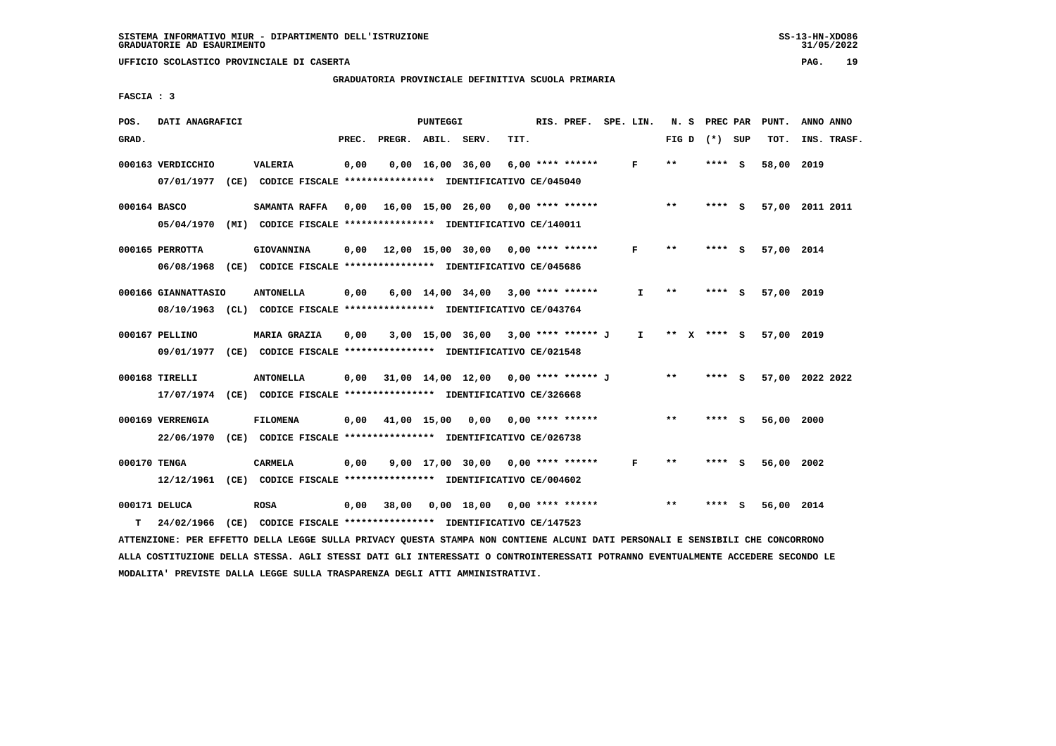SISTEMA INFORMATIVO MIUR - DIPARTIMENTO DELL'ISTRUZIONE
GRADUATORIE AD ESAURIMENTO

UFFICIO SCOLASTICO PROVINCIALE DI CASERTA

GRADUATORIA PROVINCIALE DEFINITIVA SCUOLA PRIMARIA

FASCIA : 3

| POS. GRAD. | DATI ANAGRAFICI | | PREC. | PREGR. | ABIL. | SERV. | TIT. | RIS. PREF. | SPE. LIN. | N. S FIG D | PREC PAR (*) SUP | PUNT. TOT. | ANNO INS. | ANNO TRASF. |
|---|---|---|---|---|---|---|---|---|---|---|---|---|---|---|
| 000163 | VERDICCHIO | VALERIA | 0,00 | 0,00 | 16,00 | 36,00 | 6,00 | **** ****** | F | ** | **** S | 58,00 | 2019 | |
| | 07/01/1977 (CE) CODICE FISCALE **************** IDENTIFICATIVO CE/045040 | | | | | | | | | | | | | |
| 000164 | BASCO | SAMANTA RAFFA | 0,00 | 16,00 | 15,00 | 26,00 | 0,00 | **** ****** | | ** | **** S | 57,00 | 2011 | 2011 |
| | 05/04/1970 (MI) CODICE FISCALE **************** IDENTIFICATIVO CE/140011 | | | | | | | | | | | | | |
| 000165 | PERROTTA | GIOVANNINA | 0,00 | 12,00 | 15,00 | 30,00 | 0,00 | **** ****** | F | ** | **** S | 57,00 | 2014 | |
| | 06/08/1968 (CE) CODICE FISCALE **************** IDENTIFICATIVO CE/045686 | | | | | | | | | | | | | |
| 000166 | GIANNATTASIO | ANTONELLA | 0,00 | 6,00 | 14,00 | 34,00 | 3,00 | **** ****** | I | ** | **** S | 57,00 | 2019 | |
| | 08/10/1963 (CL) CODICE FISCALE **************** IDENTIFICATIVO CE/043764 | | | | | | | | | | | | | |
| 000167 | PELLINO | MARIA GRAZIA | 0,00 | 3,00 | 15,00 | 36,00 | 3,00 | **** ****** J | I | ** X | **** S | 57,00 | 2019 | |
| | 09/01/1977 (CE) CODICE FISCALE **************** IDENTIFICATIVO CE/021548 | | | | | | | | | | | | | |
| 000168 | TIRELLI | ANTONELLA | 0,00 | 31,00 | 14,00 | 12,00 | 0,00 | **** ****** J | | ** | **** S | 57,00 | 2022 | 2022 |
| | 17/07/1974 (CE) CODICE FISCALE **************** IDENTIFICATIVO CE/326668 | | | | | | | | | | | | | |
| 000169 | VERRENGIA | FILOMENA | 0,00 | 41,00 | 15,00 | 0,00 | 0,00 | **** ****** | | ** | **** S | 56,00 | 2000 | |
| | 22/06/1970 (CE) CODICE FISCALE **************** IDENTIFICATIVO CE/026738 | | | | | | | | | | | | | |
| 000170 | TENGA | CARMELA | 0,00 | 9,00 | 17,00 | 30,00 | 0,00 | **** ****** | F | ** | **** S | 56,00 | 2002 | |
| | 12/12/1961 (CE) CODICE FISCALE **************** IDENTIFICATIVO CE/004602 | | | | | | | | | | | | | |
| 000171 | DELUCA | ROSA | 0,00 | 38,00 | 0,00 | 18,00 | 0,00 | **** ****** | | ** | **** S | 56,00 | 2014 | |
| T | 24/02/1966 (CE) CODICE FISCALE **************** IDENTIFICATIVO CE/147523 | | | | | | | | | | | | | |

ATTENZIONE: PER EFFETTO DELLA LEGGE SULLA PRIVACY QUESTA STAMPA NON CONTIENE ALCUNI DATI PERSONALI E SENSIBILI CHE CONCORRONO ALLA COSTITUZIONE DELLA STESSA. AGLI STESSI DATI GLI INTERESSATI O CONTROINTERESSATI POTRANNO EVENTUALMENTE ACCEDERE SECONDO LE MODALITA' PREVISTE DALLA LEGGE SULLA TRASPARENZA DEGLI ATTI AMMINISTRATIVI.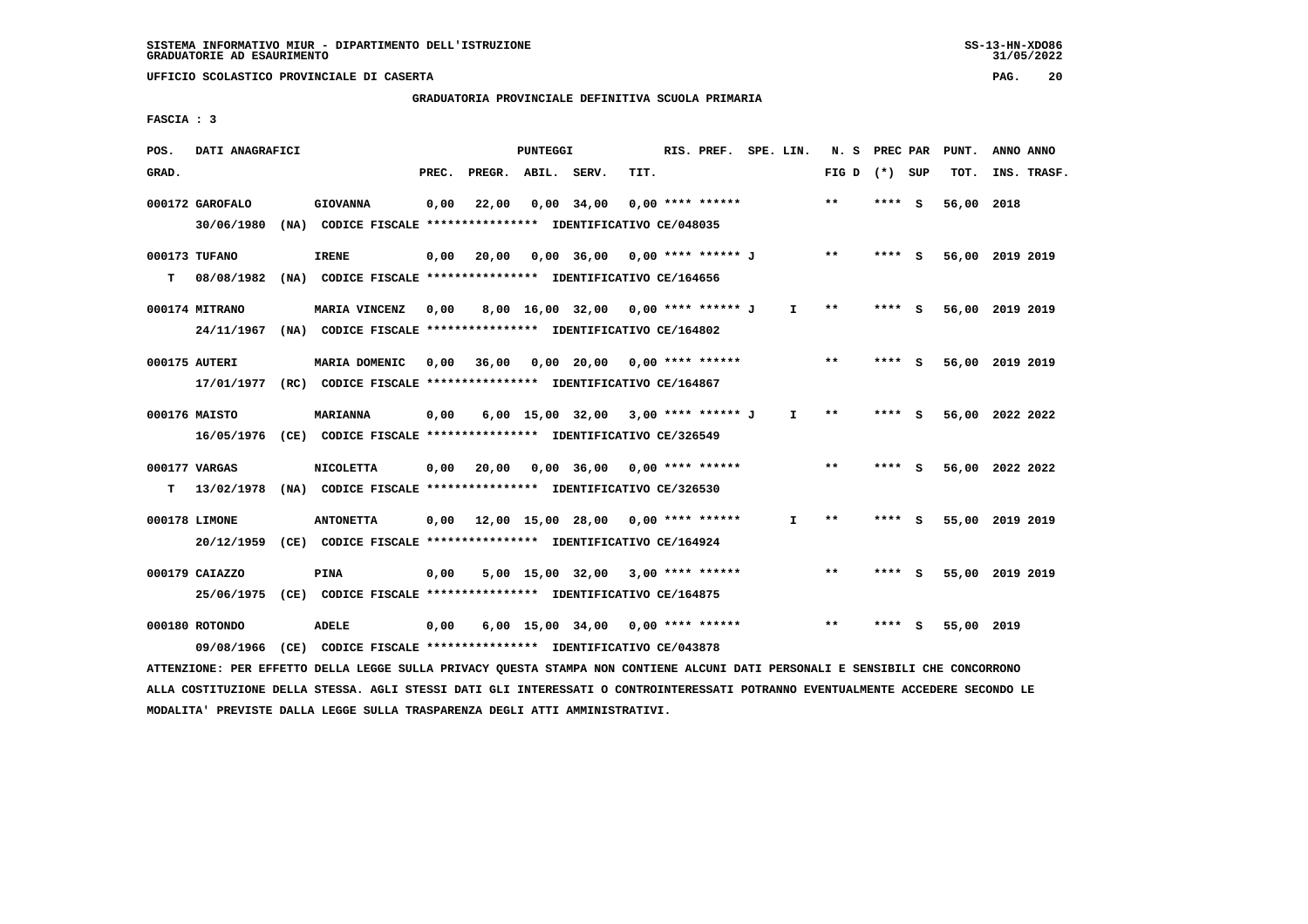SISTEMA INFORMATIVO MIUR - DIPARTIMENTO DELL'ISTRUZIONE
GRADUATORIE AD ESAURIMENTO

UFFICIO SCOLASTICO PROVINCIALE DI CASERTA

GRADUATORIA PROVINCIALE DEFINITIVA SCUOLA PRIMARIA

FASCIA : 3

| POS. GRAD. | DATI ANAGRAFICI | | PREC. | PREGR. | ABIL. | SERV. | TIT. | RIS. PREF. | SPE. LIN. | N. S FIG D | PREC PAR (*) | SUP | PUNT. TOT. | ANNO INS. | ANNO TRASF. |
|---|---|---|---|---|---|---|---|---|---|---|---|---|---|---|---|
| 000172 | GAROFALO | GIOVANNA | 0,00 | 22,00 | 0,00 | 34,00 | 0,00 | **** ****** | | ** | **** | S | 56,00 | 2018 | |
| | 30/06/1980 (NA) CODICE FISCALE **************** IDENTIFICATIVO CE/048035 | | | | | | | | | | | | | | |
| 000173 | TUFANO | IRENE | 0,00 | 20,00 | 0,00 | 36,00 | 0,00 | **** ****** J | | ** | **** | S | 56,00 | 2019 | 2019 |
| T | 08/08/1982 (NA) CODICE FISCALE **************** IDENTIFICATIVO CE/164656 | | | | | | | | | | | | | | |
| 000174 | MITRANO | MARIA VINCENZ | 0,00 | 8,00 | 16,00 | 32,00 | 0,00 | **** ****** J | I | ** | **** | S | 56,00 | 2019 | 2019 |
| | 24/11/1967 (NA) CODICE FISCALE **************** IDENTIFICATIVO CE/164802 | | | | | | | | | | | | | | |
| 000175 | AUTERI | MARIA DOMENIC | 0,00 | 36,00 | 0,00 | 20,00 | 0,00 | **** ****** | | ** | **** | S | 56,00 | 2019 | 2019 |
| | 17/01/1977 (RC) CODICE FISCALE **************** IDENTIFICATIVO CE/164867 | | | | | | | | | | | | | | |
| 000176 | MAISTO | MARIANNA | 0,00 | 6,00 | 15,00 | 32,00 | 3,00 | **** ****** J | I | ** | **** | S | 56,00 | 2022 | 2022 |
| | 16/05/1976 (CE) CODICE FISCALE **************** IDENTIFICATIVO CE/326549 | | | | | | | | | | | | | | |
| 000177 | VARGAS | NICOLETTA | 0,00 | 20,00 | 0,00 | 36,00 | 0,00 | **** ****** | | ** | **** | S | 56,00 | 2022 | 2022 |
| T | 13/02/1978 (NA) CODICE FISCALE **************** IDENTIFICATIVO CE/326530 | | | | | | | | | | | | | | |
| 000178 | LIMONE | ANTONETTA | 0,00 | 12,00 | 15,00 | 28,00 | 0,00 | **** ****** | I | ** | **** | S | 55,00 | 2019 | 2019 |
| | 20/12/1959 (CE) CODICE FISCALE **************** IDENTIFICATIVO CE/164924 | | | | | | | | | | | | | | |
| 000179 | CAIAZZO | PINA | 0,00 | 5,00 | 15,00 | 32,00 | 3,00 | **** ****** | | ** | **** | S | 55,00 | 2019 | 2019 |
| | 25/06/1975 (CE) CODICE FISCALE **************** IDENTIFICATIVO CE/164875 | | | | | | | | | | | | | | |
| 000180 | ROTONDO | ADELE | 0,00 | 6,00 | 15,00 | 34,00 | 0,00 | **** ****** | | ** | **** | S | 55,00 | 2019 | |
| | 09/08/1966 (CE) CODICE FISCALE **************** IDENTIFICATIVO CE/043878 | | | | | | | | | | | | | | |

ATTENZIONE: PER EFFETTO DELLA LEGGE SULLA PRIVACY QUESTA STAMPA NON CONTIENE ALCUNI DATI PERSONALI E SENSIBILI CHE CONCORRONO ALLA COSTITUZIONE DELLA STESSA. AGLI STESSI DATI GLI INTERESSATI O CONTROINTERESSATI POTRANNO EVENTUALMENTE ACCEDERE SECONDO LE MODALITA' PREVISTE DALLA LEGGE SULLA TRASPARENZA DEGLI ATTI AMMINISTRATIVI.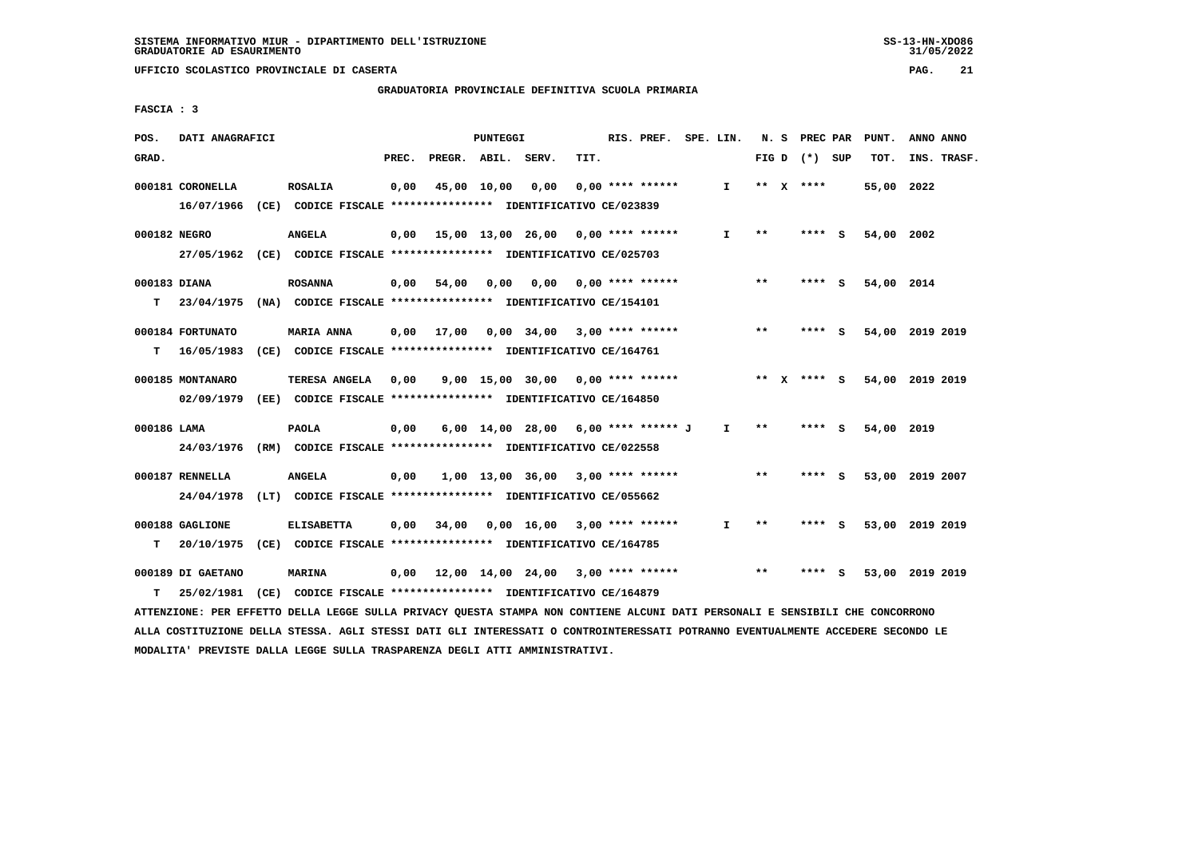SISTEMA INFORMATIVO MIUR - DIPARTIMENTO DELL'ISTRUZIONE
GRADUATORIE AD ESAURIMENTO

UFFICIO SCOLASTICO PROVINCIALE DI CASERTA

GRADUATORIA PROVINCIALE DEFINITIVA SCUOLA PRIMARIA

FASCIA : 3

| POS. GRAD. | DATI ANAGRAFICI | | PREC. | PREGR. | ABIL. | SERV. | TIT. | RIS. PREF. | SPE. LIN. | N. S FIG D | PREC PAR (*) SUP | PUNT. TOT. | ANNO INS. | ANNO TRASF. |
|---|---|---|---|---|---|---|---|---|---|---|---|---|---|---|
| 000181 | CORONELLA | ROSALIA | 0,00 | 45,00 | 10,00 | 0,00 | 0,00 | **** ****** | I | ** X | **** | 55,00 | 2022 | |
| | 16/07/1966 (CE) CODICE FISCALE **************** IDENTIFICATIVO CE/023839 | | | | | | | | | | | | | |
| 000182 | NEGRO | ANGELA | 0,00 | 15,00 | 13,00 | 26,00 | 0,00 | **** ****** | I | ** | **** S | 54,00 | 2002 | |
| | 27/05/1962 (CE) CODICE FISCALE **************** IDENTIFICATIVO CE/025703 | | | | | | | | | | | | | |
| 000183 | DIANA | ROSANNA | 0,00 | 54,00 | 0,00 | 0,00 | 0,00 | **** ****** | | ** | **** S | 54,00 | 2014 | |
| T | 23/04/1975 (NA) CODICE FISCALE **************** IDENTIFICATIVO CE/154101 | | | | | | | | | | | | | |
| 000184 | FORTUNATO | MARIA ANNA | 0,00 | 17,00 | 0,00 | 34,00 | 3,00 | **** ****** | | ** | **** S | 54,00 | 2019 | 2019 |
| T | 16/05/1983 (CE) CODICE FISCALE **************** IDENTIFICATIVO CE/164761 | | | | | | | | | | | | | |
| 000185 | MONTANARO | TERESA ANGELA | 0,00 | 9,00 | 15,00 | 30,00 | 0,00 | **** ****** | | ** X | **** S | 54,00 | 2019 | 2019 |
| | 02/09/1979 (EE) CODICE FISCALE **************** IDENTIFICATIVO CE/164850 | | | | | | | | | | | | | |
| 000186 | LAMA | PAOLA | 0,00 | 6,00 | 14,00 | 28,00 | 6,00 | **** ****** J | I | ** | **** S | 54,00 | 2019 | |
| | 24/03/1976 (RM) CODICE FISCALE **************** IDENTIFICATIVO CE/022558 | | | | | | | | | | | | | |
| 000187 | RENNELLA | ANGELA | 0,00 | 1,00 | 13,00 | 36,00 | 3,00 | **** ****** | | ** | **** S | 53,00 | 2019 | 2007 |
| | 24/04/1978 (LT) CODICE FISCALE **************** IDENTIFICATIVO CE/055662 | | | | | | | | | | | | | |
| 000188 | GAGLIONE | ELISABETTA | 0,00 | 34,00 | 0,00 | 16,00 | 3,00 | **** ****** | I | ** | **** S | 53,00 | 2019 | 2019 |
| T | 20/10/1975 (CE) CODICE FISCALE **************** IDENTIFICATIVO CE/164785 | | | | | | | | | | | | | |
| 000189 | DI GAETANO | MARINA | 0,00 | 12,00 | 14,00 | 24,00 | 3,00 | **** ****** | | ** | **** S | 53,00 | 2019 | 2019 |
| T | 25/02/1981 (CE) CODICE FISCALE **************** IDENTIFICATIVO CE/164879 | | | | | | | | | | | | | |

ATTENZIONE: PER EFFETTO DELLA LEGGE SULLA PRIVACY QUESTA STAMPA NON CONTIENE ALCUNI DATI PERSONALI E SENSIBILI CHE CONCORRONO ALLA COSTITUZIONE DELLA STESSA. AGLI STESSI DATI GLI INTERESSATI O CONTROINTERESSATI POTRANNO EVENTUALMENTE ACCEDERE SECONDO LE MODALITA' PREVISTE DALLA LEGGE SULLA TRASPARENZA DEGLI ATTI AMMINISTRATIVI.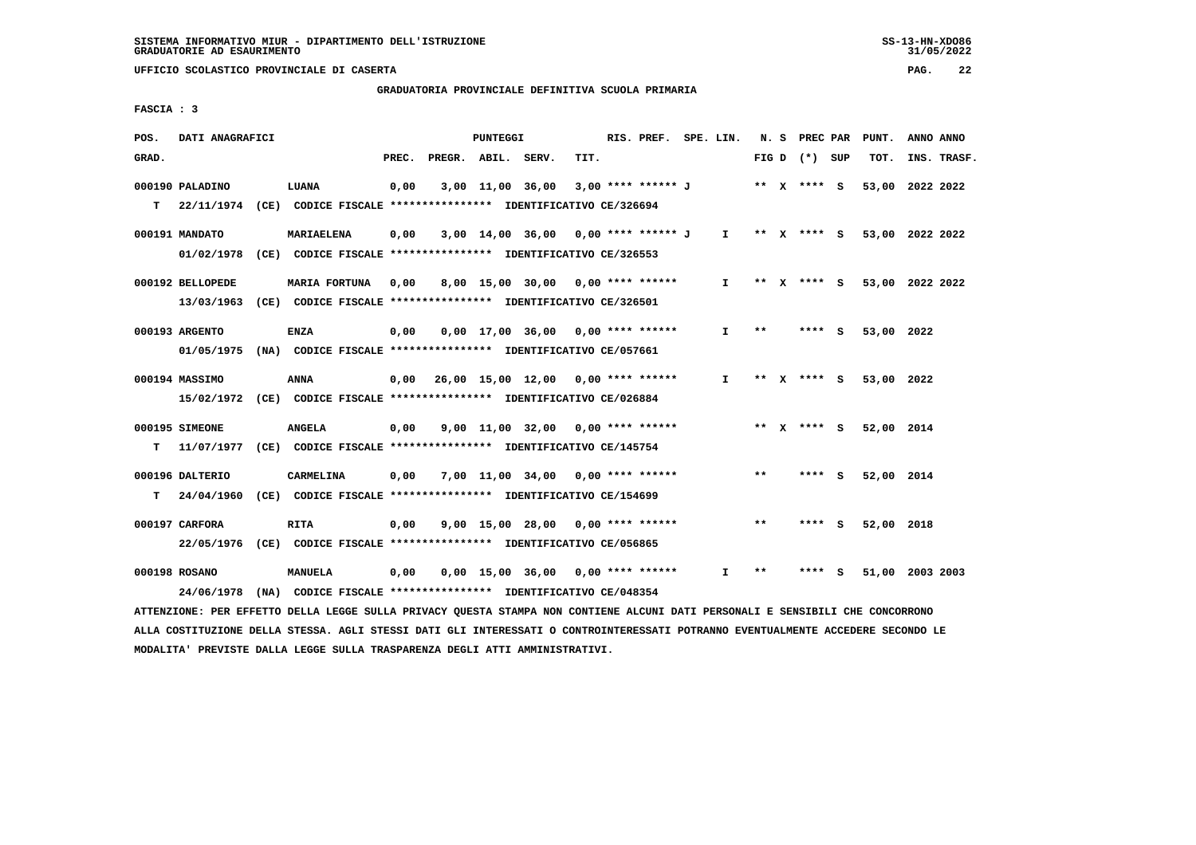SISTEMA INFORMATIVO MIUR - DIPARTIMENTO DELL'ISTRUZIONE
GRADUATORIE AD ESAURIMENTO

UFFICIO SCOLASTICO PROVINCIALE DI CASERTA

GRADUATORIA PROVINCIALE DEFINITIVA SCUOLA PRIMARIA

FASCIA : 3

| POS. GRAD. | DATI ANAGRAFICI | | PREC. | PREGR. | ABIL. | SERV. | TIT. | RIS. PREF. | SPE. LIN. | N. S FIG D | PREC PAR (*) SUP | PUNT. TOT. | ANNO INS. | ANNO TRASF. |
|---|---|---|---|---|---|---|---|---|---|---|---|---|---|---|
| 000190 | PALADINO | LUANA | 0,00 | 3,00 | 11,00 | 36,00 | 3,00 | **** ****** J | | ** X | **** S | 53,00 | 2022 | 2022 |
| T | 22/11/1974 (CE) CODICE FISCALE **************** IDENTIFICATIVO CE/326694 | | | | | | | | | | | | | |
| 000191 | MANDATO | MARIAELENA | 0,00 | 3,00 | 14,00 | 36,00 | 0,00 | **** ****** J | I | ** X | **** S | 53,00 | 2022 | 2022 |
| | 01/02/1978 (CE) CODICE FISCALE **************** IDENTIFICATIVO CE/326553 | | | | | | | | | | | | | |
| 000192 | BELLOPEDE | MARIA FORTUNA | 0,00 | 8,00 | 15,00 | 30,00 | 0,00 | **** ****** | I | ** X | **** S | 53,00 | 2022 | 2022 |
| | 13/03/1963 (CE) CODICE FISCALE **************** IDENTIFICATIVO CE/326501 | | | | | | | | | | | | | |
| 000193 | ARGENTO | ENZA | 0,00 | 0,00 | 17,00 | 36,00 | 0,00 | **** ****** | I | ** | **** S | 53,00 | 2022 | |
| | 01/05/1975 (NA) CODICE FISCALE **************** IDENTIFICATIVO CE/057661 | | | | | | | | | | | | | |
| 000194 | MASSIMO | ANNA | 0,00 | 26,00 | 15,00 | 12,00 | 0,00 | **** ****** | I | ** X | **** S | 53,00 | 2022 | |
| | 15/02/1972 (CE) CODICE FISCALE **************** IDENTIFICATIVO CE/026884 | | | | | | | | | | | | | |
| 000195 | SIMEONE | ANGELA | 0,00 | 9,00 | 11,00 | 32,00 | 0,00 | **** ****** | | ** X | **** S | 52,00 | 2014 | |
| T | 11/07/1977 (CE) CODICE FISCALE **************** IDENTIFICATIVO CE/145754 | | | | | | | | | | | | | |
| 000196 | DALTERIO | CARMELINA | 0,00 | 7,00 | 11,00 | 34,00 | 0,00 | **** ****** | | ** | **** S | 52,00 | 2014 | |
| T | 24/04/1960 (CE) CODICE FISCALE **************** IDENTIFICATIVO CE/154699 | | | | | | | | | | | | | |
| 000197 | CARFORA | RITA | 0,00 | 9,00 | 15,00 | 28,00 | 0,00 | **** ****** | | ** | **** S | 52,00 | 2018 | |
| | 22/05/1976 (CE) CODICE FISCALE **************** IDENTIFICATIVO CE/056865 | | | | | | | | | | | | | |
| 000198 | ROSANO | MANUELA | 0,00 | 0,00 | 15,00 | 36,00 | 0,00 | **** ****** | I | ** | **** S | 51,00 | 2003 | 2003 |
| | 24/06/1978 (NA) CODICE FISCALE **************** IDENTIFICATIVO CE/048354 | | | | | | | | | | | | | |

ATTENZIONE: PER EFFETTO DELLA LEGGE SULLA PRIVACY QUESTA STAMPA NON CONTIENE ALCUNI DATI PERSONALI E SENSIBILI CHE CONCORRONO ALLA COSTITUZIONE DELLA STESSA. AGLI STESSI DATI GLI INTERESSATI O CONTROINTERESSATI POTRANNO EVENTUALMENTE ACCEDERE SECONDO LE MODALITA' PREVISTE DALLA LEGGE SULLA TRASPARENZA DEGLI ATTI AMMINISTRATIVI.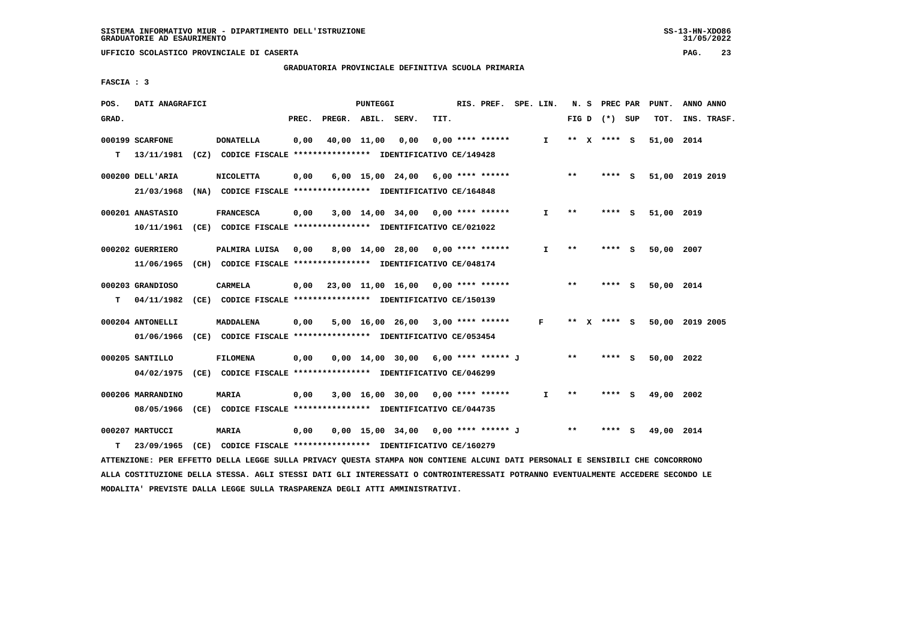GRADUATORIA PROVINCIALE DEFINITIVA SCUOLA PRIMARIA

FASCIA : 3

| POS. GRAD. | DATI ANAGRAFICI | | PREC. | PREGR. | ABIL. | SERV. | TIT. | RIS. PREF. | SPE. LIN. | N. S FIG D | PREC PAR (*) | SUP | PUNT. TOT. | ANNO INS. | ANNO TRASF. |
|---|---|---|---|---|---|---|---|---|---|---|---|---|---|---|---|
| 000199 | SCARFONE | DONATELLA | 0,00 | 40,00 | 11,00 | 0,00 | 0,00 | **** ****** | I | ** X | **** | S | 51,00 | 2014 | |
| T | 13/11/1981 (CZ) CODICE FISCALE **************** IDENTIFICATIVO CE/149428 | | | | | | | | | | | | | | |
| 000200 | DELL'ARIA | NICOLETTA | 0,00 | 6,00 | 15,00 | 24,00 | 6,00 | **** ****** | | ** | **** | S | 51,00 | 2019 | 2019 |
| | 21/03/1968 (NA) CODICE FISCALE **************** IDENTIFICATIVO CE/164848 | | | | | | | | | | | | | | |
| 000201 | ANASTASIO | FRANCESCA | 0,00 | 3,00 | 14,00 | 34,00 | 0,00 | **** ****** | I | ** | **** | S | 51,00 | 2019 | |
| | 10/11/1961 (CE) CODICE FISCALE **************** IDENTIFICATIVO CE/021022 | | | | | | | | | | | | | | |
| 000202 | GUERRIERO | PALMIRA LUISA | 0,00 | 8,00 | 14,00 | 28,00 | 0,00 | **** ****** | I | ** | **** | S | 50,00 | 2007 | |
| | 11/06/1965 (CH) CODICE FISCALE **************** IDENTIFICATIVO CE/048174 | | | | | | | | | | | | | | |
| 000203 | GRANDIOSO | CARMELA | 0,00 | 23,00 | 11,00 | 16,00 | 0,00 | **** ****** | | ** | **** | S | 50,00 | 2014 | |
| T | 04/11/1982 (CE) CODICE FISCALE **************** IDENTIFICATIVO CE/150139 | | | | | | | | | | | | | | |
| 000204 | ANTONELLI | MADDALENA | 0,00 | 5,00 | 16,00 | 26,00 | 3,00 | **** ****** | F | ** X | **** | S | 50,00 | 2019 | 2005 |
| | 01/06/1966 (CE) CODICE FISCALE **************** IDENTIFICATIVO CE/053454 | | | | | | | | | | | | | | |
| 000205 | SANTILLO | FILOMENA | 0,00 | 0,00 | 14,00 | 30,00 | 6,00 | **** ****** J | | ** | **** | S | 50,00 | 2022 | |
| | 04/02/1975 (CE) CODICE FISCALE **************** IDENTIFICATIVO CE/046299 | | | | | | | | | | | | | | |
| 000206 | MARRANDINO | MARIA | 0,00 | 3,00 | 16,00 | 30,00 | 0,00 | **** ****** | I | ** | **** | S | 49,00 | 2002 | |
| | 08/05/1966 (CE) CODICE FISCALE **************** IDENTIFICATIVO CE/044735 | | | | | | | | | | | | | | |
| 000207 | MARTUCCI | MARIA | 0,00 | 0,00 | 15,00 | 34,00 | 0,00 | **** ****** J | | ** | **** | S | 49,00 | 2014 | |
| T | 23/09/1965 (CE) CODICE FISCALE **************** IDENTIFICATIVO CE/160279 | | | | | | | | | | | | | | |

ATTENZIONE: PER EFFETTO DELLA LEGGE SULLA PRIVACY QUESTA STAMPA NON CONTIENE ALCUNI DATI PERSONALI E SENSIBILI CHE CONCORRONO ALLA COSTITUZIONE DELLA STESSA. AGLI STESSI DATI GLI INTERESSATI O CONTROINTERESSATI POTRANNO EVENTUALMENTE ACCEDERE SECONDO LE MODALITA' PREVISTE DALLA LEGGE SULLA TRASPARENZA DEGLI ATTI AMMINISTRATIVI.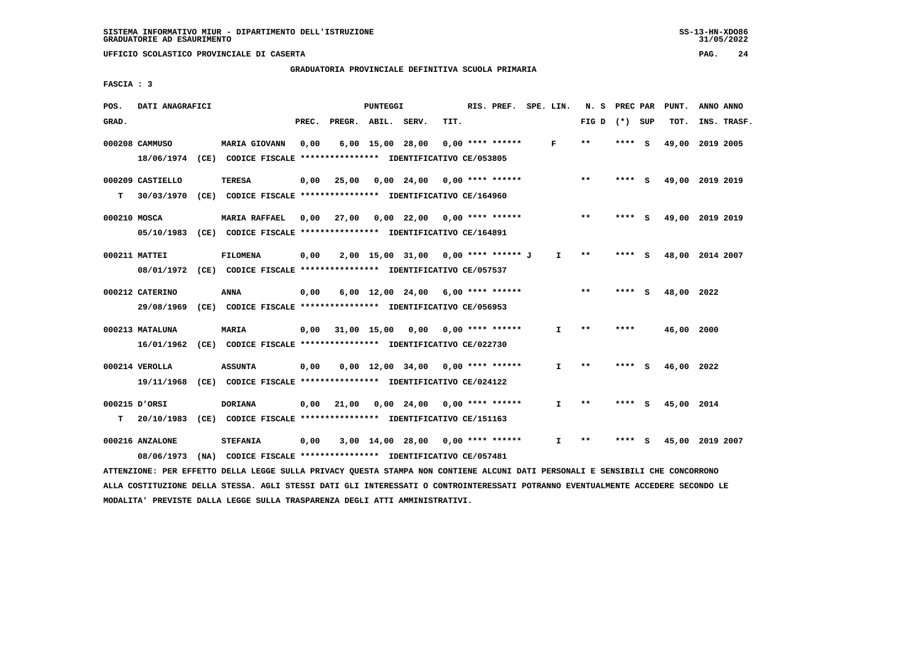SISTEMA INFORMATIVO MIUR - DIPARTIMENTO DELL'ISTRUZIONE
GRADUATORIE AD ESAURIMENTO

UFFICIO SCOLASTICO PROVINCIALE DI CASERTA

GRADUATORIA PROVINCIALE DEFINITIVA SCUOLA PRIMARIA

FASCIA : 3

| POS. GRAD. | DATI ANAGRAFICI | | PREC. | PREGR. | ABIL. | SERV. | TIT. | RIS. PREF. | SPE. LIN. | N. S FIG D | PREC PAR (*) SUP | PUNT. TOT. | ANNO ANNO INS. TRASF. |
|---|---|---|---|---|---|---|---|---|---|---|---|---|---|
| 000208 | CAMMUSO | MARIA GIOVANN | 0,00 | 6,00 | 15,00 | 28,00 | 0,00 | **** ****** | F | ** | **** S | 49,00 | 2019 2005 |
| | 18/06/1974 (CE) CODICE FISCALE **************** IDENTIFICATIVO CE/053805 | | | | | | | | | | | | |
| 000209 | CASTIELLO | TERESA | 0,00 | 25,00 | 0,00 | 24,00 | 0,00 | **** ****** | | ** | **** S | 49,00 | 2019 2019 |
| T | 30/03/1970 (CE) CODICE FISCALE **************** IDENTIFICATIVO CE/164960 | | | | | | | | | | | | |
| 000210 | MOSCA | MARIA RAFFAEL | 0,00 | 27,00 | 0,00 | 22,00 | 0,00 | **** ****** | | ** | **** S | 49,00 | 2019 2019 |
| | 05/10/1983 (CE) CODICE FISCALE **************** IDENTIFICATIVO CE/164891 | | | | | | | | | | | | |
| 000211 | MATTEI | FILOMENA | 0,00 | 2,00 | 15,00 | 31,00 | 0,00 | **** ****** J | I | ** | **** S | 48,00 | 2014 2007 |
| | 08/01/1972 (CE) CODICE FISCALE **************** IDENTIFICATIVO CE/057537 | | | | | | | | | | | | |
| 000212 | CATERINO | ANNA | 0,00 | 6,00 | 12,00 | 24,00 | 6,00 | **** ****** | | ** | **** S | 48,00 | 2022 |
| | 29/08/1969 (CE) CODICE FISCALE **************** IDENTIFICATIVO CE/056953 | | | | | | | | | | | | |
| 000213 | MATALUNA | MARIA | 0,00 | 31,00 | 15,00 | 0,00 | 0,00 | **** ****** | I | ** | **** | 46,00 | 2000 |
| | 16/01/1962 (CE) CODICE FISCALE **************** IDENTIFICATIVO CE/022730 | | | | | | | | | | | | |
| 000214 | VEROLLA | ASSUNTA | 0,00 | 0,00 | 12,00 | 34,00 | 0,00 | **** ****** | I | ** | **** S | 46,00 | 2022 |
| | 19/11/1968 (CE) CODICE FISCALE **************** IDENTIFICATIVO CE/024122 | | | | | | | | | | | | |
| 000215 | D'ORSI | DORIANA | 0,00 | 21,00 | 0,00 | 24,00 | 0,00 | **** ****** | I | ** | **** S | 45,00 | 2014 |
| T | 20/10/1983 (CE) CODICE FISCALE **************** IDENTIFICATIVO CE/151163 | | | | | | | | | | | | |
| 000216 | ANZALONE | STEFANIA | 0,00 | 3,00 | 14,00 | 28,00 | 0,00 | **** ****** | I | ** | **** S | 45,00 | 2019 2007 |
| | 08/06/1973 (NA) CODICE FISCALE **************** IDENTIFICATIVO CE/057481 | | | | | | | | | | | | |

ATTENZIONE: PER EFFETTO DELLA LEGGE SULLA PRIVACY QUESTA STAMPA NON CONTIENE ALCUNI DATI PERSONALI E SENSIBILI CHE CONCORRONO ALLA COSTITUZIONE DELLA STESSA. AGLI STESSI DATI GLI INTERESSATI O CONTROINTERESSATI POTRANNO EVENTUALMENTE ACCEDERE SECONDO LE MODALITA' PREVISTE DALLA LEGGE SULLA TRASPARENZA DEGLI ATTI AMMINISTRATIVI.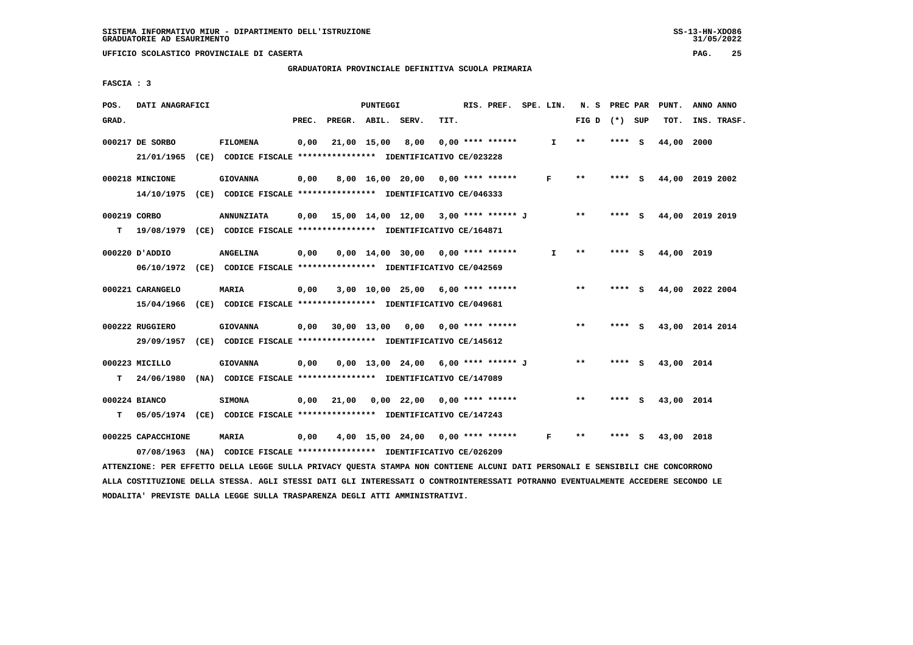SISTEMA INFORMATIVO MIUR - DIPARTIMENTO DELL'ISTRUZIONE
GRADUATORIE AD ESAURIMENTO

UFFICIO SCOLASTICO PROVINCIALE DI CASERTA

GRADUATORIA PROVINCIALE DEFINITIVA SCUOLA PRIMARIA

FASCIA : 3

| POS. GRAD. | DATI ANAGRAFICI | | PREC. | PREGR. | ABIL. | SERV. | TIT. | RIS. PREF. | SPE. LIN. | N. S FIG D | PREC PAR (*) SUP | PUNT. TOT. | ANNO INS. | ANNO TRASF. |
|---|---|---|---|---|---|---|---|---|---|---|---|---|---|---|
| 000217 | DE SORBO<br>21/01/1965 (CE) CODICE FISCALE **************** IDENTIFICATIVO CE/023228 | FILOMENA | 0,00 | 21,00 | 15,00 | 8,00 | 0,00 | **** ****** | I | ** | **** S | 44,00 | 2000 | |
| 000218 | MINCIONE<br>14/10/1975 (CE) CODICE FISCALE **************** IDENTIFICATIVO CE/046333 | GIOVANNA | 0,00 | 8,00 | 16,00 | 20,00 | 0,00 | **** ****** | F | ** | **** S | 44,00 | 2019 | 2002 |
| 000219 | CORBO<br>T 19/08/1979 (CE) CODICE FISCALE **************** IDENTIFICATIVO CE/164871 | ANNUNZIATA | 0,00 | 15,00 | 14,00 | 12,00 | 3,00 | **** ****** J | | ** | **** S | 44,00 | 2019 | 2019 |
| 000220 | D'ADDIO<br>06/10/1972 (CE) CODICE FISCALE **************** IDENTIFICATIVO CE/042569 | ANGELINA | 0,00 | 0,00 | 14,00 | 30,00 | 0,00 | **** ****** | I | ** | **** S | 44,00 | 2019 | |
| 000221 | CARANGELO<br>15/04/1966 (CE) CODICE FISCALE **************** IDENTIFICATIVO CE/049681 | MARIA | 0,00 | 3,00 | 10,00 | 25,00 | 6,00 | **** ****** | | ** | **** S | 44,00 | 2022 | 2004 |
| 000222 | RUGGIERO<br>29/09/1957 (CE) CODICE FISCALE **************** IDENTIFICATIVO CE/145612 | GIOVANNA | 0,00 | 30,00 | 13,00 | 0,00 | 0,00 | **** ****** | | ** | **** S | 43,00 | 2014 | 2014 |
| 000223 | MICILLO<br>T 24/06/1980 (NA) CODICE FISCALE **************** IDENTIFICATIVO CE/147089 | GIOVANNA | 0,00 | 0,00 | 13,00 | 24,00 | 6,00 | **** ****** J | | ** | **** S | 43,00 | 2014 | |
| 000224 | BIANCO<br>T 05/05/1974 (CE) CODICE FISCALE **************** IDENTIFICATIVO CE/147243 | SIMONA | 0,00 | 21,00 | 0,00 | 22,00 | 0,00 | **** ****** | | ** | **** S | 43,00 | 2014 | |
| 000225 | CAPACCHIONE<br>07/08/1963 (NA) CODICE FISCALE **************** IDENTIFICATIVO CE/026209 | MARIA | 0,00 | 4,00 | 15,00 | 24,00 | 0,00 | **** ****** | F | ** | **** S | 43,00 | 2018 | |

ATTENZIONE: PER EFFETTO DELLA LEGGE SULLA PRIVACY QUESTA STAMPA NON CONTIENE ALCUNI DATI PERSONALI E SENSIBILI CHE CONCORRONO ALLA COSTITUZIONE DELLA STESSA. AGLI STESSI DATI GLI INTERESSATI O CONTROINTERESSATI POTRANNO EVENTUALMENTE ACCEDERE SECONDO LE MODALITA' PREVISTE DALLA LEGGE SULLA TRASPARENZA DEGLI ATTI AMMINISTRATIVI.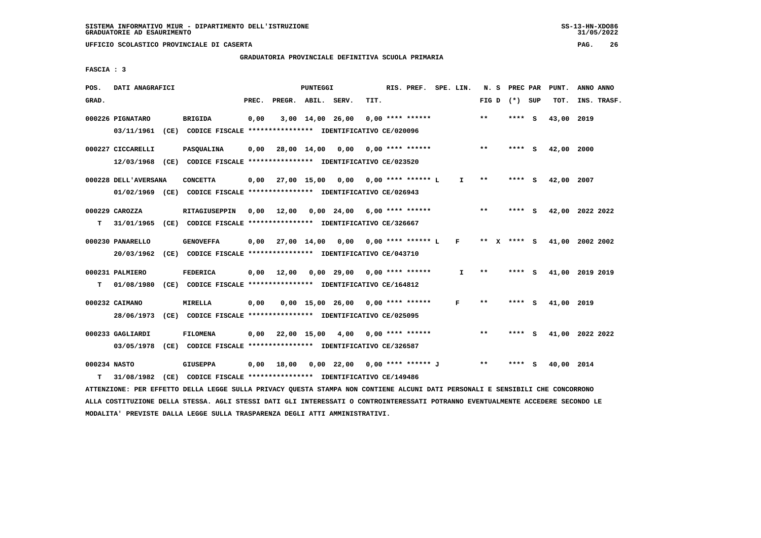SISTEMA INFORMATIVO MIUR - DIPARTIMENTO DELL'ISTRUZIONE
GRADUATORIE AD ESAURIMENTO

UFFICIO SCOLASTICO PROVINCIALE DI CASERTA

GRADUATORIA PROVINCIALE DEFINITIVA SCUOLA PRIMARIA

FASCIA : 3

| POS. GRAD. | DATI ANAGRAFICI | | PREC. | PREGR. | ABIL. | SERV. | TIT. | RIS. PREF. | SPE. LIN. | N. S FIG D | PREC PAR (*) SUP | PUNT. TOT. | ANNO ANNO INS. TRASF. |
|---|---|---|---|---|---|---|---|---|---|---|---|---|---|
| 000226 | PIGNATARO | BRIGIDA | 0,00 | 3,00 | 14,00 | 26,00 | 0,00 | **** ****** | | ** | **** S | 43,00 | 2019 |
| | 03/11/1961 (CE) CODICE FISCALE **************** IDENTIFICATIVO CE/020096 | | | | | | | | | | | | |
| 000227 | CICCARELLI | PASQUALINA | 0,00 | 28,00 | 14,00 | 0,00 | 0,00 | **** ****** | | ** | **** S | 42,00 | 2000 |
| | 12/03/1968 (CE) CODICE FISCALE **************** IDENTIFICATIVO CE/023520 | | | | | | | | | | | | |
| 000228 | DELL'AVERSANA | CONCETTA | 0,00 | 27,00 | 15,00 | 0,00 | 0,00 | **** ****** L | I | ** | **** S | 42,00 | 2007 |
| | 01/02/1969 (CE) CODICE FISCALE **************** IDENTIFICATIVO CE/026943 | | | | | | | | | | | | |
| 000229 | CAROZZA | RITAGIUSEPPIN | 0,00 | 12,00 | 0,00 | 24,00 | 6,00 | **** ****** | | ** | **** S | 42,00 | 2022 2022 |
| T | 31/01/1965 (CE) CODICE FISCALE **************** IDENTIFICATIVO CE/326667 | | | | | | | | | | | | |
| 000230 | PANARELLO | GENOVEFFA | 0,00 | 27,00 | 14,00 | 0,00 | 0,00 | **** ****** L | F | ** X | **** S | 41,00 | 2002 2002 |
| | 20/03/1962 (CE) CODICE FISCALE **************** IDENTIFICATIVO CE/043710 | | | | | | | | | | | | |
| 000231 | PALMIERO | FEDERICA | 0,00 | 12,00 | 0,00 | 29,00 | 0,00 | **** ****** | I | ** | **** S | 41,00 | 2019 2019 |
| T | 01/08/1980 (CE) CODICE FISCALE **************** IDENTIFICATIVO CE/164812 | | | | | | | | | | | | |
| 000232 | CAIMANO | MIRELLA | 0,00 | 0,00 | 15,00 | 26,00 | 0,00 | **** ****** | F | ** | **** S | 41,00 | 2019 |
| | 28/06/1973 (CE) CODICE FISCALE **************** IDENTIFICATIVO CE/025095 | | | | | | | | | | | | |
| 000233 | GAGLIARDI | FILOMENA | 0,00 | 22,00 | 15,00 | 4,00 | 0,00 | **** ****** | | ** | **** S | 41,00 | 2022 2022 |
| | 03/05/1978 (CE) CODICE FISCALE **************** IDENTIFICATIVO CE/326587 | | | | | | | | | | | | |
| 000234 | NASTO | GIUSEPPA | 0,00 | 18,00 | 0,00 | 22,00 | 0,00 | **** ****** J | | ** | **** S | 40,00 | 2014 |
| T | 31/08/1982 (CE) CODICE FISCALE **************** IDENTIFICATIVO CE/149486 | | | | | | | | | | | | |

ATTENZIONE: PER EFFETTO DELLA LEGGE SULLA PRIVACY QUESTA STAMPA NON CONTIENE ALCUNI DATI PERSONALI E SENSIBILI CHE CONCORRONO ALLA COSTITUZIONE DELLA STESSA. AGLI STESSI DATI GLI INTERESSATI O CONTROINTERESSATI POTRANNO EVENTUALMENTE ACCEDERE SECONDO LE MODALITA' PREVISTE DALLA LEGGE SULLA TRASPARENZA DEGLI ATTI AMMINISTRATIVI.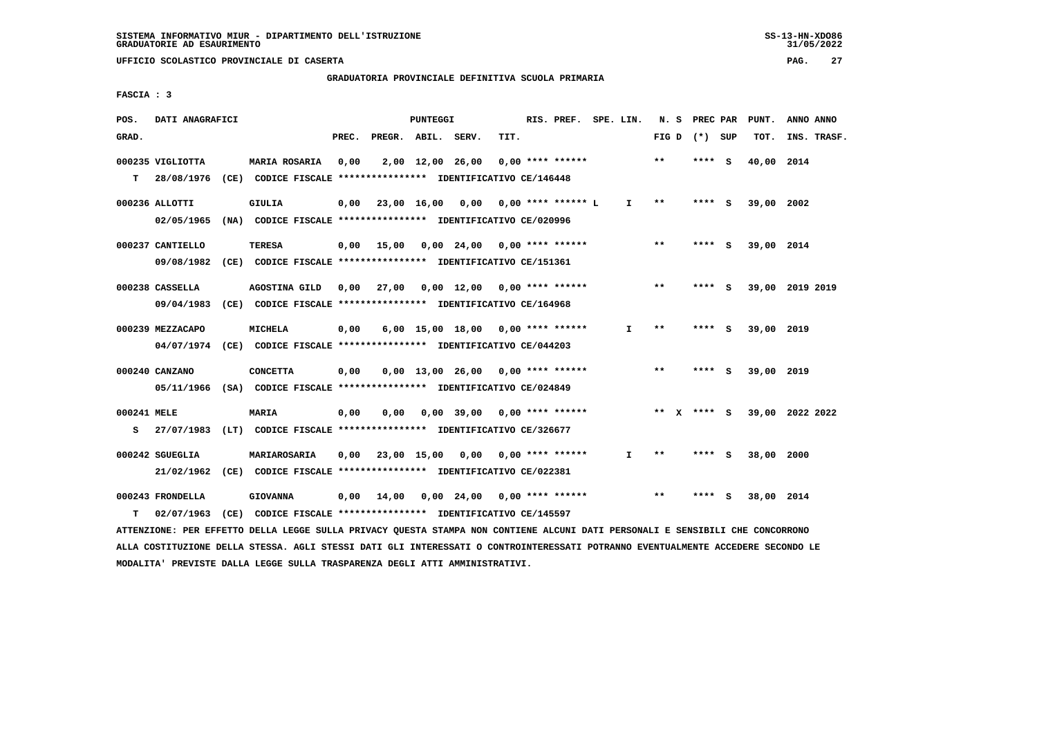SISTEMA INFORMATIVO MIUR - DIPARTIMENTO DELL'ISTRUZIONE
GRADUATORIE AD ESAURIMENTO

UFFICIO SCOLASTICO PROVINCIALE DI CASERTA

GRADUATORIA PROVINCIALE DEFINITIVA SCUOLA PRIMARIA

FASCIA : 3

| POS. GRAD. | DATI ANAGRAFICI | | PREC. | PREGR. | ABIL. | SERV. | TIT. | RIS. PREF. | SPE. LIN. | N. S FIG D | PREC PAR (*) SUP | PUNT. TOT. | ANNO INS. | ANNO TRASF. |
|---|---|---|---|---|---|---|---|---|---|---|---|---|---|---|
| 000235 | VIGLIOTTA | MARIA ROSARIA | 0,00 | 2,00 | 12,00 | 26,00 | 0,00 | **** ****** | | ** | **** S | 40,00 | 2014 | |
| T | 28/08/1976 (CE) CODICE FISCALE **************** IDENTIFICATIVO CE/146448 | | | | | | | | | | | | | |
| 000236 | ALLOTTI | GIULIA | 0,00 | 23,00 | 16,00 | 0,00 | 0,00 | **** ****** L | I | ** | **** S | 39,00 | 2002 | |
| | 02/05/1965 (NA) CODICE FISCALE **************** IDENTIFICATIVO CE/020996 | | | | | | | | | | | | | |
| 000237 | CANTIELLO | TERESA | 0,00 | 15,00 | 0,00 | 24,00 | 0,00 | **** ****** | | ** | **** S | 39,00 | 2014 | |
| | 09/08/1982 (CE) CODICE FISCALE **************** IDENTIFICATIVO CE/151361 | | | | | | | | | | | | | |
| 000238 | CASSELLA | AGOSTINA GILD | 0,00 | 27,00 | 0,00 | 12,00 | 0,00 | **** ****** | | ** | **** S | 39,00 | 2019 | 2019 |
| | 09/04/1983 (CE) CODICE FISCALE **************** IDENTIFICATIVO CE/164968 | | | | | | | | | | | | | |
| 000239 | MEZZACAPO | MICHELA | 0,00 | 6,00 | 15,00 | 18,00 | 0,00 | **** ****** | I | ** | **** S | 39,00 | 2019 | |
| | 04/07/1974 (CE) CODICE FISCALE **************** IDENTIFICATIVO CE/044203 | | | | | | | | | | | | | |
| 000240 | CANZANO | CONCETTA | 0,00 | 0,00 | 13,00 | 26,00 | 0,00 | **** ****** | | ** | **** S | 39,00 | 2019 | |
| | 05/11/1966 (SA) CODICE FISCALE **************** IDENTIFICATIVO CE/024849 | | | | | | | | | | | | | |
| 000241 | MELE | MARIA | 0,00 | 0,00 | 0,00 | 39,00 | 0,00 | **** ****** | | ** X | **** S | 39,00 | 2022 | 2022 |
| S | 27/07/1983 (LT) CODICE FISCALE **************** IDENTIFICATIVO CE/326677 | | | | | | | | | | | | | |
| 000242 | SGUEGLIA | MARIAROSARIA | 0,00 | 23,00 | 15,00 | 0,00 | 0,00 | **** ****** | I | ** | **** S | 38,00 | 2000 | |
| | 21/02/1962 (CE) CODICE FISCALE **************** IDENTIFICATIVO CE/022381 | | | | | | | | | | | | | |
| 000243 | FRONDELLA | GIOVANNA | 0,00 | 14,00 | 0,00 | 24,00 | 0,00 | **** ****** | | ** | **** S | 38,00 | 2014 | |
| T | 02/07/1963 (CE) CODICE FISCALE **************** IDENTIFICATIVO CE/145597 | | | | | | | | | | | | | |

ATTENZIONE: PER EFFETTO DELLA LEGGE SULLA PRIVACY QUESTA STAMPA NON CONTIENE ALCUNI DATI PERSONALI E SENSIBILI CHE CONCORRONO ALLA COSTITUZIONE DELLA STESSA. AGLI STESSI DATI GLI INTERESSATI O CONTROINTERESSATI POTRANNO EVENTUALMENTE ACCEDERE SECONDO LE MODALITA' PREVISTE DALLA LEGGE SULLA TRASPARENZA DEGLI ATTI AMMINISTRATIVI.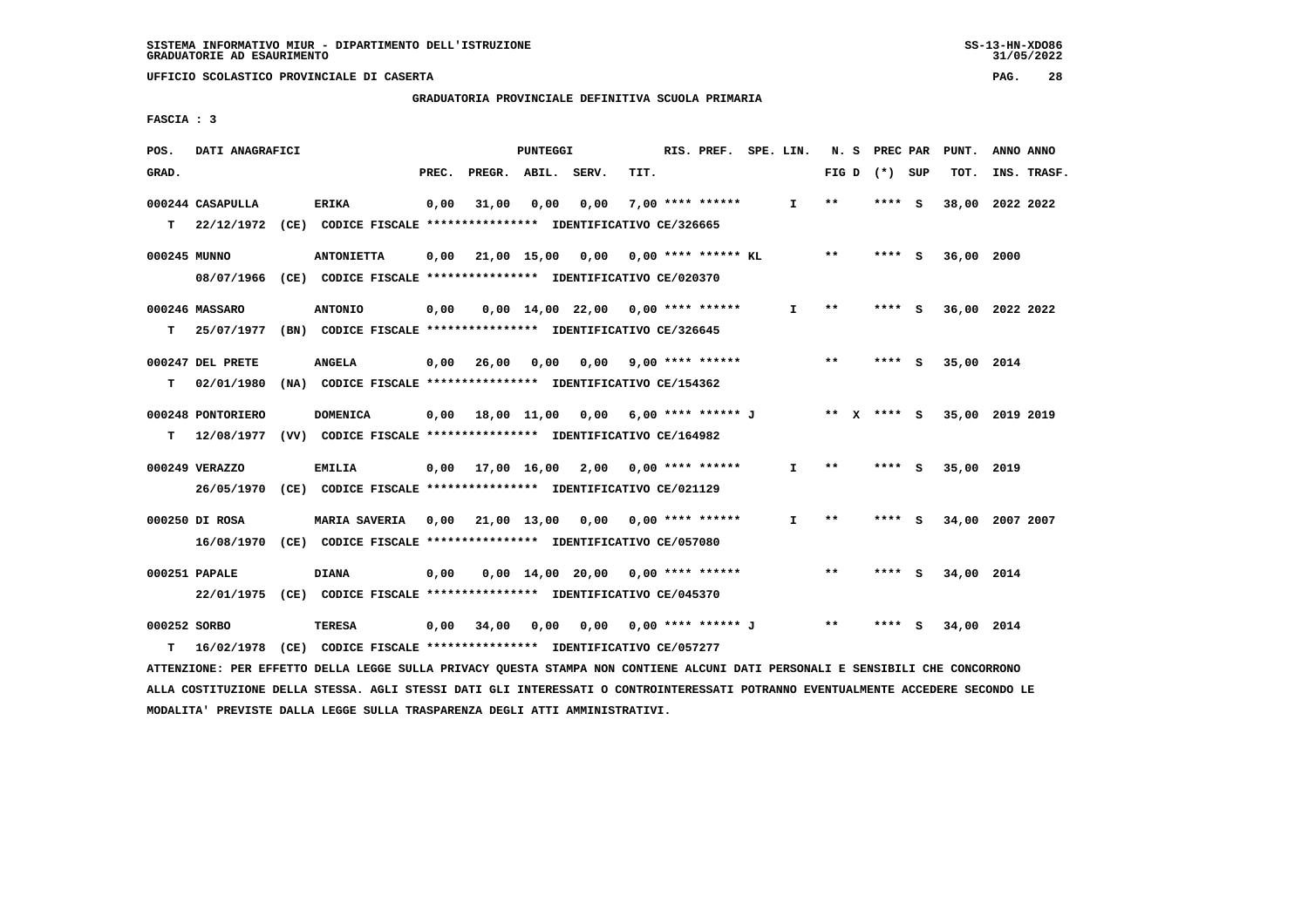SISTEMA INFORMATIVO MIUR - DIPARTIMENTO DELL'ISTRUZIONE
GRADUATORIE AD ESAURIMENTO

UFFICIO SCOLASTICO PROVINCIALE DI CASERTA

GRADUATORIA PROVINCIALE DEFINITIVA SCUOLA PRIMARIA

FASCIA : 3

| POS. GRAD. | DATI ANAGRAFICI | | PREC. | PREGR. | ABIL. | SERV. | TIT. | RIS. PREF. | SPE. LIN. | N. S FIG D | PREC PAR (*) SUP | PUNT. TOT. | ANNO INS. | ANNO TRASF. |
|---|---|---|---|---|---|---|---|---|---|---|---|---|---|---|
| 000244 | CASAPULLA | ERIKA | 0,00 | 31,00 | 0,00 | 0,00 | 7,00 | **** ****** | I | ** | **** S | 38,00 | 2022 | 2022 |
| T | 22/12/1972 (CE) | CODICE FISCALE **************** IDENTIFICATIVO CE/326665 | | | | | | | | | | | | |
| 000245 | MUNNO | ANTONIETTA | 0,00 | 21,00 | 15,00 | 0,00 | 0,00 | **** ****** KL | | ** | **** S | 36,00 | 2000 | |
| | 08/07/1966 (CE) | CODICE FISCALE **************** IDENTIFICATIVO CE/020370 | | | | | | | | | | | | |
| 000246 | MASSARO | ANTONIO | 0,00 | 0,00 | 14,00 | 22,00 | 0,00 | **** ****** | I | ** | **** S | 36,00 | 2022 | 2022 |
| T | 25/07/1977 (BN) | CODICE FISCALE **************** IDENTIFICATIVO CE/326645 | | | | | | | | | | | | |
| 000247 | DEL PRETE | ANGELA | 0,00 | 26,00 | 0,00 | 0,00 | 9,00 | **** ****** | | ** | **** S | 35,00 | 2014 | |
| T | 02/01/1980 (NA) | CODICE FISCALE **************** IDENTIFICATIVO CE/154362 | | | | | | | | | | | | |
| 000248 | PONTORIERO | DOMENICA | 0,00 | 18,00 | 11,00 | 0,00 | 6,00 | **** ****** J | | ** X | **** S | 35,00 | 2019 | 2019 |
| T | 12/08/1977 (VV) | CODICE FISCALE **************** IDENTIFICATIVO CE/164982 | | | | | | | | | | | | |
| 000249 | VERAZZO | EMILIA | 0,00 | 17,00 | 16,00 | 2,00 | 0,00 | **** ****** | I | ** | **** S | 35,00 | 2019 | |
| | 26/05/1970 (CE) | CODICE FISCALE **************** IDENTIFICATIVO CE/021129 | | | | | | | | | | | | |
| 000250 | DI ROSA | MARIA SAVERIA | 0,00 | 21,00 | 13,00 | 0,00 | 0,00 | **** ****** | I | ** | **** S | 34,00 | 2007 | 2007 |
| | 16/08/1970 (CE) | CODICE FISCALE **************** IDENTIFICATIVO CE/057080 | | | | | | | | | | | | |
| 000251 | PAPALE | DIANA | 0,00 | 0,00 | 14,00 | 20,00 | 0,00 | **** ****** | | ** | **** S | 34,00 | 2014 | |
| | 22/01/1975 (CE) | CODICE FISCALE **************** IDENTIFICATIVO CE/045370 | | | | | | | | | | | | |
| 000252 | SORBO | TERESA | 0,00 | 34,00 | 0,00 | 0,00 | 0,00 | **** ****** J | | ** | **** S | 34,00 | 2014 | |
| T | 16/02/1978 (CE) | CODICE FISCALE **************** IDENTIFICATIVO CE/057277 | | | | | | | | | | | | |

ATTENZIONE: PER EFFETTO DELLA LEGGE SULLA PRIVACY QUESTA STAMPA NON CONTIENE ALCUNI DATI PERSONALI E SENSIBILI CHE CONCORRONO ALLA COSTITUZIONE DELLA STESSA. AGLI STESSI DATI GLI INTERESSATI O CONTROINTERESSATI POTRANNO EVENTUALMENTE ACCEDERE SECONDO LE MODALITA' PREVISTE DALLA LEGGE SULLA TRASPARENZA DEGLI ATTI AMMINISTRATIVI.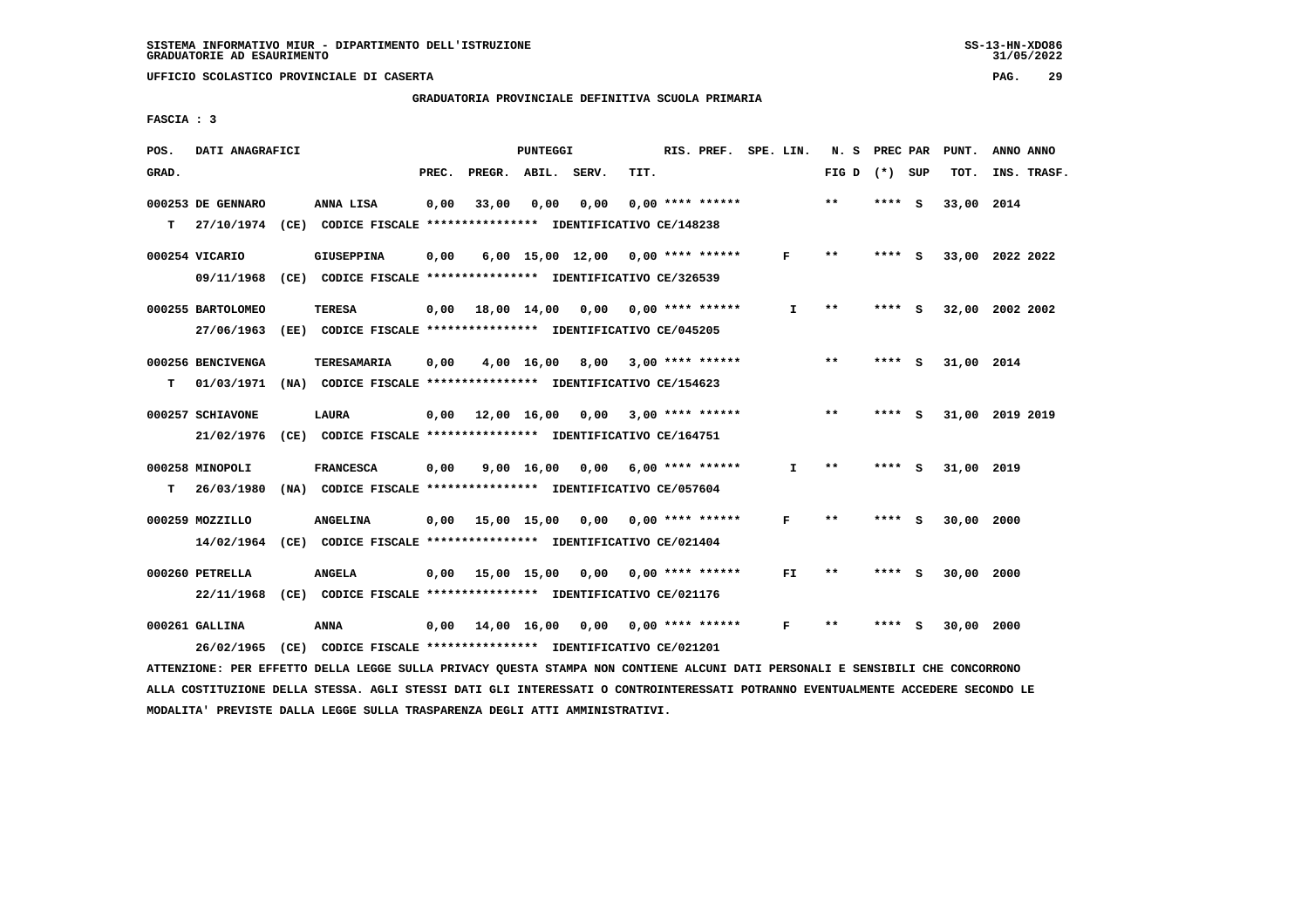GRADUATORIA PROVINCIALE DEFINITIVA SCUOLA PRIMARIA

FASCIA : 3

| POS. GRAD. | DATI ANAGRAFICI | | PREC. | PREGR. | ABIL. | SERV. | TIT. | RIS. PREF. | SPE. LIN. | N. S FIG D | PREC PAR (*) SUP | PUNT. TOT. | ANNO ANNO INS. TRASF. |
|---|---|---|---|---|---|---|---|---|---|---|---|---|---|
| 000253 | DE GENNARO | ANNA LISA | 0,00 | 33,00 | 0,00 | 0,00 | 0,00 | **** ****** | | ** | **** S | 33,00 | 2014 |
| T | 27/10/1974 (CE) CODICE FISCALE **************** IDENTIFICATIVO CE/148238 | | | | | | | | | | | | |
| 000254 | VICARIO | GIUSEPPINA | 0,00 | 6,00 | 15,00 | 12,00 | 0,00 | **** ****** | F | ** | **** S | 33,00 | 2022 2022 |
| | 09/11/1968 (CE) CODICE FISCALE **************** IDENTIFICATIVO CE/326539 | | | | | | | | | | | | |
| 000255 | BARTOLOMEO | TERESA | 0,00 | 18,00 | 14,00 | 0,00 | 0,00 | **** ****** | I | ** | **** S | 32,00 | 2002 2002 |
| | 27/06/1963 (EE) CODICE FISCALE **************** IDENTIFICATIVO CE/045205 | | | | | | | | | | | | |
| 000256 | BENCIVENGA | TERESAMARIA | 0,00 | 4,00 | 16,00 | 8,00 | 3,00 | **** ****** | | ** | **** S | 31,00 | 2014 |
| T | 01/03/1971 (NA) CODICE FISCALE **************** IDENTIFICATIVO CE/154623 | | | | | | | | | | | | |
| 000257 | SCHIAVONE | LAURA | 0,00 | 12,00 | 16,00 | 0,00 | 3,00 | **** ****** | | ** | **** S | 31,00 | 2019 2019 |
| | 21/02/1976 (CE) CODICE FISCALE **************** IDENTIFICATIVO CE/164751 | | | | | | | | | | | | |
| 000258 | MINOPOLI | FRANCESCA | 0,00 | 9,00 | 16,00 | 0,00 | 6,00 | **** ****** | I | ** | **** S | 31,00 | 2019 |
| T | 26/03/1980 (NA) CODICE FISCALE **************** IDENTIFICATIVO CE/057604 | | | | | | | | | | | | |
| 000259 | MOZZILLO | ANGELINA | 0,00 | 15,00 | 15,00 | 0,00 | 0,00 | **** ****** | F | ** | **** S | 30,00 | 2000 |
| | 14/02/1964 (CE) CODICE FISCALE **************** IDENTIFICATIVO CE/021404 | | | | | | | | | | | | |
| 000260 | PETRELLA | ANGELA | 0,00 | 15,00 | 15,00 | 0,00 | 0,00 | **** ****** | FI | ** | **** S | 30,00 | 2000 |
| | 22/11/1968 (CE) CODICE FISCALE **************** IDENTIFICATIVO CE/021176 | | | | | | | | | | | | |
| 000261 | GALLINA | ANNA | 0,00 | 14,00 | 16,00 | 0,00 | 0,00 | **** ****** | F | ** | **** S | 30,00 | 2000 |
| | 26/02/1965 (CE) CODICE FISCALE **************** IDENTIFICATIVO CE/021201 | | | | | | | | | | | | |

ATTENZIONE: PER EFFETTO DELLA LEGGE SULLA PRIVACY QUESTA STAMPA NON CONTIENE ALCUNI DATI PERSONALI E SENSIBILI CHE CONCORRONO ALLA COSTITUZIONE DELLA STESSA. AGLI STESSI DATI GLI INTERESSATI O CONTROINTERESSATI POTRANNO EVENTUALMENTE ACCEDERE SECONDO LE MODALITA' PREVISTE DALLA LEGGE SULLA TRASPARENZA DEGLI ATTI AMMINISTRATIVI.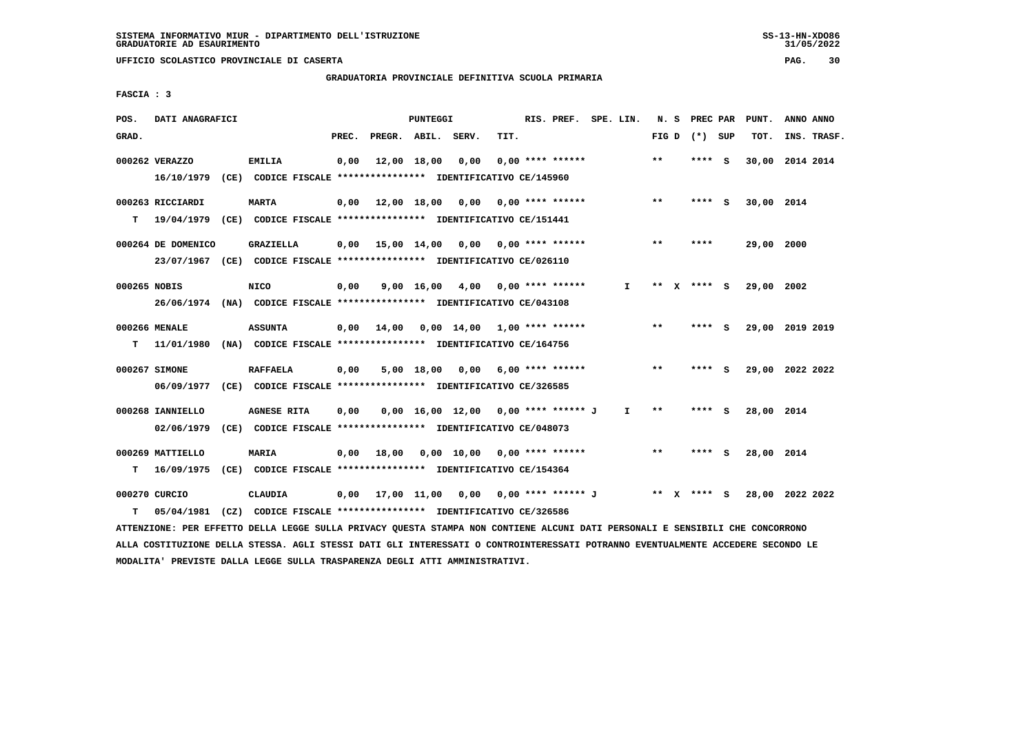SISTEMA INFORMATIVO MIUR - DIPARTIMENTO DELL'ISTRUZIONE
GRADUATORIE AD ESAURIMENTO

UFFICIO SCOLASTICO PROVINCIALE DI CASERTA

GRADUATORIA PROVINCIALE DEFINITIVA SCUOLA PRIMARIA

FASCIA : 3

| POS. GRAD. | DATI ANAGRAFICI | | PREC. | PREGR. | ABIL. | SERV. | TIT. | RIS. PREF. | SPE. LIN. | N. S FIG D | PREC PAR (*) SUP | PUNT. TOT. | ANNO ANNO INS. TRASF. |
|---|---|---|---|---|---|---|---|---|---|---|---|---|---|
| 000262 | VERAZZO | EMILIA | 0,00 | 12,00 | 18,00 | 0,00 | 0,00 | **** ****** | | ** | **** S | 30,00 | 2014 2014 |
| | 16/10/1979 (CE) CODICE FISCALE **************** IDENTIFICATIVO CE/145960 | | | | | | | | | | | | |
| 000263 | RICCIARDI | MARTA | 0,00 | 12,00 | 18,00 | 0,00 | 0,00 | **** ****** | | ** | **** S | 30,00 | 2014 |
| T | 19/04/1979 (CE) CODICE FISCALE **************** IDENTIFICATIVO CE/151441 | | | | | | | | | | | | |
| 000264 | DE DOMENICO | GRAZIELLA | 0,00 | 15,00 | 14,00 | 0,00 | 0,00 | **** ****** | | ** | **** | 29,00 | 2000 |
| | 23/07/1967 (CE) CODICE FISCALE **************** IDENTIFICATIVO CE/026110 | | | | | | | | | | | | |
| 000265 | NOBIS | NICO | 0,00 | 9,00 | 16,00 | 4,00 | 0,00 | **** ****** | I | ** X | **** S | 29,00 | 2002 |
| | 26/06/1974 (NA) CODICE FISCALE **************** IDENTIFICATIVO CE/043108 | | | | | | | | | | | | |
| 000266 | MENALE | ASSUNTA | 0,00 | 14,00 | 0,00 | 14,00 | 1,00 | **** ****** | | ** | **** S | 29,00 | 2019 2019 |
| T | 11/01/1980 (NA) CODICE FISCALE **************** IDENTIFICATIVO CE/164756 | | | | | | | | | | | | |
| 000267 | SIMONE | RAFFAELA | 0,00 | 5,00 | 18,00 | 0,00 | 6,00 | **** ****** | | ** | **** S | 29,00 | 2022 2022 |
| | 06/09/1977 (CE) CODICE FISCALE **************** IDENTIFICATIVO CE/326585 | | | | | | | | | | | | |
| 000268 | IANNIELLO | AGNESE RITA | 0,00 | 0,00 | 16,00 | 12,00 | 0,00 | **** ****** J | I | ** | **** S | 28,00 | 2014 |
| | 02/06/1979 (CE) CODICE FISCALE **************** IDENTIFICATIVO CE/048073 | | | | | | | | | | | | |
| 000269 | MATTIELLO | MARIA | 0,00 | 18,00 | 0,00 | 10,00 | 0,00 | **** ****** | | ** | **** S | 28,00 | 2014 |
| T | 16/09/1975 (CE) CODICE FISCALE **************** IDENTIFICATIVO CE/154364 | | | | | | | | | | | | |
| 000270 | CURCIO | CLAUDIA | 0,00 | 17,00 | 11,00 | 0,00 | 0,00 | **** ****** J | | ** X | **** S | 28,00 | 2022 2022 |
| T | 05/04/1981 (CZ) CODICE FISCALE **************** IDENTIFICATIVO CE/326586 | | | | | | | | | | | | |

ATTENZIONE: PER EFFETTO DELLA LEGGE SULLA PRIVACY QUESTA STAMPA NON CONTIENE ALCUNI DATI PERSONALI E SENSIBILI CHE CONCORRONO ALLA COSTITUZIONE DELLA STESSA. AGLI STESSI DATI GLI INTERESSATI O CONTROINTERESSATI POTRANNO EVENTUALMENTE ACCEDERE SECONDO LE MODALITA' PREVISTE DALLA LEGGE SULLA TRASPARENZA DEGLI ATTI AMMINISTRATIVI.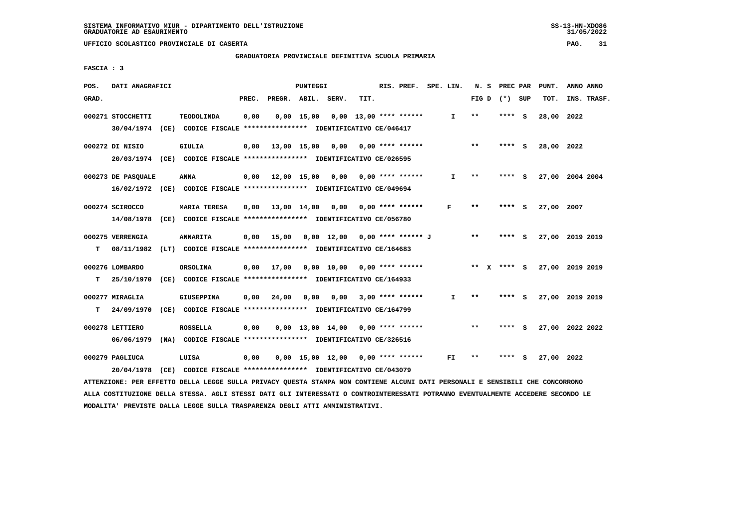SISTEMA INFORMATIVO MIUR - DIPARTIMENTO DELL'ISTRUZIONE
GRADUATORIE AD ESAURIMENTO

UFFICIO SCOLASTICO PROVINCIALE DI CASERTA

GRADUATORIA PROVINCIALE DEFINITIVA SCUOLA PRIMARIA

FASCIA : 3

| POS. GRAD. | DATI ANAGRAFICI | | PREC. | PREGR. | ABIL. | SERV. | TIT. | RIS. PREF. | SPE. LIN. | N. S FIG D | PREC PAR (*) | SUP | PUNT. TOT. | ANNO INS. | ANNO TRASF. |
|---|---|---|---|---|---|---|---|---|---|---|---|---|---|---|---|
| 000271 | STOCCHETTI | TEODOLINDA | 0,00 | 0,00 | 15,00 | 0,00 | 13,00 | **** ****** | I | ** | **** | S | 28,00 | 2022 | |
| | 30/04/1974 (CE) | CODICE FISCALE **************** IDENTIFICATIVO CE/046417 | | | | | | | | | | | | | |
| 000272 | DI NISIO | GIULIA | 0,00 | 13,00 | 15,00 | 0,00 | 0,00 | **** ****** | | ** | **** | S | 28,00 | 2022 | |
| | 20/03/1974 (CE) | CODICE FISCALE **************** IDENTIFICATIVO CE/026595 | | | | | | | | | | | | | |
| 000273 | DE PASQUALE | ANNA | 0,00 | 12,00 | 15,00 | 0,00 | 0,00 | **** ****** | I | ** | **** | S | 27,00 | 2004 | 2004 |
| | 16/02/1972 (CE) | CODICE FISCALE **************** IDENTIFICATIVO CE/049694 | | | | | | | | | | | | | |
| 000274 | SCIROCCO | MARIA TERESA | 0,00 | 13,00 | 14,00 | 0,00 | 0,00 | **** ****** | F | ** | **** | S | 27,00 | 2007 | |
| | 14/08/1978 (CE) | CODICE FISCALE **************** IDENTIFICATIVO CE/056780 | | | | | | | | | | | | | |
| 000275 | VERRENGIA | ANNARITA | 0,00 | 15,00 | 0,00 | 12,00 | 0,00 | **** ****** J | | ** | **** | S | 27,00 | 2019 | 2019 |
| T | 08/11/1982 (LT) | CODICE FISCALE **************** IDENTIFICATIVO CE/164683 | | | | | | | | | | | | | |
| 000276 | LOMBARDO | ORSOLINA | 0,00 | 17,00 | 0,00 | 10,00 | 0,00 | **** ****** | | ** X | **** | S | 27,00 | 2019 | 2019 |
| T | 25/10/1970 (CE) | CODICE FISCALE **************** IDENTIFICATIVO CE/164933 | | | | | | | | | | | | | |
| 000277 | MIRAGLIA | GIUSEPPINA | 0,00 | 24,00 | 0,00 | 0,00 | 3,00 | **** ****** | I | ** | **** | S | 27,00 | 2019 | 2019 |
| T | 24/09/1970 (CE) | CODICE FISCALE **************** IDENTIFICATIVO CE/164799 | | | | | | | | | | | | | |
| 000278 | LETTIERO | ROSSELLA | 0,00 | 0,00 | 13,00 | 14,00 | 0,00 | **** ****** | | ** | **** | S | 27,00 | 2022 | 2022 |
| | 06/06/1979 (NA) | CODICE FISCALE **************** IDENTIFICATIVO CE/326516 | | | | | | | | | | | | | |
| 000279 | PAGLIUCA | LUISA | 0,00 | 0,00 | 15,00 | 12,00 | 0,00 | **** ****** | FI | ** | **** | S | 27,00 | 2022 | |
| | 20/04/1978 (CE) | CODICE FISCALE **************** IDENTIFICATIVO CE/043079 | | | | | | | | | | | | | |

ATTENZIONE: PER EFFETTO DELLA LEGGE SULLA PRIVACY QUESTA STAMPA NON CONTIENE ALCUNI DATI PERSONALI E SENSIBILI CHE CONCORRONO ALLA COSTITUZIONE DELLA STESSA. AGLI STESSI DATI GLI INTERESSATI O CONTROINTERESSATI POTRANNO EVENTUALMENTE ACCEDERE SECONDO LE MODALITA' PREVISTE DALLA LEGGE SULLA TRASPARENZA DEGLI ATTI AMMINISTRATIVI.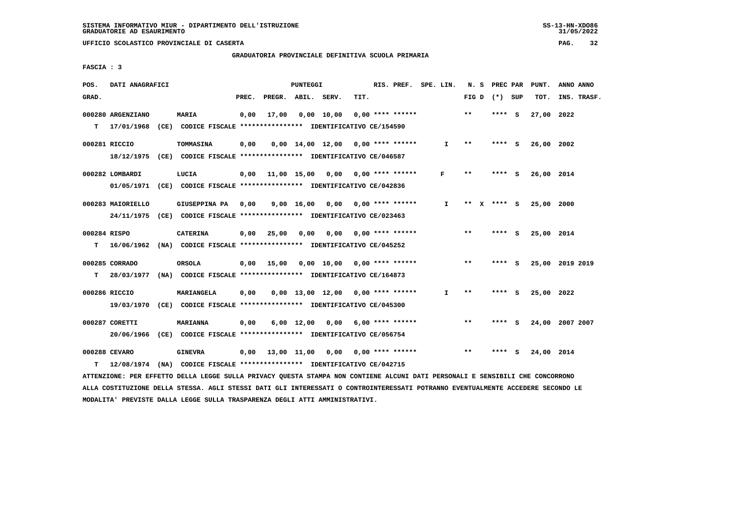SISTEMA INFORMATIVO MIUR - DIPARTIMENTO DELL'ISTRUZIONE
GRADUATORIE AD ESAURIMENTO

UFFICIO SCOLASTICO PROVINCIALE DI CASERTA

GRADUATORIA PROVINCIALE DEFINITIVA SCUOLA PRIMARIA

FASCIA : 3

| POS. GRAD. | DATI ANAGRAFICI | | PREC. | PREGR. | ABIL. | SERV. | TIT. | RIS. PREF. | SPE. LIN. | N. S FIG D | PREC PAR (*) SUP | PUNT. TOT. | ANNO ANNO INS. TRASF. |
|---|---|---|---|---|---|---|---|---|---|---|---|---|---|
| 000280 | ARGENZIANO | MARIA | 0,00 | 17,00 | 0,00 | 10,00 | 0,00 | **** ****** | | ** | **** S | 27,00 | 2022 |
| T | 17/01/1968 (CE) CODICE FISCALE **************** IDENTIFICATIVO CE/154590 | | | | | | | | | | | | |
| 000281 | RICCIO | TOMMASINA | 0,00 | 0,00 | 14,00 | 12,00 | 0,00 | **** ****** | I | ** | **** S | 26,00 | 2002 |
| | 18/12/1975 (CE) CODICE FISCALE **************** IDENTIFICATIVO CE/046587 | | | | | | | | | | | | |
| 000282 | LOMBARDI | LUCIA | 0,00 | 11,00 | 15,00 | 0,00 | 0,00 | **** ****** | F | ** | **** S | 26,00 | 2014 |
| | 01/05/1971 (CE) CODICE FISCALE **************** IDENTIFICATIVO CE/042836 | | | | | | | | | | | | |
| 000283 | MAIORIELLO | GIUSEPPINA PA | 0,00 | 9,00 | 16,00 | 0,00 | 0,00 | **** ****** | I | ** X | **** S | 25,00 | 2000 |
| | 24/11/1975 (CE) CODICE FISCALE **************** IDENTIFICATIVO CE/023463 | | | | | | | | | | | | |
| 000284 | RISPO | CATERINA | 0,00 | 25,00 | 0,00 | 0,00 | 0,00 | **** ****** | | ** | **** S | 25,00 | 2014 |
| T | 16/06/1962 (NA) CODICE FISCALE **************** IDENTIFICATIVO CE/045252 | | | | | | | | | | | | |
| 000285 | CORRADO | ORSOLA | 0,00 | 15,00 | 0,00 | 10,00 | 0,00 | **** ****** | | ** | **** S | 25,00 | 2019 2019 |
| T | 28/03/1977 (NA) CODICE FISCALE **************** IDENTIFICATIVO CE/164873 | | | | | | | | | | | | |
| 000286 | RICCIO | MARIANGELA | 0,00 | 0,00 | 13,00 | 12,00 | 0,00 | **** ****** | I | ** | **** S | 25,00 | 2022 |
| | 19/03/1970 (CE) CODICE FISCALE **************** IDENTIFICATIVO CE/045300 | | | | | | | | | | | | |
| 000287 | CORETTI | MARIANNA | 0,00 | 6,00 | 12,00 | 0,00 | 6,00 | **** ****** | | ** | **** S | 24,00 | 2007 2007 |
| | 20/06/1966 (CE) CODICE FISCALE **************** IDENTIFICATIVO CE/056754 | | | | | | | | | | | | |
| 000288 | CEVARO | GINEVRA | 0,00 | 13,00 | 11,00 | 0,00 | 0,00 | **** ****** | | ** | **** S | 24,00 | 2014 |
| T | 12/08/1974 (NA) CODICE FISCALE **************** IDENTIFICATIVO CE/042715 | | | | | | | | | | | | |

ATTENZIONE: PER EFFETTO DELLA LEGGE SULLA PRIVACY QUESTA STAMPA NON CONTIENE ALCUNI DATI PERSONALI E SENSIBILI CHE CONCORRONO ALLA COSTITUZIONE DELLA STESSA. AGLI STESSI DATI GLI INTERESSATI O CONTROINTERESSATI POTRANNO EVENTUALMENTE ACCEDERE SECONDO LE MODALITA' PREVISTE DALLA LEGGE SULLA TRASPARENZA DEGLI ATTI AMMINISTRATIVI.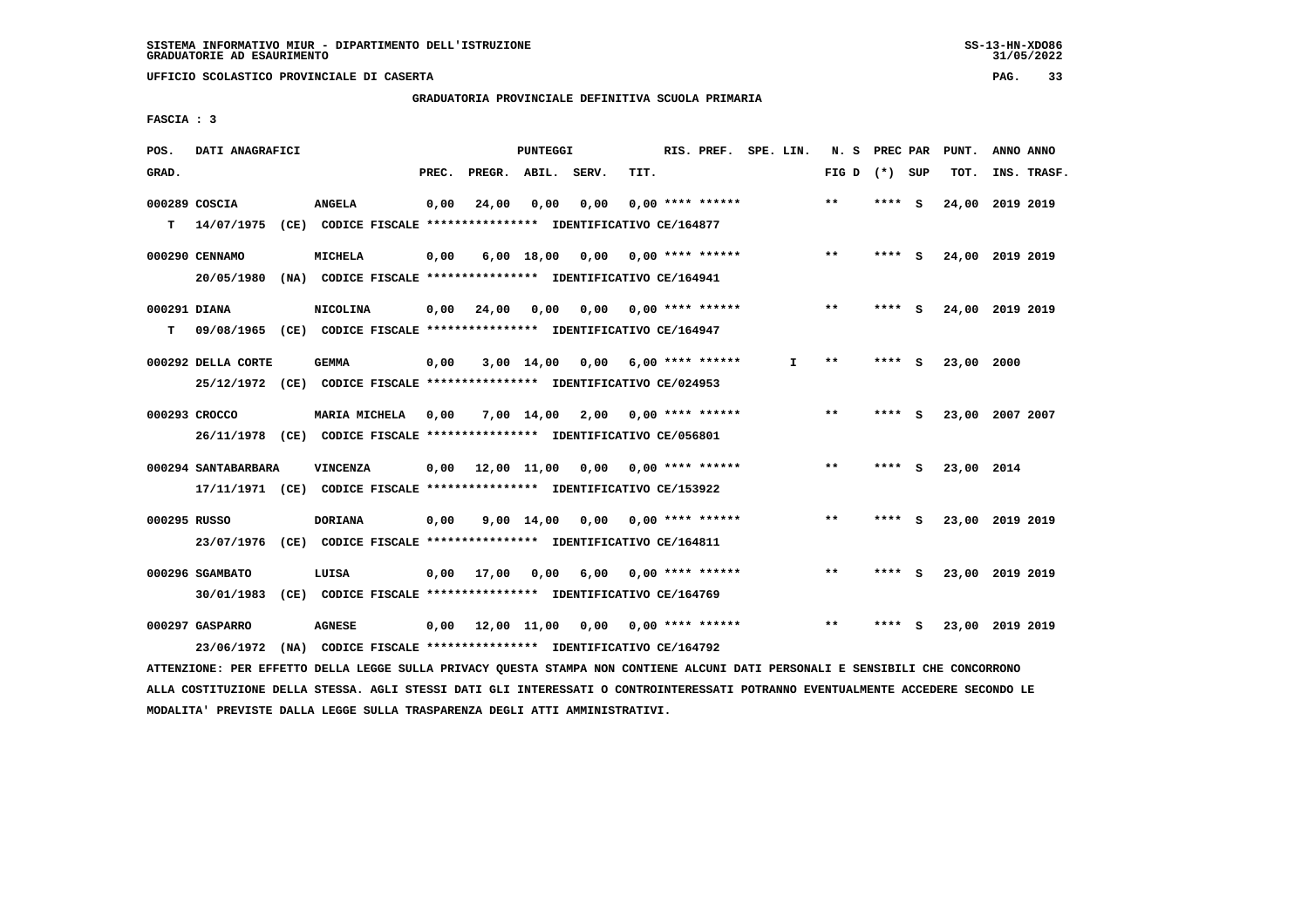SISTEMA INFORMATIVO MIUR - DIPARTIMENTO DELL'ISTRUZIONE
GRADUATORIE AD ESAURIMENTO

UFFICIO SCOLASTICO PROVINCIALE DI CASERTA

GRADUATORIA PROVINCIALE DEFINITIVA SCUOLA PRIMARIA

FASCIA : 3

| POS. GRAD. | DATI ANAGRAFICI | | PREC. | PREGR. | ABIL. | SERV. | TIT. | RIS. PREF. | SPE. LIN. | N. S FIG D | PREC PAR (*) | SUP | PUNT. TOT. | ANNO INS. | ANNO TRASF. |
|---|---|---|---|---|---|---|---|---|---|---|---|---|---|---|---|
| 000289 | COSCIA | ANGELA | 0,00 | 24,00 | 0,00 | 0,00 | 0,00 | **** ****** | | ** | **** | S | 24,00 | 2019 | 2019 |
| T | 14/07/1975 (CE) CODICE FISCALE **************** IDENTIFICATIVO CE/164877 | | | | | | | | | | | | | | |
| 000290 | CENNAMO | MICHELA | 0,00 | 6,00 | 18,00 | 0,00 | 0,00 | **** ****** | | ** | **** | S | 24,00 | 2019 | 2019 |
| | 20/05/1980 (NA) CODICE FISCALE **************** IDENTIFICATIVO CE/164941 | | | | | | | | | | | | | | |
| 000291 | DIANA | NICOLINA | 0,00 | 24,00 | 0,00 | 0,00 | 0,00 | **** ****** | | ** | **** | S | 24,00 | 2019 | 2019 |
| T | 09/08/1965 (CE) CODICE FISCALE **************** IDENTIFICATIVO CE/164947 | | | | | | | | | | | | | | |
| 000292 | DELLA CORTE | GEMMA | 0,00 | 3,00 | 14,00 | 0,00 | 6,00 | **** ****** | I | ** | **** | S | 23,00 | 2000 | |
| | 25/12/1972 (CE) CODICE FISCALE **************** IDENTIFICATIVO CE/024953 | | | | | | | | | | | | | | |
| 000293 | CROCCO | MARIA MICHELA | 0,00 | 7,00 | 14,00 | 2,00 | 0,00 | **** ****** | | ** | **** | S | 23,00 | 2007 | 2007 |
| | 26/11/1978 (CE) CODICE FISCALE **************** IDENTIFICATIVO CE/056801 | | | | | | | | | | | | | | |
| 000294 | SANTABARBARA | VINCENZA | 0,00 | 12,00 | 11,00 | 0,00 | 0,00 | **** ****** | | ** | **** | S | 23,00 | 2014 | |
| | 17/11/1971 (CE) CODICE FISCALE **************** IDENTIFICATIVO CE/153922 | | | | | | | | | | | | | | |
| 000295 | RUSSO | DORIANA | 0,00 | 9,00 | 14,00 | 0,00 | 0,00 | **** ****** | | ** | **** | S | 23,00 | 2019 | 2019 |
| | 23/07/1976 (CE) CODICE FISCALE **************** IDENTIFICATIVO CE/164811 | | | | | | | | | | | | | | |
| 000296 | SGAMBATO | LUISA | 0,00 | 17,00 | 0,00 | 6,00 | 0,00 | **** ****** | | ** | **** | S | 23,00 | 2019 | 2019 |
| | 30/01/1983 (CE) CODICE FISCALE **************** IDENTIFICATIVO CE/164769 | | | | | | | | | | | | | | |
| 000297 | GASPARRO | AGNESE | 0,00 | 12,00 | 11,00 | 0,00 | 0,00 | **** ****** | | ** | **** | S | 23,00 | 2019 | 2019 |
| | 23/06/1972 (NA) CODICE FISCALE **************** IDENTIFICATIVO CE/164792 | | | | | | | | | | | | | | |

ATTENZIONE: PER EFFETTO DELLA LEGGE SULLA PRIVACY QUESTA STAMPA NON CONTIENE ALCUNI DATI PERSONALI E SENSIBILI CHE CONCORRONO ALLA COSTITUZIONE DELLA STESSA. AGLI STESSI DATI GLI INTERESSATI O CONTROINTERESSATI POTRANNO EVENTUALMENTE ACCEDERE SECONDO LE MODALITA' PREVISTE DALLA LEGGE SULLA TRASPARENZA DEGLI ATTI AMMINISTRATIVI.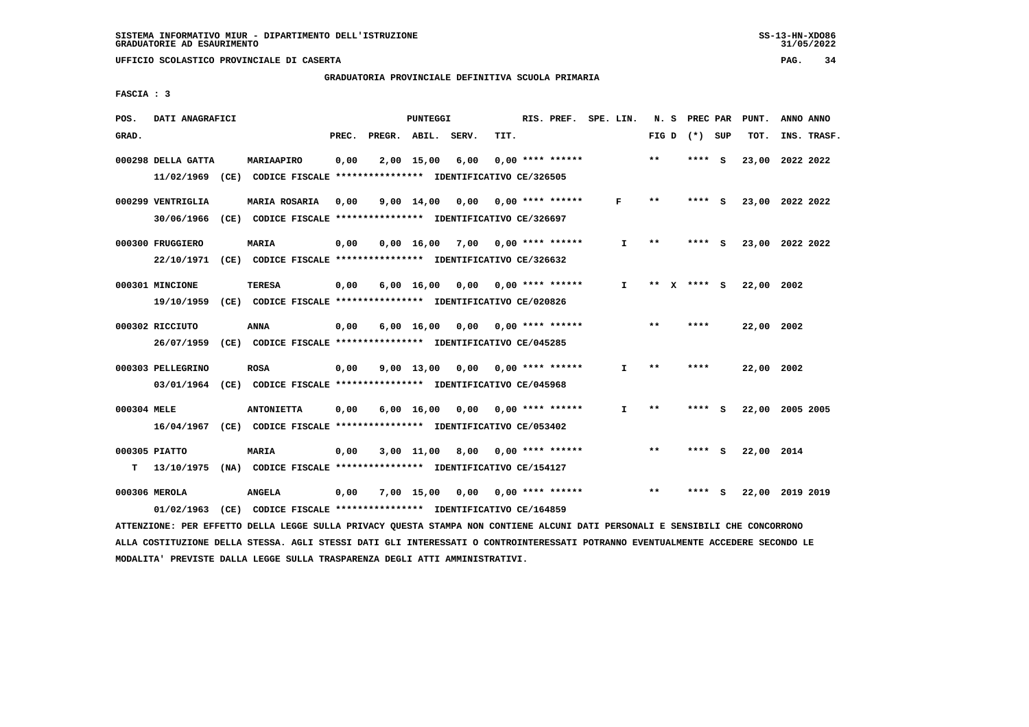SISTEMA INFORMATIVO MIUR - DIPARTIMENTO DELL'ISTRUZIONE
GRADUATORIE AD ESAURIMENTO

UFFICIO SCOLASTICO PROVINCIALE DI CASERTA

GRADUATORIA PROVINCIALE DEFINITIVA SCUOLA PRIMARIA

FASCIA : 3

| POS. GRAD. | DATI ANAGRAFICI | | PREC. | PREGR. | ABIL. | SERV. | TIT. | RIS. PREF. | SPE. LIN. | N. S FIG D | PREC PAR (*) SUP | PUNT. TOT. | ANNO INS. | ANNO TRASF. |
|---|---|---|---|---|---|---|---|---|---|---|---|---|---|---|
| 000298 | DELLA GATTA | MARIAAPIRO | 0,00 | 2,00 | 15,00 | 6,00 | 0,00 | **** ****** | | ** | **** S | 23,00 | 2022 | 2022 |
| | 11/02/1969 (CE) CODICE FISCALE **************** IDENTIFICATIVO CE/326505 | | | | | | | | | | | | | |
| 000299 | VENTRIGLIA | MARIA ROSARIA | 0,00 | 9,00 | 14,00 | 0,00 | 0,00 | **** ****** | F | ** | **** S | 23,00 | 2022 | 2022 |
| | 30/06/1966 (CE) CODICE FISCALE **************** IDENTIFICATIVO CE/326697 | | | | | | | | | | | | | |
| 000300 | FRUGGIERO | MARIA | 0,00 | 0,00 | 16,00 | 7,00 | 0,00 | **** ****** | I | ** | **** S | 23,00 | 2022 | 2022 |
| | 22/10/1971 (CE) CODICE FISCALE **************** IDENTIFICATIVO CE/326632 | | | | | | | | | | | | | |
| 000301 | MINCIONE | TERESA | 0,00 | 6,00 | 16,00 | 0,00 | 0,00 | **** ****** | I | ** X | **** S | 22,00 | 2002 | |
| | 19/10/1959 (CE) CODICE FISCALE **************** IDENTIFICATIVO CE/020826 | | | | | | | | | | | | | |
| 000302 | RICCIUTO | ANNA | 0,00 | 6,00 | 16,00 | 0,00 | 0,00 | **** ****** | | ** | **** | 22,00 | 2002 | |
| | 26/07/1959 (CE) CODICE FISCALE **************** IDENTIFICATIVO CE/045285 | | | | | | | | | | | | | |
| 000303 | PELLEGRINO | ROSA | 0,00 | 9,00 | 13,00 | 0,00 | 0,00 | **** ****** | I | ** | **** | 22,00 | 2002 | |
| | 03/01/1964 (CE) CODICE FISCALE **************** IDENTIFICATIVO CE/045968 | | | | | | | | | | | | | |
| 000304 | MELE | ANTONIETTA | 0,00 | 6,00 | 16,00 | 0,00 | 0,00 | **** ****** | I | ** | **** S | 22,00 | 2005 | 2005 |
| | 16/04/1967 (CE) CODICE FISCALE **************** IDENTIFICATIVO CE/053402 | | | | | | | | | | | | | |
| 000305 | PIATTO | MARIA | 0,00 | 3,00 | 11,00 | 8,00 | 0,00 | **** ****** | | ** | **** S | 22,00 | 2014 | |
| T | 13/10/1975 (NA) CODICE FISCALE **************** IDENTIFICATIVO CE/154127 | | | | | | | | | | | | | |
| 000306 | MEROLA | ANGELA | 0,00 | 7,00 | 15,00 | 0,00 | 0,00 | **** ****** | | ** | **** S | 22,00 | 2019 | 2019 |
| | 01/02/1963 (CE) CODICE FISCALE **************** IDENTIFICATIVO CE/164859 | | | | | | | | | | | | | |

ATTENZIONE: PER EFFETTO DELLA LEGGE SULLA PRIVACY QUESTA STAMPA NON CONTIENE ALCUNI DATI PERSONALI E SENSIBILI CHE CONCORRONO ALLA COSTITUZIONE DELLA STESSA. AGLI STESSI DATI GLI INTERESSATI O CONTROINTERESSATI POTRANNO EVENTUALMENTE ACCEDERE SECONDO LE MODALITA' PREVISTE DALLA LEGGE SULLA TRASPARENZA DEGLI ATTI AMMINISTRATIVI.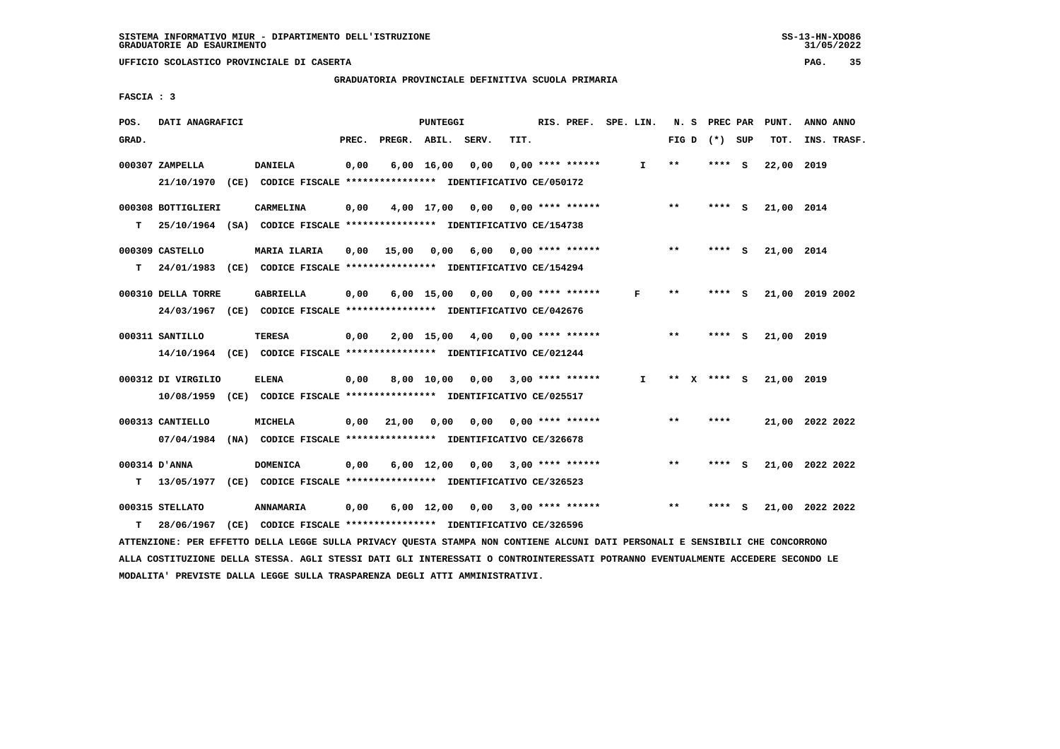SISTEMA INFORMATIVO MIUR - DIPARTIMENTO DELL'ISTRUZIONE
GRADUATORIE AD ESAURIMENTO

UFFICIO SCOLASTICO PROVINCIALE DI CASERTA

GRADUATORIA PROVINCIALE DEFINITIVA SCUOLA PRIMARIA

FASCIA : 3

| POS. GRAD. | DATI ANAGRAFICI | | PREC. | PREGR. | ABIL. | SERV. | TIT. | RIS. PREF. | SPE. LIN. | N. S FIG D | PREC PAR (*) SUP | PUNT. TOT. | ANNO INS. | ANNO TRASF. |
|---|---|---|---|---|---|---|---|---|---|---|---|---|---|---|
| 000307 | ZAMPELLA | DANIELA | 0,00 | 6,00 | 16,00 | 0,00 | 0,00 | **** ****** | I | ** | **** S | 22,00 | 2019 | |
| | 21/10/1970 (CE) CODICE FISCALE **************** IDENTIFICATIVO CE/050172 | | | | | | | | | | | | | |
| 000308 | BOTTIGLIERI | CARMELINA | 0,00 | 4,00 | 17,00 | 0,00 | 0,00 | **** ****** | | ** | **** S | 21,00 | 2014 | |
| T | 25/10/1964 (SA) CODICE FISCALE **************** IDENTIFICATIVO CE/154738 | | | | | | | | | | | | | |
| 000309 | CASTELLO | MARIA ILARIA | 0,00 | 15,00 | 0,00 | 6,00 | 0,00 | **** ****** | | ** | **** S | 21,00 | 2014 | |
| T | 24/01/1983 (CE) CODICE FISCALE **************** IDENTIFICATIVO CE/154294 | | | | | | | | | | | | | |
| 000310 | DELLA TORRE | GABRIELLA | 0,00 | 6,00 | 15,00 | 0,00 | 0,00 | **** ****** | F | ** | **** S | 21,00 | 2019 | 2002 |
| | 24/03/1967 (CE) CODICE FISCALE **************** IDENTIFICATIVO CE/042676 | | | | | | | | | | | | | |
| 000311 | SANTILLO | TERESA | 0,00 | 2,00 | 15,00 | 4,00 | 0,00 | **** ****** | | ** | **** S | 21,00 | 2019 | |
| | 14/10/1964 (CE) CODICE FISCALE **************** IDENTIFICATIVO CE/021244 | | | | | | | | | | | | | |
| 000312 | DI VIRGILIO | ELENA | 0,00 | 8,00 | 10,00 | 0,00 | 3,00 | **** ****** | I | ** X | **** S | 21,00 | 2019 | |
| | 10/08/1959 (CE) CODICE FISCALE **************** IDENTIFICATIVO CE/025517 | | | | | | | | | | | | | |
| 000313 | CANTIELLO | MICHELA | 0,00 | 21,00 | 0,00 | 0,00 | 0,00 | **** ****** | | ** | **** | 21,00 | 2022 | 2022 |
| | 07/04/1984 (NA) CODICE FISCALE **************** IDENTIFICATIVO CE/326678 | | | | | | | | | | | | | |
| 000314 | D'ANNA | DOMENICA | 0,00 | 6,00 | 12,00 | 0,00 | 3,00 | **** ****** | | ** | **** S | 21,00 | 2022 | 2022 |
| T | 13/05/1977 (CE) CODICE FISCALE **************** IDENTIFICATIVO CE/326523 | | | | | | | | | | | | | |
| 000315 | STELLATO | ANNAMARIA | 0,00 | 6,00 | 12,00 | 0,00 | 3,00 | **** ****** | | ** | **** S | 21,00 | 2022 | 2022 |
| T | 28/06/1967 (CE) CODICE FISCALE **************** IDENTIFICATIVO CE/326596 | | | | | | | | | | | | | |

ATTENZIONE: PER EFFETTO DELLA LEGGE SULLA PRIVACY QUESTA STAMPA NON CONTIENE ALCUNI DATI PERSONALI E SENSIBILI CHE CONCORRONO ALLA COSTITUZIONE DELLA STESSA. AGLI STESSI DATI GLI INTERESSATI O CONTROINTERESSATI POTRANNO EVENTUALMENTE ACCEDERE SECONDO LE MODALITA' PREVISTE DALLA LEGGE SULLA TRASPARENZA DEGLI ATTI AMMINISTRATIVI.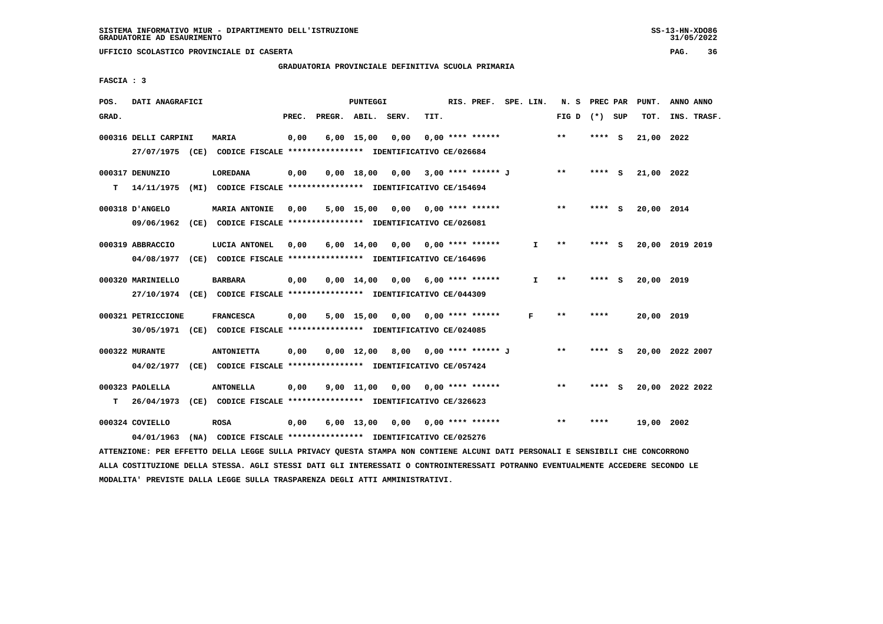SISTEMA INFORMATIVO MIUR - DIPARTIMENTO DELL'ISTRUZIONE
GRADUATORIE AD ESAURIMENTO

UFFICIO SCOLASTICO PROVINCIALE DI CASERTA

GRADUATORIA PROVINCIALE DEFINITIVA SCUOLA PRIMARIA

FASCIA : 3

| POS. GRAD. | DATI ANAGRAFICI | | PREC. | PREGR. | ABIL. | SERV. | TIT. | RIS. PREF. | SPE. LIN. | N. S FIG D | PREC PAR (*) | SUP | PUNT. TOT. | ANNO INS. | ANNO TRASF. |
|---|---|---|---|---|---|---|---|---|---|---|---|---|---|---|---|
| 000316 | DELLI CARPINI 27/07/1975 (CE) CODICE FISCALE **************** IDENTIFICATIVO CE/026684 | MARIA | 0,00 | 6,00 | 15,00 | 0,00 | 0,00 | **** ****** | | ** | **** | S | 21,00 | 2022 | |
| T 000317 | DENUNZIO 14/11/1975 (MI) CODICE FISCALE **************** IDENTIFICATIVO CE/154694 | LOREDANA | 0,00 | 0,00 | 18,00 | 0,00 | 3,00 | **** ****** J | | ** | **** | S | 21,00 | 2022 | |
| 000318 | D'ANGELO 09/06/1962 (CE) CODICE FISCALE **************** IDENTIFICATIVO CE/026081 | MARIA ANTONIE | 0,00 | 5,00 | 15,00 | 0,00 | 0,00 | **** ****** | | ** | **** | S | 20,00 | 2014 | |
| 000319 | ABBRACCIO 04/08/1977 (CE) CODICE FISCALE **************** IDENTIFICATIVO CE/164696 | LUCIA ANTONEL | 0,00 | 6,00 | 14,00 | 0,00 | 0,00 | **** ****** | I | ** | **** | S | 20,00 | 2019 | 2019 |
| 000320 | MARINIELLO 27/10/1974 (CE) CODICE FISCALE **************** IDENTIFICATIVO CE/044309 | BARBARA | 0,00 | 0,00 | 14,00 | 0,00 | 6,00 | **** ****** | I | ** | **** | S | 20,00 | 2019 | |
| 000321 | PETRICCIONE 30/05/1971 (CE) CODICE FISCALE **************** IDENTIFICATIVO CE/024085 | FRANCESCA | 0,00 | 5,00 | 15,00 | 0,00 | 0,00 | **** ****** | F | ** | **** | | 20,00 | 2019 | |
| 000322 | MURANTE 04/02/1977 (CE) CODICE FISCALE **************** IDENTIFICATIVO CE/057424 | ANTONIETTA | 0,00 | 0,00 | 12,00 | 8,00 | 0,00 | **** ****** J | | ** | **** | S | 20,00 | 2022 | 2007 |
| T 000323 | PAOLELLA 26/04/1973 (CE) CODICE FISCALE **************** IDENTIFICATIVO CE/326623 | ANTONELLA | 0,00 | 9,00 | 11,00 | 0,00 | 0,00 | **** ****** | | ** | **** | S | 20,00 | 2022 | 2022 |
| 000324 | COVIELLO 04/01/1963 (NA) CODICE FISCALE **************** IDENTIFICATIVO CE/025276 | ROSA | 0,00 | 6,00 | 13,00 | 0,00 | 0,00 | **** ****** | | ** | **** | | 19,00 | 2002 | |

ATTENZIONE: PER EFFETTO DELLA LEGGE SULLA PRIVACY QUESTA STAMPA NON CONTIENE ALCUNI DATI PERSONALI E SENSIBILI CHE CONCORRONO ALLA COSTITUZIONE DELLA STESSA. AGLI STESSI DATI GLI INTERESSATI O CONTROINTERESSATI POTRANNO EVENTUALMENTE ACCEDERE SECONDO LE MODALITA' PREVISTE DALLA LEGGE SULLA TRASPARENZA DEGLI ATTI AMMINISTRATIVI.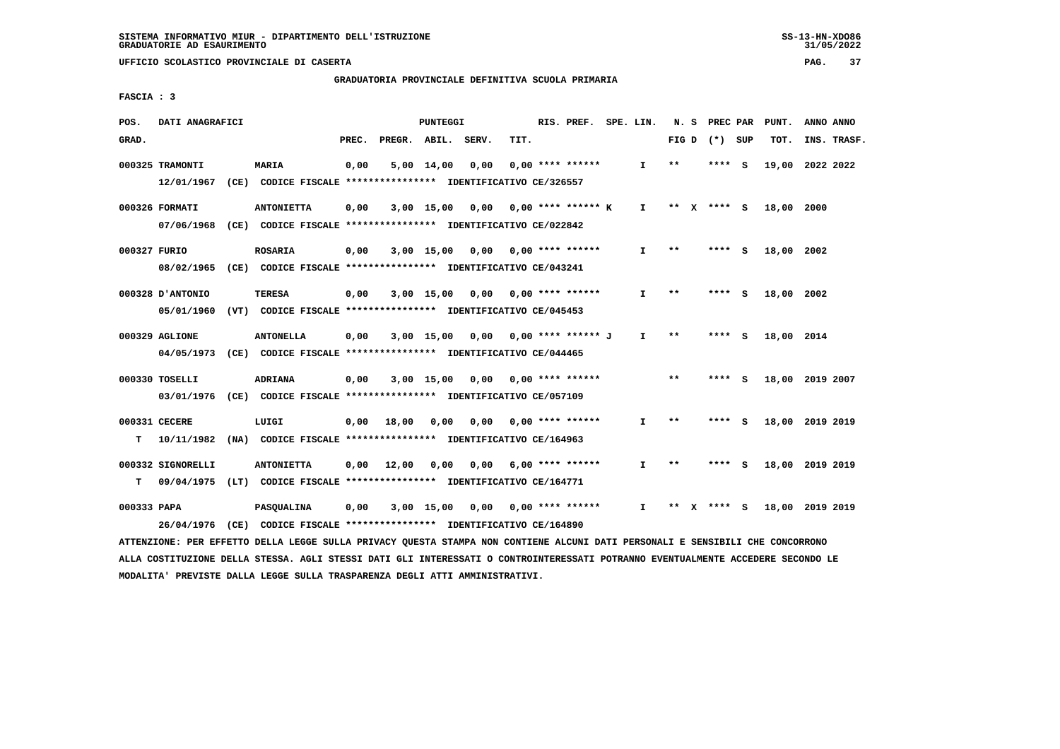SISTEMA INFORMATIVO MIUR - DIPARTIMENTO DELL'ISTRUZIONE
GRADUATORIE AD ESAURIMENTO

UFFICIO SCOLASTICO PROVINCIALE DI CASERTA

GRADUATORIA PROVINCIALE DEFINITIVA SCUOLA PRIMARIA

FASCIA : 3

| POS. GRAD. | DATI ANAGRAFICI | | PREC. | PREGR. | ABIL. | SERV. | TIT. | RIS. PREF. | SPE. LIN. | N. S FIG D | PREC PAR (*) SUP | PUNT. TOT. | ANNO INS. | ANNO TRASF. |
|---|---|---|---|---|---|---|---|---|---|---|---|---|---|---|
| 000325 | TRAMONTI | MARIA | 0,00 | 5,00 | 14,00 | 0,00 | 0,00 | **** ****** | I | ** | **** S | 19,00 | 2022 | 2022 |
| | 12/01/1967 (CE) CODICE FISCALE **************** IDENTIFICATIVO CE/326557 | | | | | | | | | | | | | |
| 000326 | FORMATI | ANTONIETTA | 0,00 | 3,00 | 15,00 | 0,00 | 0,00 | **** ****** K | I | ** X | **** S | 18,00 | 2000 | |
| | 07/06/1968 (CE) CODICE FISCALE **************** IDENTIFICATIVO CE/022842 | | | | | | | | | | | | | |
| 000327 | FURIO | ROSARIA | 0,00 | 3,00 | 15,00 | 0,00 | 0,00 | **** ****** | I | ** | **** S | 18,00 | 2002 | |
| | 08/02/1965 (CE) CODICE FISCALE **************** IDENTIFICATIVO CE/043241 | | | | | | | | | | | | | |
| 000328 | D'ANTONIO | TERESA | 0,00 | 3,00 | 15,00 | 0,00 | 0,00 | **** ****** | I | ** | **** S | 18,00 | 2002 | |
| | 05/01/1960 (VT) CODICE FISCALE **************** IDENTIFICATIVO CE/045453 | | | | | | | | | | | | | |
| 000329 | AGLIONE | ANTONELLA | 0,00 | 3,00 | 15,00 | 0,00 | 0,00 | **** ****** J | I | ** | **** S | 18,00 | 2014 | |
| | 04/05/1973 (CE) CODICE FISCALE **************** IDENTIFICATIVO CE/044465 | | | | | | | | | | | | | |
| 000330 | TOSELLI | ADRIANA | 0,00 | 3,00 | 15,00 | 0,00 | 0,00 | **** ****** | | ** | **** S | 18,00 | 2019 | 2007 |
| | 03/01/1976 (CE) CODICE FISCALE **************** IDENTIFICATIVO CE/057109 | | | | | | | | | | | | | |
| 000331 | CECERE | LUIGI | 0,00 | 18,00 | 0,00 | 0,00 | 0,00 | **** ****** | I | ** | **** S | 18,00 | 2019 | 2019 |
| T | 10/11/1982 (NA) CODICE FISCALE **************** IDENTIFICATIVO CE/164963 | | | | | | | | | | | | | |
| 000332 | SIGNORELLI | ANTONIETTA | 0,00 | 12,00 | 0,00 | 0,00 | 6,00 | **** ****** | I | ** | **** S | 18,00 | 2019 | 2019 |
| T | 09/04/1975 (LT) CODICE FISCALE **************** IDENTIFICATIVO CE/164771 | | | | | | | | | | | | | |
| 000333 | PAPA | PASQUALINA | 0,00 | 3,00 | 15,00 | 0,00 | 0,00 | **** ****** | I | ** X | **** S | 18,00 | 2019 | 2019 |
| | 26/04/1976 (CE) CODICE FISCALE **************** IDENTIFICATIVO CE/164890 | | | | | | | | | | | | | |

ATTENZIONE: PER EFFETTO DELLA LEGGE SULLA PRIVACY QUESTA STAMPA NON CONTIENE ALCUNI DATI PERSONALI E SENSIBILI CHE CONCORRONO ALLA COSTITUZIONE DELLA STESSA. AGLI STESSI DATI GLI INTERESSATI O CONTROINTERESSATI POTRANNO EVENTUALMENTE ACCEDERE SECONDO LE MODALITA' PREVISTE DALLA LEGGE SULLA TRASPARENZA DEGLI ATTI AMMINISTRATIVI.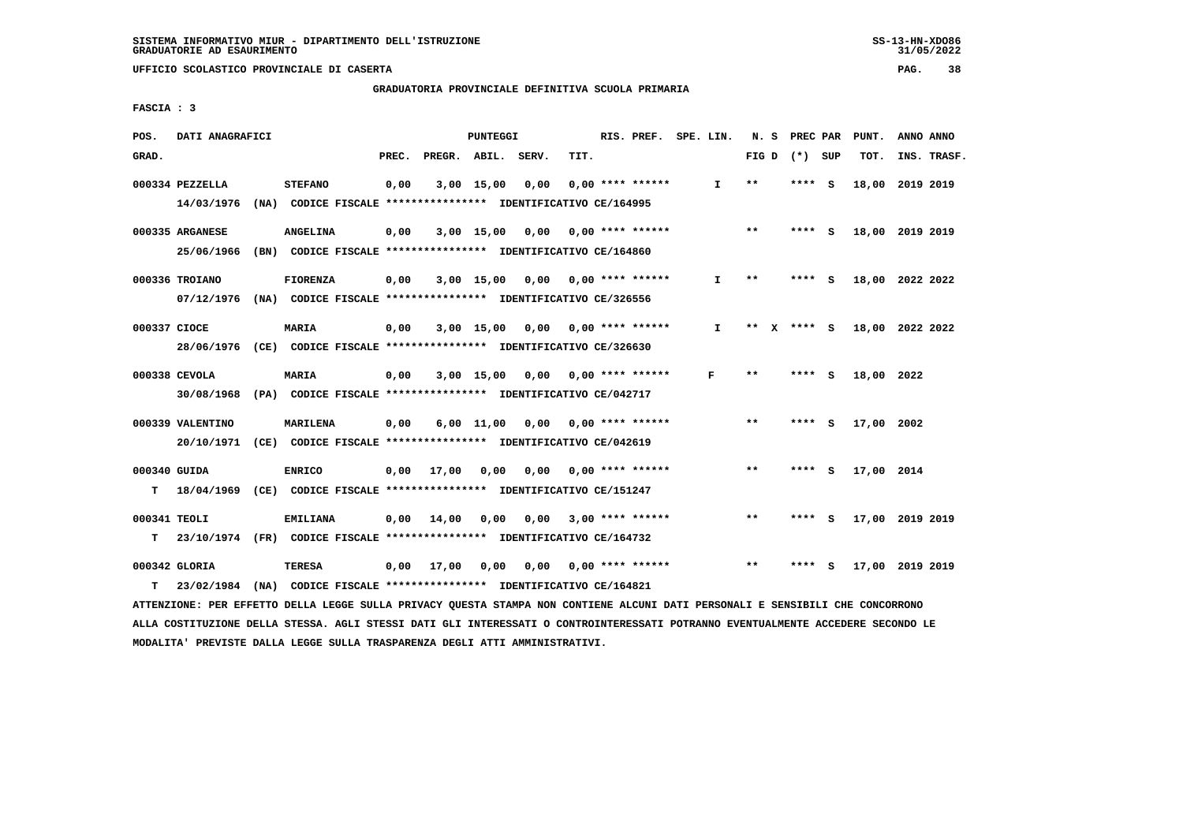SISTEMA INFORMATIVO MIUR - DIPARTIMENTO DELL'ISTRUZIONE
GRADUATORIE AD ESAURIMENTO

UFFICIO SCOLASTICO PROVINCIALE DI CASERTA

GRADUATORIA PROVINCIALE DEFINITIVA SCUOLA PRIMARIA

FASCIA : 3

| POS. GRAD. | DATI ANAGRAFICI | | PREC. | PREGR. | ABIL. | SERV. | TIT. | RIS. PREF. | SPE. LIN. | N. S FIG D | PREC PAR (*) SUP | PUNT. TOT. | ANNO ANNO INS. TRASF. |
|---|---|---|---|---|---|---|---|---|---|---|---|---|---|
| 000334 | PEZZELLA | STEFANO | 0,00 | 3,00 | 15,00 | 0,00 | 0,00 | **** ****** | I | ** | **** S | 18,00 | 2019 2019 |
| | 14/03/1976 (NA) CODICE FISCALE **************** IDENTIFICATIVO CE/164995 | | | | | | | | | | | | |
| 000335 | ARGANESE | ANGELINA | 0,00 | 3,00 | 15,00 | 0,00 | 0,00 | **** ****** | | ** | **** S | 18,00 | 2019 2019 |
| | 25/06/1966 (BN) CODICE FISCALE **************** IDENTIFICATIVO CE/164860 | | | | | | | | | | | | |
| 000336 | TROIANO | FIORENZA | 0,00 | 3,00 | 15,00 | 0,00 | 0,00 | **** ****** | I | ** | **** S | 18,00 | 2022 2022 |
| | 07/12/1976 (NA) CODICE FISCALE **************** IDENTIFICATIVO CE/326556 | | | | | | | | | | | | |
| 000337 | CIOCE | MARIA | 0,00 | 3,00 | 15,00 | 0,00 | 0,00 | **** ****** | I | ** X | **** S | 18,00 | 2022 2022 |
| | 28/06/1976 (CE) CODICE FISCALE **************** IDENTIFICATIVO CE/326630 | | | | | | | | | | | | |
| 000338 | CEVOLA | MARIA | 0,00 | 3,00 | 15,00 | 0,00 | 0,00 | **** ****** | F | ** | **** S | 18,00 | 2022 |
| | 30/08/1968 (PA) CODICE FISCALE **************** IDENTIFICATIVO CE/042717 | | | | | | | | | | | | |
| 000339 | VALENTINO | MARILENA | 0,00 | 6,00 | 11,00 | 0,00 | 0,00 | **** ****** | | ** | **** S | 17,00 | 2002 |
| | 20/10/1971 (CE) CODICE FISCALE **************** IDENTIFICATIVO CE/042619 | | | | | | | | | | | | |
| 000340 | GUIDA | ENRICO | 0,00 | 17,00 | 0,00 | 0,00 | 0,00 | **** ****** | | ** | **** S | 17,00 | 2014 |
| T | 18/04/1969 (CE) CODICE FISCALE **************** IDENTIFICATIVO CE/151247 | | | | | | | | | | | | |
| 000341 | TEOLI | EMILIANA | 0,00 | 14,00 | 0,00 | 0,00 | 3,00 | **** ****** | | ** | **** S | 17,00 | 2019 2019 |
| T | 23/10/1974 (FR) CODICE FISCALE **************** IDENTIFICATIVO CE/164732 | | | | | | | | | | | | |
| 000342 | GLORIA | TERESA | 0,00 | 17,00 | 0,00 | 0,00 | 0,00 | **** ****** | | ** | **** S | 17,00 | 2019 2019 |
| T | 23/02/1984 (NA) CODICE FISCALE **************** IDENTIFICATIVO CE/164821 | | | | | | | | | | | | |

ATTENZIONE: PER EFFETTO DELLA LEGGE SULLA PRIVACY QUESTA STAMPA NON CONTIENE ALCUNI DATI PERSONALI E SENSIBILI CHE CONCORRONO ALLA COSTITUZIONE DELLA STESSA. AGLI STESSI DATI GLI INTERESSATI O CONTROINTERESSATI POTRANNO EVENTUALMENTE ACCEDERE SECONDO LE MODALITA' PREVISTE DALLA LEGGE SULLA TRASPARENZA DEGLI ATTI AMMINISTRATIVI.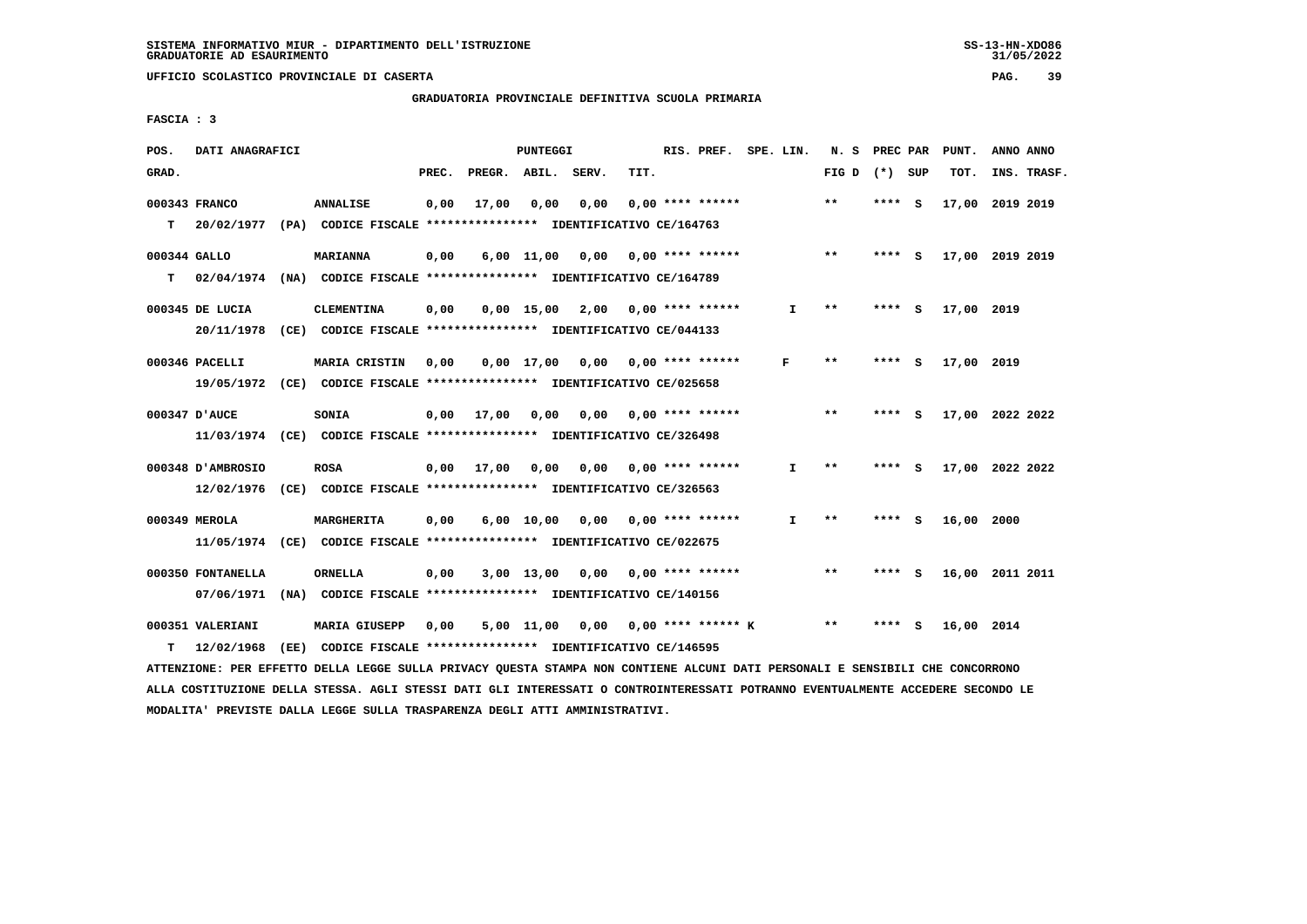SISTEMA INFORMATIVO MIUR - DIPARTIMENTO DELL'ISTRUZIONE
GRADUATORIE AD ESAURIMENTO

UFFICIO SCOLASTICO PROVINCIALE DI CASERTA

GRADUATORIA PROVINCIALE DEFINITIVA SCUOLA PRIMARIA

FASCIA : 3

| POS. GRAD. | DATI ANAGRAFICI | | PREC. | PREGR. | ABIL. | SERV. | TIT. | RIS. PREF. | SPE. LIN. | N. S FIG D | PREC PAR (*) | SUP | PUNT. TOT. | ANNO INS. | ANNO TRASF. |
|---|---|---|---|---|---|---|---|---|---|---|---|---|---|---|---|
| 000343 | FRANCO | ANNALISE | 0,00 | 17,00 | 0,00 | 0,00 | 0,00 | **** ****** | | ** | **** | S | 17,00 | 2019 | 2019 |
| T | 20/02/1977 (PA) CODICE FISCALE **************** IDENTIFICATIVO CE/164763 | | | | | | | | | | | | | | |
| 000344 | GALLO | MARIANNA | 0,00 | 6,00 | 11,00 | 0,00 | 0,00 | **** ****** | | ** | **** | S | 17,00 | 2019 | 2019 |
| T | 02/04/1974 (NA) CODICE FISCALE **************** IDENTIFICATIVO CE/164789 | | | | | | | | | | | | | | |
| 000345 | DE LUCIA | CLEMENTINA | 0,00 | 0,00 | 15,00 | 2,00 | 0,00 | **** ****** | I | ** | **** | S | 17,00 | 2019 | |
| | 20/11/1978 (CE) CODICE FISCALE **************** IDENTIFICATIVO CE/044133 | | | | | | | | | | | | | | |
| 000346 | PACELLI | MARIA CRISTIN | 0,00 | 0,00 | 17,00 | 0,00 | 0,00 | **** ****** | F | ** | **** | S | 17,00 | 2019 | |
| | 19/05/1972 (CE) CODICE FISCALE **************** IDENTIFICATIVO CE/025658 | | | | | | | | | | | | | | |
| 000347 | D'AUCE | SONIA | 0,00 | 17,00 | 0,00 | 0,00 | 0,00 | **** ****** | | ** | **** | S | 17,00 | 2022 | 2022 |
| | 11/03/1974 (CE) CODICE FISCALE **************** IDENTIFICATIVO CE/326498 | | | | | | | | | | | | | | |
| 000348 | D'AMBROSIO | ROSA | 0,00 | 17,00 | 0,00 | 0,00 | 0,00 | **** ****** | I | ** | **** | S | 17,00 | 2022 | 2022 |
| | 12/02/1976 (CE) CODICE FISCALE **************** IDENTIFICATIVO CE/326563 | | | | | | | | | | | | | | |
| 000349 | MEROLA | MARGHERITA | 0,00 | 6,00 | 10,00 | 0,00 | 0,00 | **** ****** | I | ** | **** | S | 16,00 | 2000 | |
| | 11/05/1974 (CE) CODICE FISCALE **************** IDENTIFICATIVO CE/022675 | | | | | | | | | | | | | | |
| 000350 | FONTANELLA | ORNELLA | 0,00 | 3,00 | 13,00 | 0,00 | 0,00 | **** ****** | | ** | **** | S | 16,00 | 2011 | 2011 |
| | 07/06/1971 (NA) CODICE FISCALE **************** IDENTIFICATIVO CE/140156 | | | | | | | | | | | | | | |
| 000351 | VALERIANI | MARIA GIUSEPP | 0,00 | 5,00 | 11,00 | 0,00 | 0,00 | **** ****** K | | ** | **** | S | 16,00 | 2014 | |
| T | 12/02/1968 (EE) CODICE FISCALE **************** IDENTIFICATIVO CE/146595 | | | | | | | | | | | | | | |

ATTENZIONE: PER EFFETTO DELLA LEGGE SULLA PRIVACY QUESTA STAMPA NON CONTIENE ALCUNI DATI PERSONALI E SENSIBILI CHE CONCORRONO ALLA COSTITUZIONE DELLA STESSA. AGLI STESSI DATI GLI INTERESSATI O CONTROINTERESSATI POTRANNO EVENTUALMENTE ACCEDERE SECONDO LE MODALITA' PREVISTE DALLA LEGGE SULLA TRASPARENZA DEGLI ATTI AMMINISTRATIVI.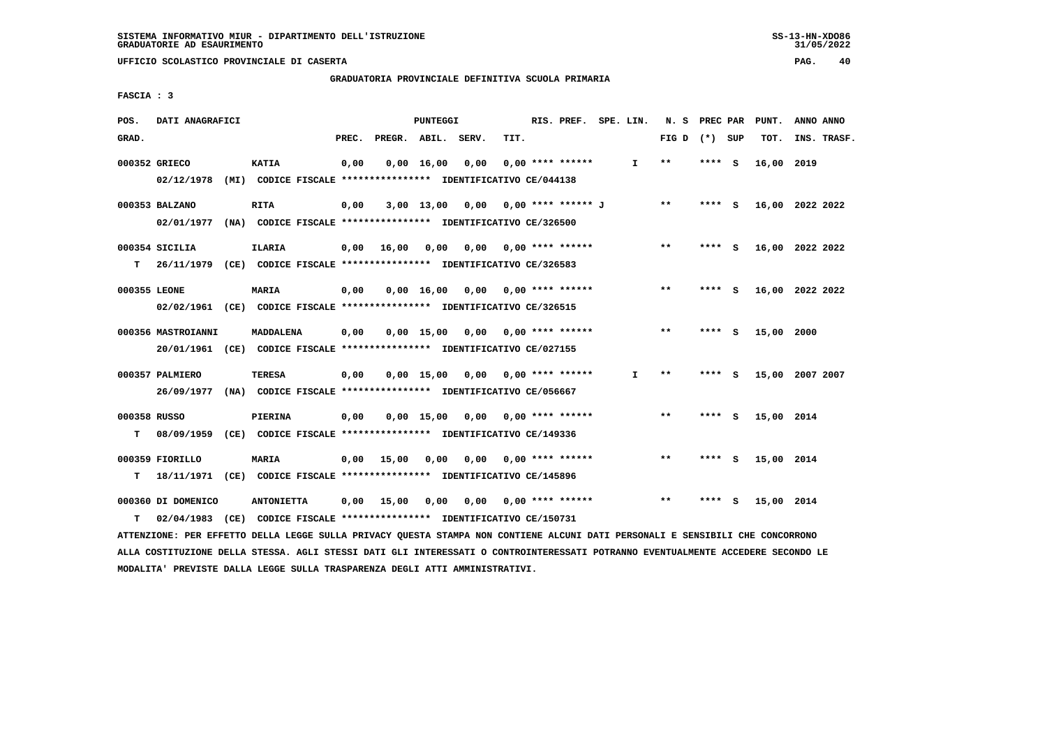SISTEMA INFORMATIVO MIUR - DIPARTIMENTO DELL'ISTRUZIONE
GRADUATORIE AD ESAURIMENTO

UFFICIO SCOLASTICO PROVINCIALE DI CASERTA

GRADUATORIA PROVINCIALE DEFINITIVA SCUOLA PRIMARIA

FASCIA : 3

| POS. GRAD. | DATI ANAGRAFICI | | PREC. | PREGR. | ABIL. | SERV. | TIT. | RIS. PREF. | SPE. LIN. | N. S FIG D | PREC PAR (*) | SUP | PUNT. TOT. | ANNO INS. | ANNO TRASF. |
|---|---|---|---|---|---|---|---|---|---|---|---|---|---|---|---|
| 000352 | GRIECO | KATIA | 0,00 | 0,00 | 16,00 | 0,00 | 0,00 | **** ****** | I | ** | **** | S | 16,00 | 2019 | |
| | 02/12/1978 (MI) CODICE FISCALE **************** IDENTIFICATIVO CE/044138 | | | | | | | | | | | | | | |
| 000353 | BALZANO | RITA | 0,00 | 3,00 | 13,00 | 0,00 | 0,00 | **** ****** J | | ** | **** | S | 16,00 | 2022 | 2022 |
| | 02/01/1977 (NA) CODICE FISCALE **************** IDENTIFICATIVO CE/326500 | | | | | | | | | | | | | | |
| 000354 | SICILIA | ILARIA | 0,00 | 16,00 | 0,00 | 0,00 | 0,00 | **** ****** | | ** | **** | S | 16,00 | 2022 | 2022 |
| T | 26/11/1979 (CE) CODICE FISCALE **************** IDENTIFICATIVO CE/326583 | | | | | | | | | | | | | | |
| 000355 | LEONE | MARIA | 0,00 | 0,00 | 16,00 | 0,00 | 0,00 | **** ****** | | ** | **** | S | 16,00 | 2022 | 2022 |
| | 02/02/1961 (CE) CODICE FISCALE **************** IDENTIFICATIVO CE/326515 | | | | | | | | | | | | | | |
| 000356 | MASTROIANNI | MADDALENA | 0,00 | 0,00 | 15,00 | 0,00 | 0,00 | **** ****** | | ** | **** | S | 15,00 | 2000 | |
| | 20/01/1961 (CE) CODICE FISCALE **************** IDENTIFICATIVO CE/027155 | | | | | | | | | | | | | | |
| 000357 | PALMIERO | TERESA | 0,00 | 0,00 | 15,00 | 0,00 | 0,00 | **** ****** | I | ** | **** | S | 15,00 | 2007 | 2007 |
| | 26/09/1977 (NA) CODICE FISCALE **************** IDENTIFICATIVO CE/056667 | | | | | | | | | | | | | | |
| 000358 | RUSSO | PIERINA | 0,00 | 0,00 | 15,00 | 0,00 | 0,00 | **** ****** | | ** | **** | S | 15,00 | 2014 | |
| T | 08/09/1959 (CE) CODICE FISCALE **************** IDENTIFICATIVO CE/149336 | | | | | | | | | | | | | | |
| 000359 | FIORILLO | MARIA | 0,00 | 15,00 | 0,00 | 0,00 | 0,00 | **** ****** | | ** | **** | S | 15,00 | 2014 | |
| T | 18/11/1971 (CE) CODICE FISCALE **************** IDENTIFICATIVO CE/145896 | | | | | | | | | | | | | | |
| 000360 | DI DOMENICO | ANTONIETTA | 0,00 | 15,00 | 0,00 | 0,00 | 0,00 | **** ****** | | ** | **** | S | 15,00 | 2014 | |
| T | 02/04/1983 (CE) CODICE FISCALE **************** IDENTIFICATIVO CE/150731 | | | | | | | | | | | | | | |

ATTENZIONE: PER EFFETTO DELLA LEGGE SULLA PRIVACY QUESTA STAMPA NON CONTIENE ALCUNI DATI PERSONALI E SENSIBILI CHE CONCORRONO ALLA COSTITUZIONE DELLA STESSA. AGLI STESSI DATI GLI INTERESSATI O CONTROINTERESSATI POTRANNO EVENTUALMENTE ACCEDERE SECONDO LE MODALITA' PREVISTE DALLA LEGGE SULLA TRASPARENZA DEGLI ATTI AMMINISTRATIVI.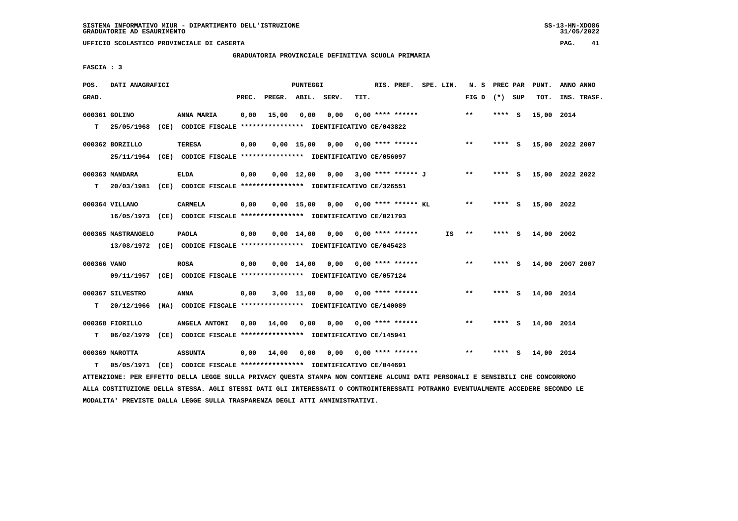SISTEMA INFORMATIVO MIUR - DIPARTIMENTO DELL'ISTRUZIONE
GRADUATORIE AD ESAURIMENTO

UFFICIO SCOLASTICO PROVINCIALE DI CASERTA

GRADUATORIA PROVINCIALE DEFINITIVA SCUOLA PRIMARIA

FASCIA : 3

| POS. GRAD. | DATI ANAGRAFICI | | PREC. | PREGR. | ABIL. | SERV. | TIT. | RIS. PREF. | SPE. LIN. | N. S FIG D | PREC PAR (*) | SUP | PUNT. TOT. | ANNO ANNO INS. TRASF. |
|---|---|---|---|---|---|---|---|---|---|---|---|---|---|---|
| 000361 | GOLINO | ANNA MARIA | 0,00 | 15,00 | 0,00 | 0,00 | 0,00 | **** ****** | | ** | **** | S | 15,00 | 2014 |
| T | 25/05/1968 (CE) CODICE FISCALE **************** IDENTIFICATIVO CE/043822 | | | | | | | | | | | | | |
| 000362 | BORZILLO | TERESA | 0,00 | 0,00 | 15,00 | 0,00 | 0,00 | **** ****** | | ** | **** | S | 15,00 | 2022 2007 |
| | 25/11/1964 (CE) CODICE FISCALE **************** IDENTIFICATIVO CE/056097 | | | | | | | | | | | | | |
| 000363 | MANDARA | ELDA | 0,00 | 0,00 | 12,00 | 0,00 | 3,00 | **** ****** J | | ** | **** | S | 15,00 | 2022 2022 |
| T | 20/03/1981 (CE) CODICE FISCALE **************** IDENTIFICATIVO CE/326551 | | | | | | | | | | | | | |
| 000364 | VILLANO | CARMELA | 0,00 | 0,00 | 15,00 | 0,00 | 0,00 | **** ****** KL | | ** | **** | S | 15,00 | 2022 |
| | 16/05/1973 (CE) CODICE FISCALE **************** IDENTIFICATIVO CE/021793 | | | | | | | | | | | | | |
| 000365 | MASTRANGELO | PAOLA | 0,00 | 0,00 | 14,00 | 0,00 | 0,00 | **** ****** | IS | ** | **** | S | 14,00 | 2002 |
| | 13/08/1972 (CE) CODICE FISCALE **************** IDENTIFICATIVO CE/045423 | | | | | | | | | | | | | |
| 000366 | VANO | ROSA | 0,00 | 0,00 | 14,00 | 0,00 | 0,00 | **** ****** | | ** | **** | S | 14,00 | 2007 2007 |
| | 09/11/1957 (CE) CODICE FISCALE **************** IDENTIFICATIVO CE/057124 | | | | | | | | | | | | | |
| 000367 | SILVESTRO | ANNA | 0,00 | 3,00 | 11,00 | 0,00 | 0,00 | **** ****** | | ** | **** | S | 14,00 | 2014 |
| T | 20/12/1966 (NA) CODICE FISCALE **************** IDENTIFICATIVO CE/140089 | | | | | | | | | | | | | |
| 000368 | FIORILLO | ANGELA ANTONI | 0,00 | 14,00 | 0,00 | 0,00 | 0,00 | **** ****** | | ** | **** | S | 14,00 | 2014 |
| T | 06/02/1979 (CE) CODICE FISCALE **************** IDENTIFICATIVO CE/145941 | | | | | | | | | | | | | |
| 000369 | MAROTTA | ASSUNTA | 0,00 | 14,00 | 0,00 | 0,00 | 0,00 | **** ****** | | ** | **** | S | 14,00 | 2014 |
| T | 05/05/1971 (CE) CODICE FISCALE **************** IDENTIFICATIVO CE/044691 | | | | | | | | | | | | | |

ATTENZIONE: PER EFFETTO DELLA LEGGE SULLA PRIVACY QUESTA STAMPA NON CONTIENE ALCUNI DATI PERSONALI E SENSIBILI CHE CONCORRONO ALLA COSTITUZIONE DELLA STESSA. AGLI STESSI DATI GLI INTERESSATI O CONTROINTERESSATI POTRANNO EVENTUALMENTE ACCEDERE SECONDO LE MODALITA' PREVISTE DALLA LEGGE SULLA TRASPARENZA DEGLI ATTI AMMINISTRATIVI.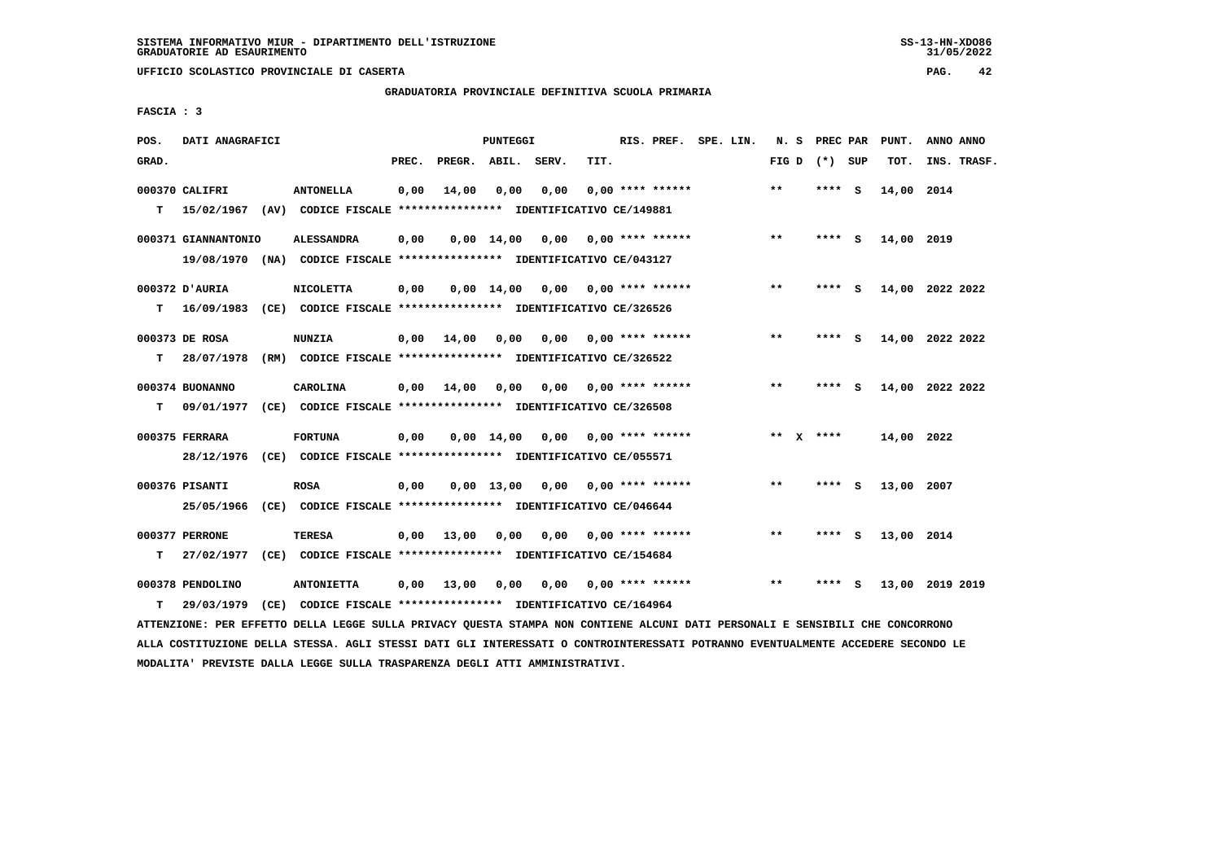SISTEMA INFORMATIVO MIUR - DIPARTIMENTO DELL'ISTRUZIONE
GRADUATORIE AD ESAURIMENTO

UFFICIO SCOLASTICO PROVINCIALE DI CASERTA

GRADUATORIA PROVINCIALE DEFINITIVA SCUOLA PRIMARIA

FASCIA : 3

| POS. GRAD. | DATI ANAGRAFICI | | PREC. | PREGR. | ABIL. | SERV. | TIT. | RIS. PREF. | SPE. LIN. | N. S FIG D | PREC PAR (*) | SUP | PUNT. TOT. | ANNO INS. | ANNO TRASF. |
|---|---|---|---|---|---|---|---|---|---|---|---|---|---|---|---|
| 000370 | CALIFRI | ANTONELLA | 0,00 | 14,00 | 0,00 | 0,00 | 0,00 | **** ****** | | ** | **** | S | 14,00 | 2014 | |
| T | 15/02/1967 (AV) CODICE FISCALE **************** IDENTIFICATIVO CE/149881 | | | | | | | | | | | | | | |
| 000371 | GIANNANTONIO | ALESSANDRA | 0,00 | 0,00 | 14,00 | 0,00 | 0,00 | **** ****** | | ** | **** | S | 14,00 | 2019 | |
| | 19/08/1970 (NA) CODICE FISCALE **************** IDENTIFICATIVO CE/043127 | | | | | | | | | | | | | | |
| 000372 | D'AURIA | NICOLETTA | 0,00 | 0,00 | 14,00 | 0,00 | 0,00 | **** ****** | | ** | **** | S | 14,00 | 2022 | 2022 |
| T | 16/09/1983 (CE) CODICE FISCALE **************** IDENTIFICATIVO CE/326526 | | | | | | | | | | | | | | |
| 000373 | DE ROSA | NUNZIA | 0,00 | 14,00 | 0,00 | 0,00 | 0,00 | **** ****** | | ** | **** | S | 14,00 | 2022 | 2022 |
| T | 28/07/1978 (RM) CODICE FISCALE **************** IDENTIFICATIVO CE/326522 | | | | | | | | | | | | | | |
| 000374 | BUONANNO | CAROLINA | 0,00 | 14,00 | 0,00 | 0,00 | 0,00 | **** ****** | | ** | **** | S | 14,00 | 2022 | 2022 |
| T | 09/01/1977 (CE) CODICE FISCALE **************** IDENTIFICATIVO CE/326508 | | | | | | | | | | | | | | |
| 000375 | FERRARA | FORTUNA | 0,00 | 0,00 | 14,00 | 0,00 | 0,00 | **** ****** | | ** X | **** | | 14,00 | 2022 | |
| | 28/12/1976 (CE) CODICE FISCALE **************** IDENTIFICATIVO CE/055571 | | | | | | | | | | | | | | |
| 000376 | PISANTI | ROSA | 0,00 | 0,00 | 13,00 | 0,00 | 0,00 | **** ****** | | ** | **** | S | 13,00 | 2007 | |
| | 25/05/1966 (CE) CODICE FISCALE **************** IDENTIFICATIVO CE/046644 | | | | | | | | | | | | | | |
| 000377 | PERRONE | TERESA | 0,00 | 13,00 | 0,00 | 0,00 | 0,00 | **** ****** | | ** | **** | S | 13,00 | 2014 | |
| T | 27/02/1977 (CE) CODICE FISCALE **************** IDENTIFICATIVO CE/154684 | | | | | | | | | | | | | | |
| 000378 | PENDOLINO | ANTONIETTA | 0,00 | 13,00 | 0,00 | 0,00 | 0,00 | **** ****** | | ** | **** | S | 13,00 | 2019 | 2019 |
| T | 29/03/1979 (CE) CODICE FISCALE **************** IDENTIFICATIVO CE/164964 | | | | | | | | | | | | | | |

ATTENZIONE: PER EFFETTO DELLA LEGGE SULLA PRIVACY QUESTA STAMPA NON CONTIENE ALCUNI DATI PERSONALI E SENSIBILI CHE CONCORRONO ALLA COSTITUZIONE DELLA STESSA. AGLI STESSI DATI GLI INTERESSATI O CONTROINTERESSATI POTRANNO EVENTUALMENTE ACCEDERE SECONDO LE MODALITA' PREVISTE DALLA LEGGE SULLA TRASPARENZA DEGLI ATTI AMMINISTRATIVI.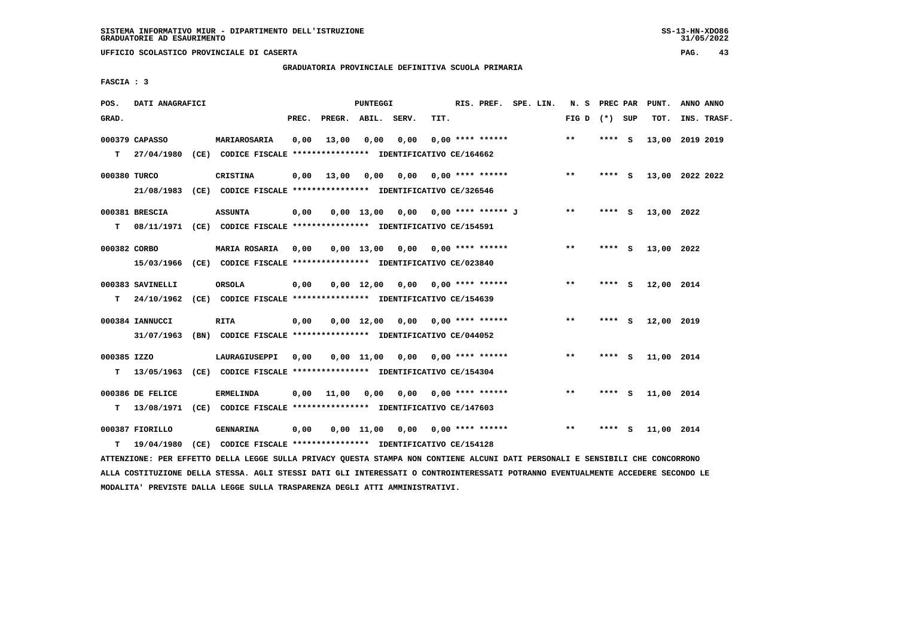SISTEMA INFORMATIVO MIUR - DIPARTIMENTO DELL'ISTRUZIONE
GRADUATORIE AD ESAURIMENTO

UFFICIO SCOLASTICO PROVINCIALE DI CASERTA

GRADUATORIA PROVINCIALE DEFINITIVA SCUOLA PRIMARIA

FASCIA : 3

| POS. GRAD. | DATI ANAGRAFICI | | PREC. | PREGR. | ABIL. | SERV. | TIT. | RIS. PREF. | SPE. LIN. | N. S FIG D | PREC PAR (*) | SUP | PUNT. TOT. | ANNO INS. | ANNO TRASF. |
|---|---|---|---|---|---|---|---|---|---|---|---|---|---|---|---|
| 000379 | CAPASSO | MARIAROSARIA | 0,00 | 13,00 | 0,00 | 0,00 | 0,00 | **** ****** | | ** | **** | S | 13,00 | 2019 | 2019 |
| T | 27/04/1980 (CE) CODICE FISCALE **************** IDENTIFICATIVO CE/164662 | | | | | | | | | | | | | | |
| 000380 | TURCO | CRISTINA | 0,00 | 13,00 | 0,00 | 0,00 | 0,00 | **** ****** | | ** | **** | S | 13,00 | 2022 | 2022 |
| | 21/08/1983 (CE) CODICE FISCALE **************** IDENTIFICATIVO CE/326546 | | | | | | | | | | | | | | |
| 000381 | BRESCIA | ASSUNTA | 0,00 | 0,00 | 13,00 | 0,00 | 0,00 | **** ****** J | | ** | **** | S | 13,00 | 2022 | |
| T | 08/11/1971 (CE) CODICE FISCALE **************** IDENTIFICATIVO CE/154591 | | | | | | | | | | | | | | |
| 000382 | CORBO | MARIA ROSARIA | 0,00 | 0,00 | 13,00 | 0,00 | 0,00 | **** ****** | | ** | **** | S | 13,00 | 2022 | |
| | 15/03/1966 (CE) CODICE FISCALE **************** IDENTIFICATIVO CE/023840 | | | | | | | | | | | | | | |
| 000383 | SAVINELLI | ORSOLA | 0,00 | 0,00 | 12,00 | 0,00 | 0,00 | **** ****** | | ** | **** | S | 12,00 | 2014 | |
| T | 24/10/1962 (CE) CODICE FISCALE **************** IDENTIFICATIVO CE/154639 | | | | | | | | | | | | | | |
| 000384 | IANNUCCI | RITA | 0,00 | 0,00 | 12,00 | 0,00 | 0,00 | **** ****** | | ** | **** | S | 12,00 | 2019 | |
| | 31/07/1963 (BN) CODICE FISCALE **************** IDENTIFICATIVO CE/044052 | | | | | | | | | | | | | | |
| 000385 | IZZO | LAURAGIUSEPPI | 0,00 | 0,00 | 11,00 | 0,00 | 0,00 | **** ****** | | ** | **** | S | 11,00 | 2014 | |
| T | 13/05/1963 (CE) CODICE FISCALE **************** IDENTIFICATIVO CE/154304 | | | | | | | | | | | | | | |
| 000386 | DE FELICE | ERMELINDA | 0,00 | 11,00 | 0,00 | 0,00 | 0,00 | **** ****** | | ** | **** | S | 11,00 | 2014 | |
| T | 13/08/1971 (CE) CODICE FISCALE **************** IDENTIFICATIVO CE/147603 | | | | | | | | | | | | | | |
| 000387 | FIORILLO | GENNARINA | 0,00 | 0,00 | 11,00 | 0,00 | 0,00 | **** ****** | | ** | **** | S | 11,00 | 2014 | |
| T | 19/04/1980 (CE) CODICE FISCALE **************** IDENTIFICATIVO CE/154128 | | | | | | | | | | | | | | |

ATTENZIONE: PER EFFETTO DELLA LEGGE SULLA PRIVACY QUESTA STAMPA NON CONTIENE ALCUNI DATI PERSONALI E SENSIBILI CHE CONCORRONO ALLA COSTITUZIONE DELLA STESSA. AGLI STESSI DATI GLI INTERESSATI O CONTROINTERESSATI POTRANNO EVENTUALMENTE ACCEDERE SECONDO LE MODALITA' PREVISTE DALLA LEGGE SULLA TRASPARENZA DEGLI ATTI AMMINISTRATIVI.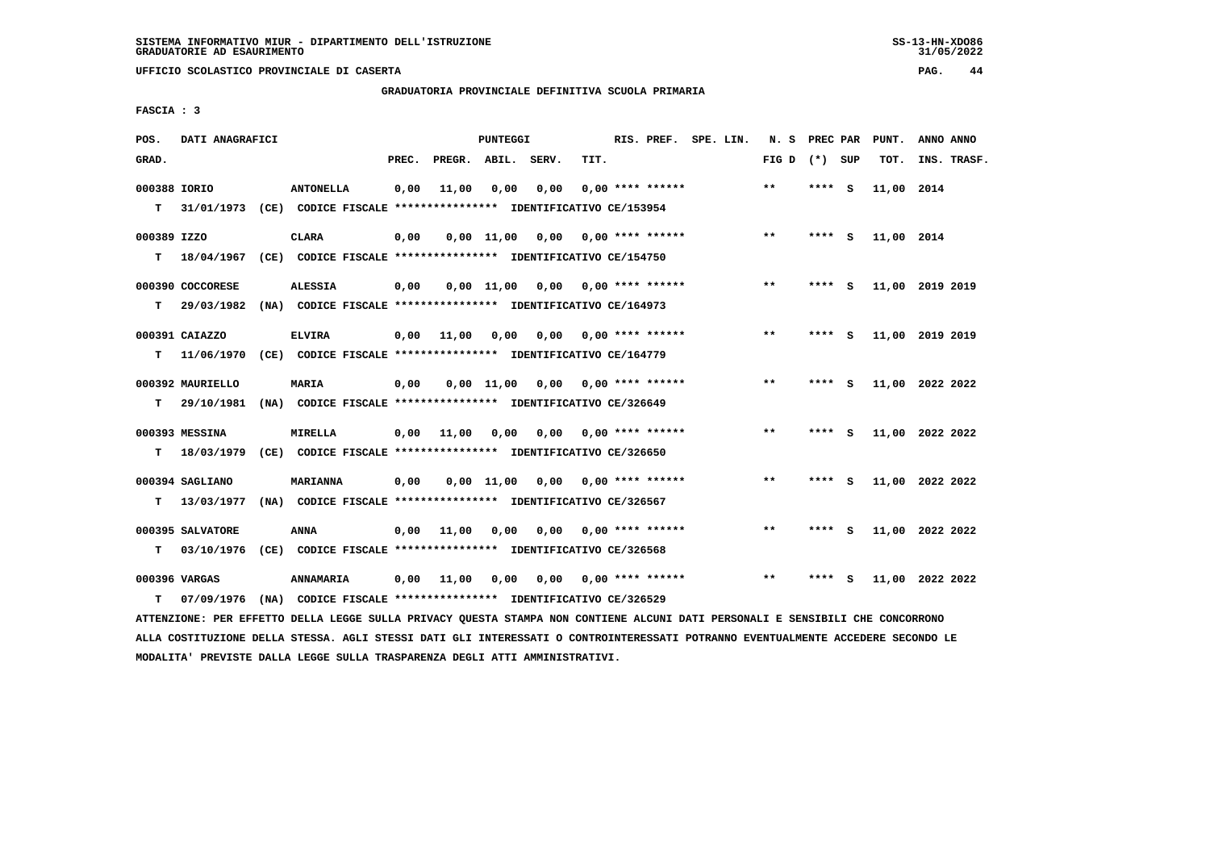SISTEMA INFORMATIVO MIUR - DIPARTIMENTO DELL'ISTRUZIONE
GRADUATORIE AD ESAURIMENTO

UFFICIO SCOLASTICO PROVINCIALE DI CASERTA

GRADUATORIA PROVINCIALE DEFINITIVA SCUOLA PRIMARIA

FASCIA : 3

| POS. GRAD. | DATI ANAGRAFICI | | PREC. | PREGR. | ABIL. | SERV. | TIT. | RIS. PREF. | SPE. LIN. | N. S FIG D | PREC PAR (*) SUP | PUNT. TOT. | ANNO ANNO INS. TRASF. |
|---|---|---|---|---|---|---|---|---|---|---|---|---|---|
| 000388 IORIO | ANTONELLA | | 0,00 | 11,00 | 0,00 | 0,00 | 0,00 | **** ****** | | ** | **** S | 11,00 | 2014 |
| T 31/01/1973 (CE) | CODICE FISCALE **************** | IDENTIFICATIVO CE/153954 | | | | | | | | | | | |
| 000389 IZZO | CLARA | | 0,00 | 0,00 | 11,00 | 0,00 | 0,00 | **** ****** | | ** | **** S | 11,00 | 2014 |
| T 18/04/1967 (CE) | CODICE FISCALE **************** | IDENTIFICATIVO CE/154750 | | | | | | | | | | | |
| 000390 COCCORESE | ALESSIA | | 0,00 | 0,00 | 11,00 | 0,00 | 0,00 | **** ****** | | ** | **** S | 11,00 | 2019 2019 |
| T 29/03/1982 (NA) | CODICE FISCALE **************** | IDENTIFICATIVO CE/164973 | | | | | | | | | | | |
| 000391 CAIAZZO | ELVIRA | | 0,00 | 11,00 | 0,00 | 0,00 | 0,00 | **** ****** | | ** | **** S | 11,00 | 2019 2019 |
| T 11/06/1970 (CE) | CODICE FISCALE **************** | IDENTIFICATIVO CE/164779 | | | | | | | | | | | |
| 000392 MAURIELLO | MARIA | | 0,00 | 0,00 | 11,00 | 0,00 | 0,00 | **** ****** | | ** | **** S | 11,00 | 2022 2022 |
| T 29/10/1981 (NA) | CODICE FISCALE **************** | IDENTIFICATIVO CE/326649 | | | | | | | | | | | |
| 000393 MESSINA | MIRELLA | | 0,00 | 11,00 | 0,00 | 0,00 | 0,00 | **** ****** | | ** | **** S | 11,00 | 2022 2022 |
| T 18/03/1979 (CE) | CODICE FISCALE **************** | IDENTIFICATIVO CE/326650 | | | | | | | | | | | |
| 000394 SAGLIANO | MARIANNA | | 0,00 | 0,00 | 11,00 | 0,00 | 0,00 | **** ****** | | ** | **** S | 11,00 | 2022 2022 |
| T 13/03/1977 (NA) | CODICE FISCALE **************** | IDENTIFICATIVO CE/326567 | | | | | | | | | | | |
| 000395 SALVATORE | ANNA | | 0,00 | 11,00 | 0,00 | 0,00 | 0,00 | **** ****** | | ** | **** S | 11,00 | 2022 2022 |
| T 03/10/1976 (CE) | CODICE FISCALE **************** | IDENTIFICATIVO CE/326568 | | | | | | | | | | | |
| 000396 VARGAS | ANNAMARIA | | 0,00 | 11,00 | 0,00 | 0,00 | 0,00 | **** ****** | | ** | **** S | 11,00 | 2022 2022 |
| T 07/09/1976 (NA) | CODICE FISCALE **************** | IDENTIFICATIVO CE/326529 | | | | | | | | | | | |

ATTENZIONE: PER EFFETTO DELLA LEGGE SULLA PRIVACY QUESTA STAMPA NON CONTIENE ALCUNI DATI PERSONALI E SENSIBILI CHE CONCORRONO ALLA COSTITUZIONE DELLA STESSA. AGLI STESSI DATI GLI INTERESSATI O CONTROINTERESSATI POTRANNO EVENTUALMENTE ACCEDERE SECONDO LE MODALITA' PREVISTE DALLA LEGGE SULLA TRASPARENZA DEGLI ATTI AMMINISTRATIVI.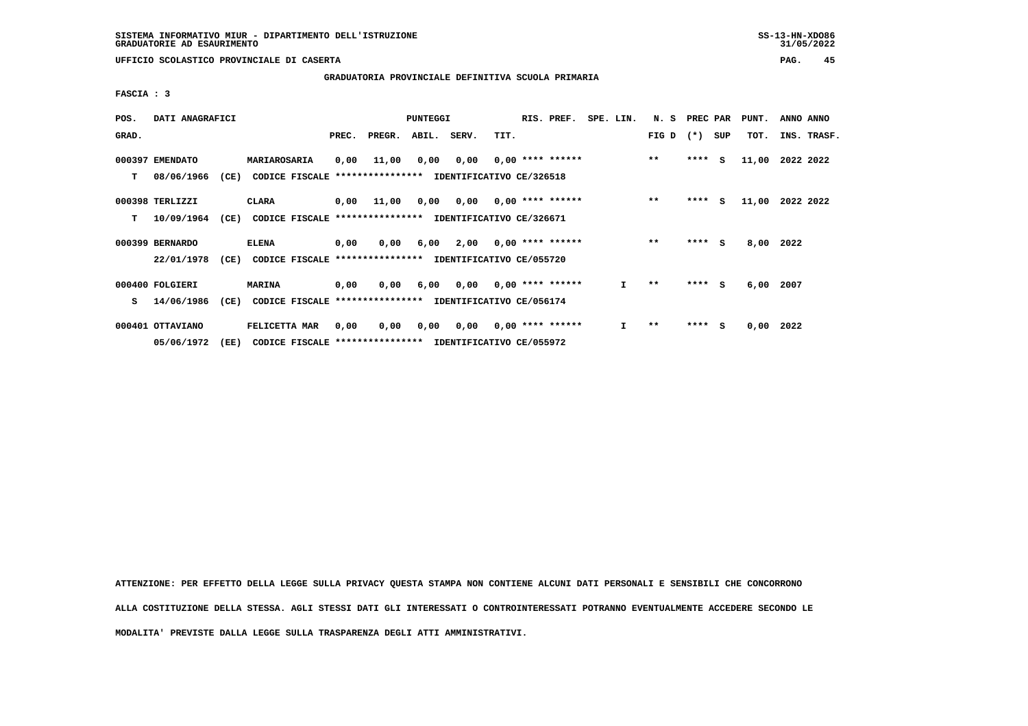SISTEMA INFORMATIVO MIUR - DIPARTIMENTO DELL'ISTRUZIONE
GRADUATORIE AD ESAURIMENTO

UFFICIO SCOLASTICO PROVINCIALE DI CASERTA

**GRADUATORIA PROVINCIALE DEFINITIVA SCUOLA PRIMARIA**

**FASCIA : 3**

| POS. GRAD. | DATI ANAGRAFICI | | PREC. | PREGR. | ABIL. | SERV. | TIT. | RIS. PREF. | SPE. LIN. | N. S FIG D | PREC PAR (*) | SUP | PUNT. TOT. | ANNO INS. | ANNO TRASF. |
|---|---|---|---|---|---|---|---|---|---|---|---|---|---|---|---|
| 000397 | EMENDATO | MARIAROSARIA | 0,00 | 11,00 | 0,00 | 0,00 | 0,00 | **** ****** | | ** | **** | S | 11,00 | 2022 | 2022 |
| T | 08/06/1966 (CE) | CODICE FISCALE **************** IDENTIFICATIVO CE/326518 | | | | | | | | | | | | | |
| 000398 | TERLIZZI | CLARA | 0,00 | 11,00 | 0,00 | 0,00 | 0,00 | **** ****** | | ** | **** | S | 11,00 | 2022 | 2022 |
| T | 10/09/1964 (CE) | CODICE FISCALE **************** IDENTIFICATIVO CE/326671 | | | | | | | | | | | | | |
| 000399 | BERNARDO | ELENA | 0,00 | 0,00 | 6,00 | 2,00 | 0,00 | **** ****** | | ** | **** | S | 8,00 | 2022 | |
| | 22/01/1978 (CE) | CODICE FISCALE **************** IDENTIFICATIVO CE/055720 | | | | | | | | | | | | | |
| 000400 | FOLGIERI | MARINA | 0,00 | 0,00 | 6,00 | 0,00 | 0,00 | **** ****** | I | ** | **** | S | 6,00 | 2007 | |
| S | 14/06/1986 (CE) | CODICE FISCALE **************** IDENTIFICATIVO CE/056174 | | | | | | | | | | | | | |
| 000401 | OTTAVIANO | FELICETTA MAR | 0,00 | 0,00 | 0,00 | 0,00 | 0,00 | **** ****** | I | ** | **** | S | 0,00 | 2022 | |
| | 05/06/1972 (EE) | CODICE FISCALE **************** IDENTIFICATIVO CE/055972 | | | | | | | | | | | | | |

ATTENZIONE: PER EFFETTO DELLA LEGGE SULLA PRIVACY QUESTA STAMPA NON CONTIENE ALCUNI DATI PERSONALI E SENSIBILI CHE CONCORRONO ALLA COSTITUZIONE DELLA STESSA. AGLI STESSI DATI GLI INTERESSATI O CONTROINTERESSATI POTRANNO EVENTUALMENTE ACCEDERE SECONDO LE MODALITA' PREVISTE DALLA LEGGE SULLA TRASPARENZA DEGLI ATTI AMMINISTRATIVI.